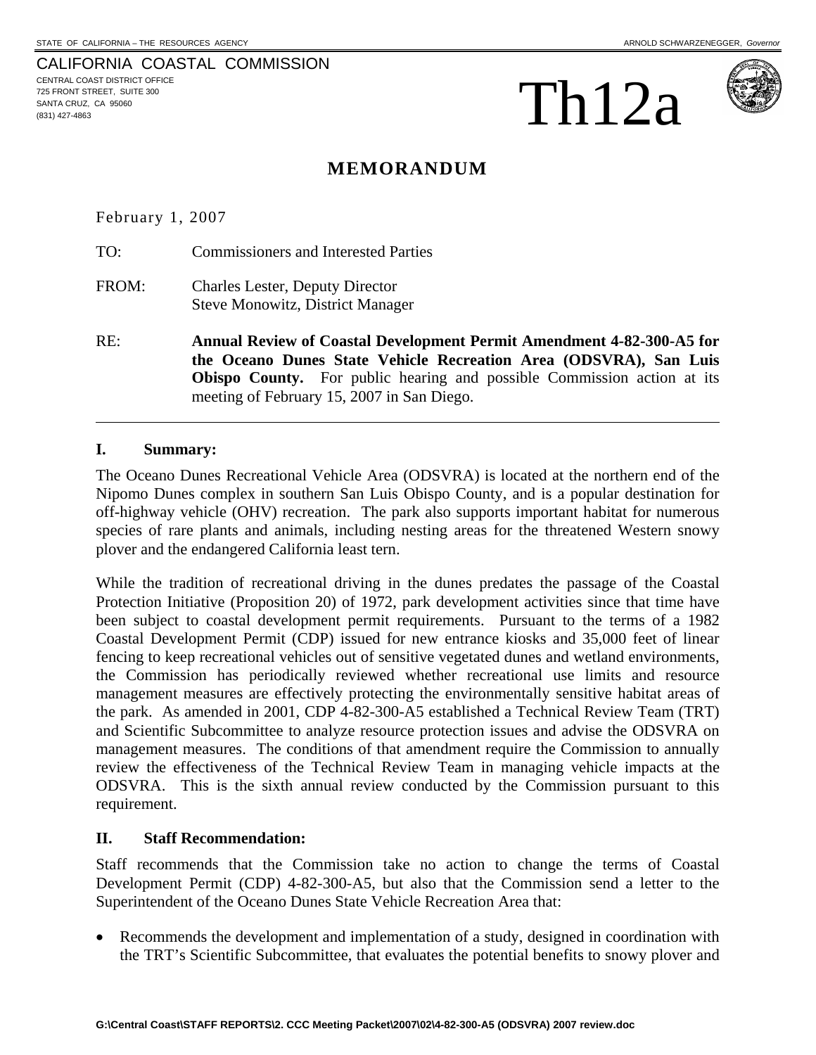STATE OF CALIFORNIA – THE RESOURCES AGENCY ARNOLD SCHWARZENEGGER, *Governor*

CALIFORNIA COASTAL COMMISSION
CENTRAL COAST DISTRICT OFFICE
725 FRONT STREET, SUITE 300
SANTA CRUZ, CA 95060
(831) 427-4863

# Th12a

## MEMORANDUM

February 1, 2007

TO: Commissioners and Interested Parties

FROM: Charles Lester, Deputy Director
Steve Monowitz, District Manager

RE: **Annual Review of Coastal Development Permit Amendment 4-82-300-A5 for the Oceano Dunes State Vehicle Recreation Area (ODSVRA), San Luis Obispo County.** For public hearing and possible Commission action at its meeting of February 15, 2007 in San Diego.

---

### I. Summary:

The Oceano Dunes Recreational Vehicle Area (ODSVRA) is located at the northern end of the Nipomo Dunes complex in southern San Luis Obispo County, and is a popular destination for off-highway vehicle (OHV) recreation. The park also supports important habitat for numerous species of rare plants and animals, including nesting areas for the threatened Western snowy plover and the endangered California least tern.

While the tradition of recreational driving in the dunes predates the passage of the Coastal Protection Initiative (Proposition 20) of 1972, park development activities since that time have been subject to coastal development permit requirements. Pursuant to the terms of a 1982 Coastal Development Permit (CDP) issued for new entrance kiosks and 35,000 feet of linear fencing to keep recreational vehicles out of sensitive vegetated dunes and wetland environments, the Commission has periodically reviewed whether recreational use limits and resource management measures are effectively protecting the environmentally sensitive habitat areas of the park. As amended in 2001, CDP 4-82-300-A5 established a Technical Review Team (TRT) and Scientific Subcommittee to analyze resource protection issues and advise the ODSVRA on management measures. The conditions of that amendment require the Commission to annually review the effectiveness of the Technical Review Team in managing vehicle impacts at the ODSVRA. This is the sixth annual review conducted by the Commission pursuant to this requirement.

### II. Staff Recommendation:

Staff recommends that the Commission take no action to change the terms of Coastal Development Permit (CDP) 4-82-300-A5, but also that the Commission send a letter to the Superintendent of the Oceano Dunes State Vehicle Recreation Area that:

- Recommends the development and implementation of a study, designed in coordination with the TRT's Scientific Subcommittee, that evaluates the potential benefits to snowy plover and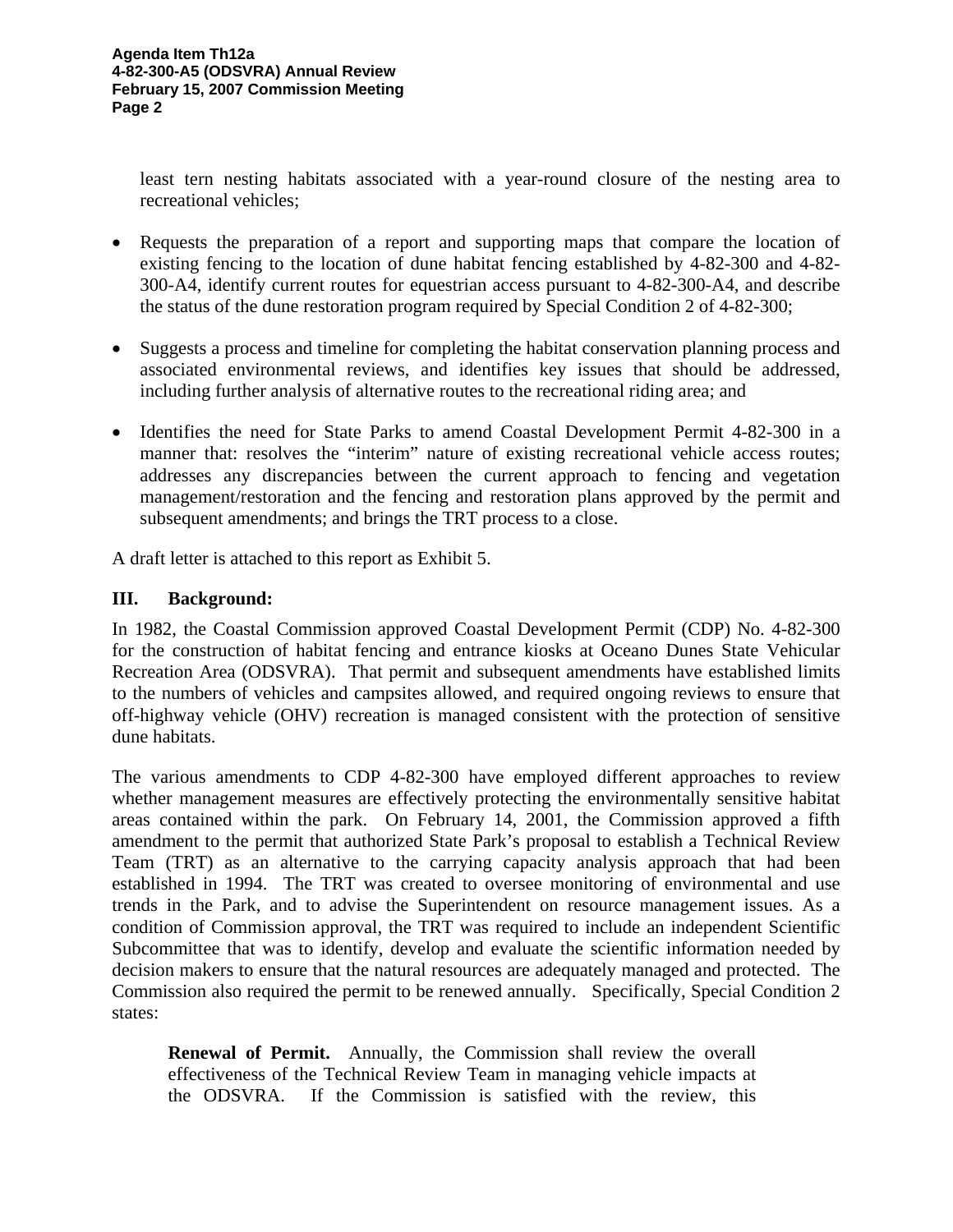least tern nesting habitats associated with a year-round closure of the nesting area to recreational vehicles;

- Requests the preparation of a report and supporting maps that compare the location of existing fencing to the location of dune habitat fencing established by 4-82-300 and 4-82-300-A4, identify current routes for equestrian access pursuant to 4-82-300-A4, and describe the status of the dune restoration program required by Special Condition 2 of 4-82-300;
- Suggests a process and timeline for completing the habitat conservation planning process and associated environmental reviews, and identifies key issues that should be addressed, including further analysis of alternative routes to the recreational riding area; and
- Identifies the need for State Parks to amend Coastal Development Permit 4-82-300 in a manner that: resolves the "interim" nature of existing recreational vehicle access routes; addresses any discrepancies between the current approach to fencing and vegetation management/restoration and the fencing and restoration plans approved by the permit and subsequent amendments; and brings the TRT process to a close.

A draft letter is attached to this report as Exhibit 5.

## III. Background:

In 1982, the Coastal Commission approved Coastal Development Permit (CDP) No. 4-82-300 for the construction of habitat fencing and entrance kiosks at Oceano Dunes State Vehicular Recreation Area (ODSVRA). That permit and subsequent amendments have established limits to the numbers of vehicles and campsites allowed, and required ongoing reviews to ensure that off-highway vehicle (OHV) recreation is managed consistent with the protection of sensitive dune habitats.

The various amendments to CDP 4-82-300 have employed different approaches to review whether management measures are effectively protecting the environmentally sensitive habitat areas contained within the park. On February 14, 2001, the Commission approved a fifth amendment to the permit that authorized State Park's proposal to establish a Technical Review Team (TRT) as an alternative to the carrying capacity analysis approach that had been established in 1994. The TRT was created to oversee monitoring of environmental and use trends in the Park, and to advise the Superintendent on resource management issues. As a condition of Commission approval, the TRT was required to include an independent Scientific Subcommittee that was to identify, develop and evaluate the scientific information needed by decision makers to ensure that the natural resources are adequately managed and protected. The Commission also required the permit to be renewed annually. Specifically, Special Condition 2 states:

> **Renewal of Permit.** Annually, the Commission shall review the overall effectiveness of the Technical Review Team in managing vehicle impacts at the ODSVRA. If the Commission is satisfied with the review, this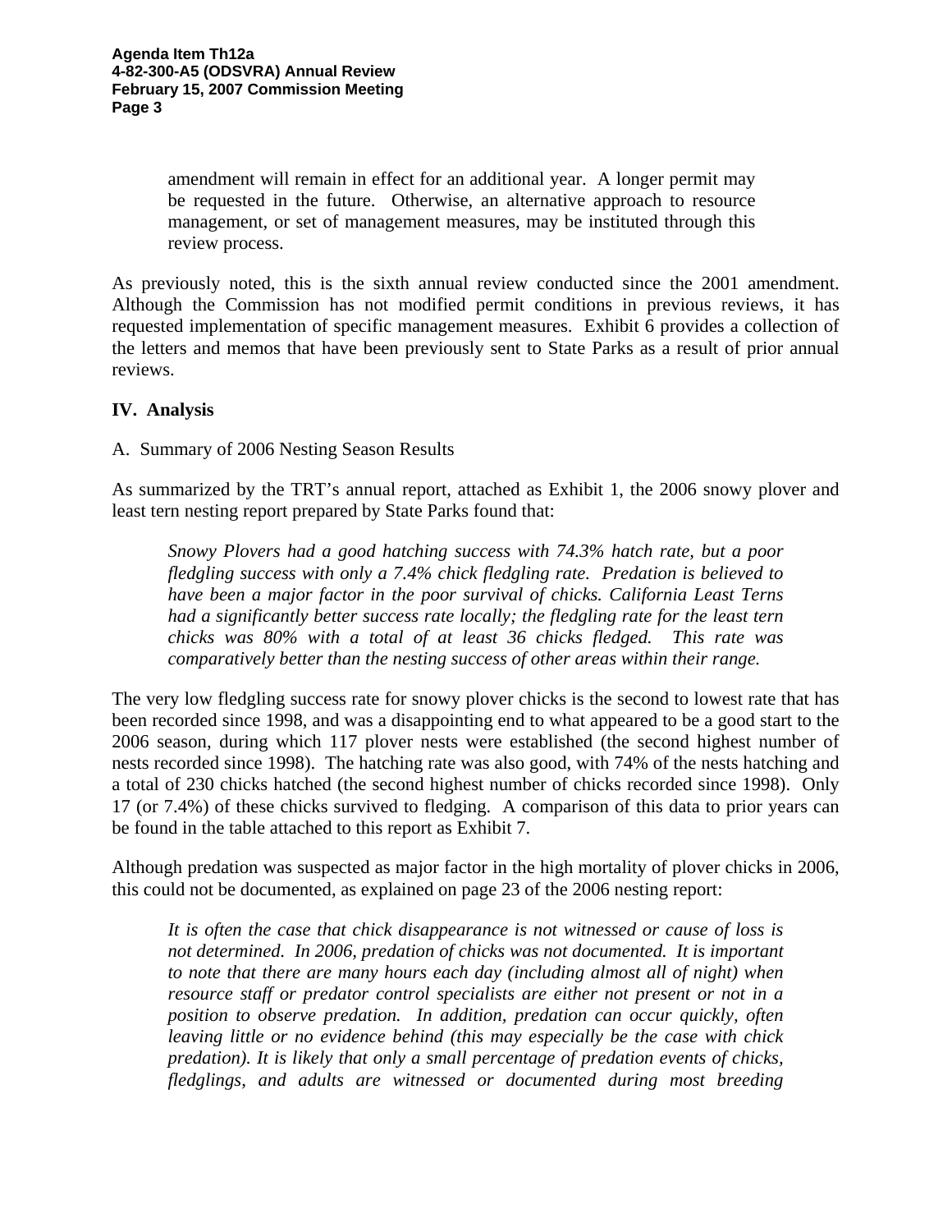amendment will remain in effect for an additional year. A longer permit may be requested in the future. Otherwise, an alternative approach to resource management, or set of management measures, may be instituted through this review process.

As previously noted, this is the sixth annual review conducted since the 2001 amendment. Although the Commission has not modified permit conditions in previous reviews, it has requested implementation of specific management measures. Exhibit 6 provides a collection of the letters and memos that have been previously sent to State Parks as a result of prior annual reviews.

## IV. Analysis

A. Summary of 2006 Nesting Season Results

As summarized by the TRT's annual report, attached as Exhibit 1, the 2006 snowy plover and least tern nesting report prepared by State Parks found that:

> *Snowy Plovers had a good hatching success with 74.3% hatch rate, but a poor fledgling success with only a 7.4% chick fledgling rate. Predation is believed to have been a major factor in the poor survival of chicks. California Least Terns had a significantly better success rate locally; the fledgling rate for the least tern chicks was 80% with a total of at least 36 chicks fledged. This rate was comparatively better than the nesting success of other areas within their range.*

The very low fledgling success rate for snowy plover chicks is the second to lowest rate that has been recorded since 1998, and was a disappointing end to what appeared to be a good start to the 2006 season, during which 117 plover nests were established (the second highest number of nests recorded since 1998). The hatching rate was also good, with 74% of the nests hatching and a total of 230 chicks hatched (the second highest number of chicks recorded since 1998). Only 17 (or 7.4%) of these chicks survived to fledging. A comparison of this data to prior years can be found in the table attached to this report as Exhibit 7.

Although predation was suspected as major factor in the high mortality of plover chicks in 2006, this could not be documented, as explained on page 23 of the 2006 nesting report:

> *It is often the case that chick disappearance is not witnessed or cause of loss is not determined. In 2006, predation of chicks was not documented. It is important to note that there are many hours each day (including almost all of night) when resource staff or predator control specialists are either not present or not in a position to observe predation. In addition, predation can occur quickly, often leaving little or no evidence behind (this may especially be the case with chick predation). It is likely that only a small percentage of predation events of chicks, fledglings, and adults are witnessed or documented during most breeding*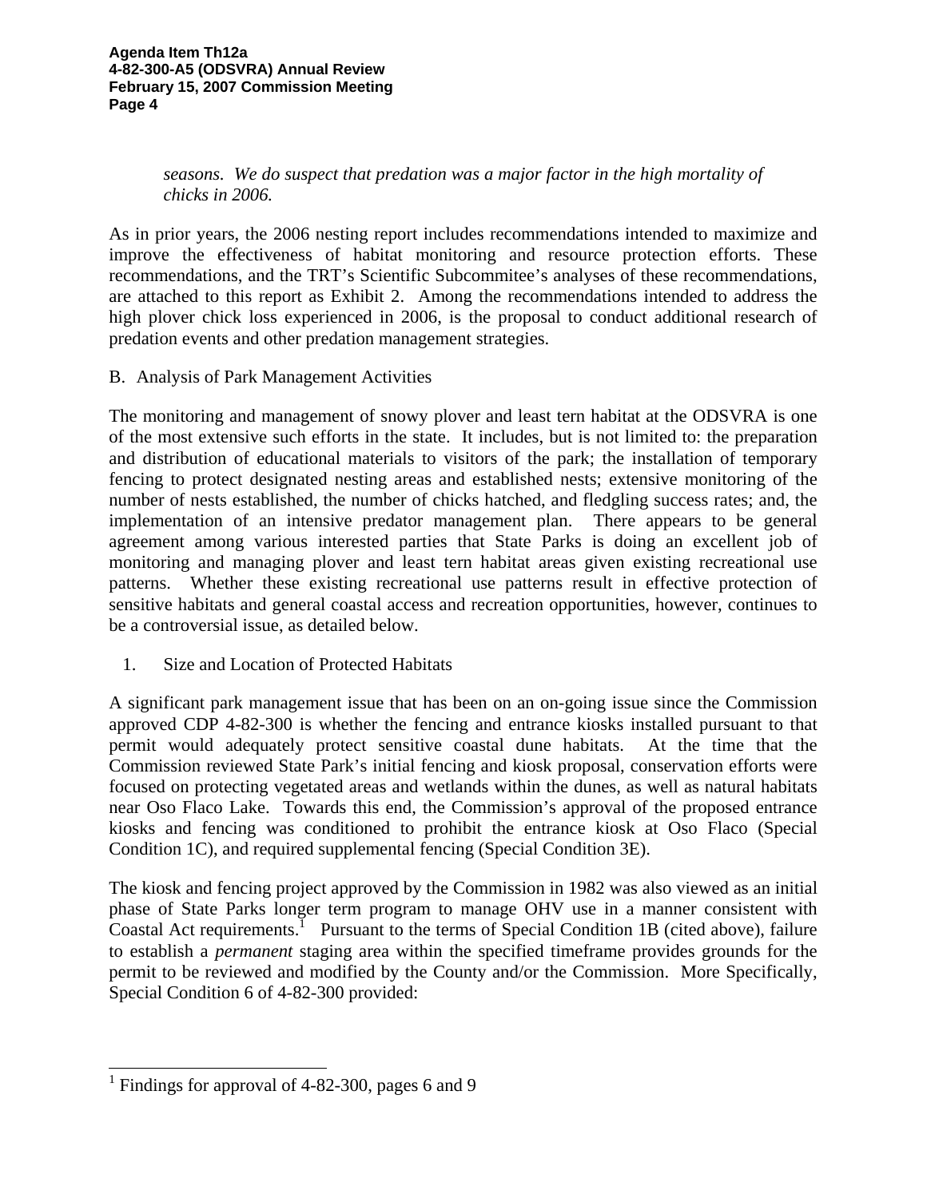*seasons. We do suspect that predation was a major factor in the high mortality of chicks in 2006.*

As in prior years, the 2006 nesting report includes recommendations intended to maximize and improve the effectiveness of habitat monitoring and resource protection efforts. These recommendations, and the TRT's Scientific Subcommitee's analyses of these recommendations, are attached to this report as Exhibit 2. Among the recommendations intended to address the high plover chick loss experienced in 2006, is the proposal to conduct additional research of predation events and other predation management strategies.

B. Analysis of Park Management Activities

The monitoring and management of snowy plover and least tern habitat at the ODSVRA is one of the most extensive such efforts in the state. It includes, but is not limited to: the preparation and distribution of educational materials to visitors of the park; the installation of temporary fencing to protect designated nesting areas and established nests; extensive monitoring of the number of nests established, the number of chicks hatched, and fledgling success rates; and, the implementation of an intensive predator management plan. There appears to be general agreement among various interested parties that State Parks is doing an excellent job of monitoring and managing plover and least tern habitat areas given existing recreational use patterns. Whether these existing recreational use patterns result in effective protection of sensitive habitats and general coastal access and recreation opportunities, however, continues to be a controversial issue, as detailed below.

1. Size and Location of Protected Habitats

A significant park management issue that has been on an on-going issue since the Commission approved CDP 4-82-300 is whether the fencing and entrance kiosks installed pursuant to that permit would adequately protect sensitive coastal dune habitats. At the time that the Commission reviewed State Park's initial fencing and kiosk proposal, conservation efforts were focused on protecting vegetated areas and wetlands within the dunes, as well as natural habitats near Oso Flaco Lake. Towards this end, the Commission's approval of the proposed entrance kiosks and fencing was conditioned to prohibit the entrance kiosk at Oso Flaco (Special Condition 1C), and required supplemental fencing (Special Condition 3E).

The kiosk and fencing project approved by the Commission in 1982 was also viewed as an initial phase of State Parks longer term program to manage OHV use in a manner consistent with Coastal Act requirements.[1] Pursuant to the terms of Special Condition 1B (cited above), failure to establish a *permanent* staging area within the specified timeframe provides grounds for the permit to be reviewed and modified by the County and/or the Commission. More Specifically, Special Condition 6 of 4-82-300 provided:

---

[1] Findings for approval of 4-82-300, pages 6 and 9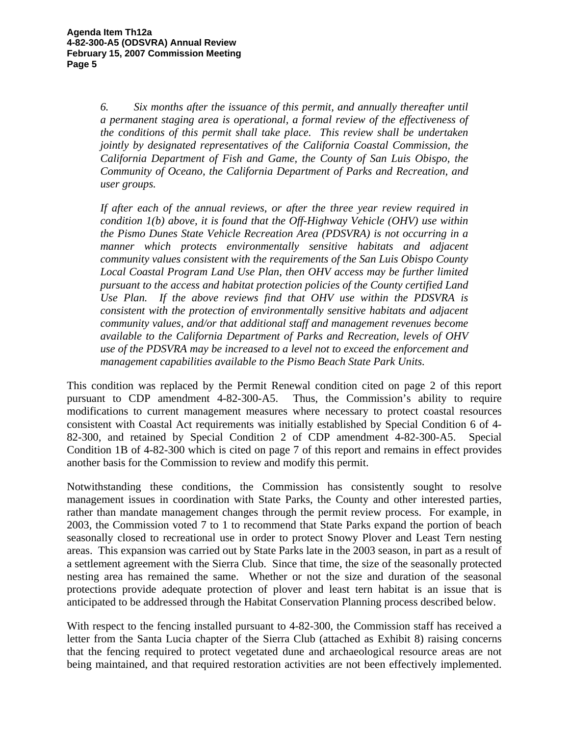> *6. Six months after the issuance of this permit, and annually thereafter until a permanent staging area is operational, a formal review of the effectiveness of the conditions of this permit shall take place. This review shall be undertaken jointly by designated representatives of the California Coastal Commission, the California Department of Fish and Game, the County of San Luis Obispo, the Community of Oceano, the California Department of Parks and Recreation, and user groups.*
>
> *If after each of the annual reviews, or after the three year review required in condition 1(b) above, it is found that the Off-Highway Vehicle (OHV) use within the Pismo Dunes State Vehicle Recreation Area (PDSVRA) is not occurring in a manner which protects environmentally sensitive habitats and adjacent community values consistent with the requirements of the San Luis Obispo County Local Coastal Program Land Use Plan, then OHV access may be further limited pursuant to the access and habitat protection policies of the County certified Land Use Plan. If the above reviews find that OHV use within the PDSVRA is consistent with the protection of environmentally sensitive habitats and adjacent community values, and/or that additional staff and management revenues become available to the California Department of Parks and Recreation, levels of OHV use of the PDSVRA may be increased to a level not to exceed the enforcement and management capabilities available to the Pismo Beach State Park Units.*

This condition was replaced by the Permit Renewal condition cited on page 2 of this report pursuant to CDP amendment 4-82-300-A5. Thus, the Commission's ability to require modifications to current management measures where necessary to protect coastal resources consistent with Coastal Act requirements was initially established by Special Condition 6 of 4-82-300, and retained by Special Condition 2 of CDP amendment 4-82-300-A5. Special Condition 1B of 4-82-300 which is cited on page 7 of this report and remains in effect provides another basis for the Commission to review and modify this permit.

Notwithstanding these conditions, the Commission has consistently sought to resolve management issues in coordination with State Parks, the County and other interested parties, rather than mandate management changes through the permit review process. For example, in 2003, the Commission voted 7 to 1 to recommend that State Parks expand the portion of beach seasonally closed to recreational use in order to protect Snowy Plover and Least Tern nesting areas. This expansion was carried out by State Parks late in the 2003 season, in part as a result of a settlement agreement with the Sierra Club. Since that time, the size of the seasonally protected nesting area has remained the same. Whether or not the size and duration of the seasonal protections provide adequate protection of plover and least tern habitat is an issue that is anticipated to be addressed through the Habitat Conservation Planning process described below.

With respect to the fencing installed pursuant to 4-82-300, the Commission staff has received a letter from the Santa Lucia chapter of the Sierra Club (attached as Exhibit 8) raising concerns that the fencing required to protect vegetated dune and archaeological resource areas are not being maintained, and that required restoration activities are not been effectively implemented.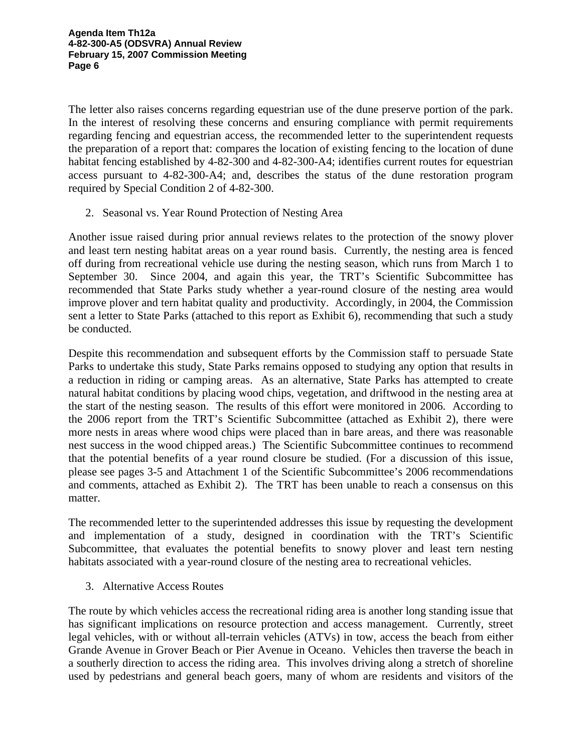The letter also raises concerns regarding equestrian use of the dune preserve portion of the park. In the interest of resolving these concerns and ensuring compliance with permit requirements regarding fencing and equestrian access, the recommended letter to the superintendent requests the preparation of a report that: compares the location of existing fencing to the location of dune habitat fencing established by 4-82-300 and 4-82-300-A4; identifies current routes for equestrian access pursuant to 4-82-300-A4; and, describes the status of the dune restoration program required by Special Condition 2 of 4-82-300.

2. Seasonal vs. Year Round Protection of Nesting Area

Another issue raised during prior annual reviews relates to the protection of the snowy plover and least tern nesting habitat areas on a year round basis. Currently, the nesting area is fenced off during from recreational vehicle use during the nesting season, which runs from March 1 to September 30. Since 2004, and again this year, the TRT's Scientific Subcommittee has recommended that State Parks study whether a year-round closure of the nesting area would improve plover and tern habitat quality and productivity. Accordingly, in 2004, the Commission sent a letter to State Parks (attached to this report as Exhibit 6), recommending that such a study be conducted.

Despite this recommendation and subsequent efforts by the Commission staff to persuade State Parks to undertake this study, State Parks remains opposed to studying any option that results in a reduction in riding or camping areas. As an alternative, State Parks has attempted to create natural habitat conditions by placing wood chips, vegetation, and driftwood in the nesting area at the start of the nesting season. The results of this effort were monitored in 2006. According to the 2006 report from the TRT's Scientific Subcommittee (attached as Exhibit 2), there were more nests in areas where wood chips were placed than in bare areas, and there was reasonable nest success in the wood chipped areas.) The Scientific Subcommittee continues to recommend that the potential benefits of a year round closure be studied. (For a discussion of this issue, please see pages 3-5 and Attachment 1 of the Scientific Subcommittee's 2006 recommendations and comments, attached as Exhibit 2). The TRT has been unable to reach a consensus on this matter.

The recommended letter to the superintended addresses this issue by requesting the development and implementation of a study, designed in coordination with the TRT's Scientific Subcommittee, that evaluates the potential benefits to snowy plover and least tern nesting habitats associated with a year-round closure of the nesting area to recreational vehicles.

3. Alternative Access Routes

The route by which vehicles access the recreational riding area is another long standing issue that has significant implications on resource protection and access management. Currently, street legal vehicles, with or without all-terrain vehicles (ATVs) in tow, access the beach from either Grande Avenue in Grover Beach or Pier Avenue in Oceano. Vehicles then traverse the beach in a southerly direction to access the riding area. This involves driving along a stretch of shoreline used by pedestrians and general beach goers, many of whom are residents and visitors of the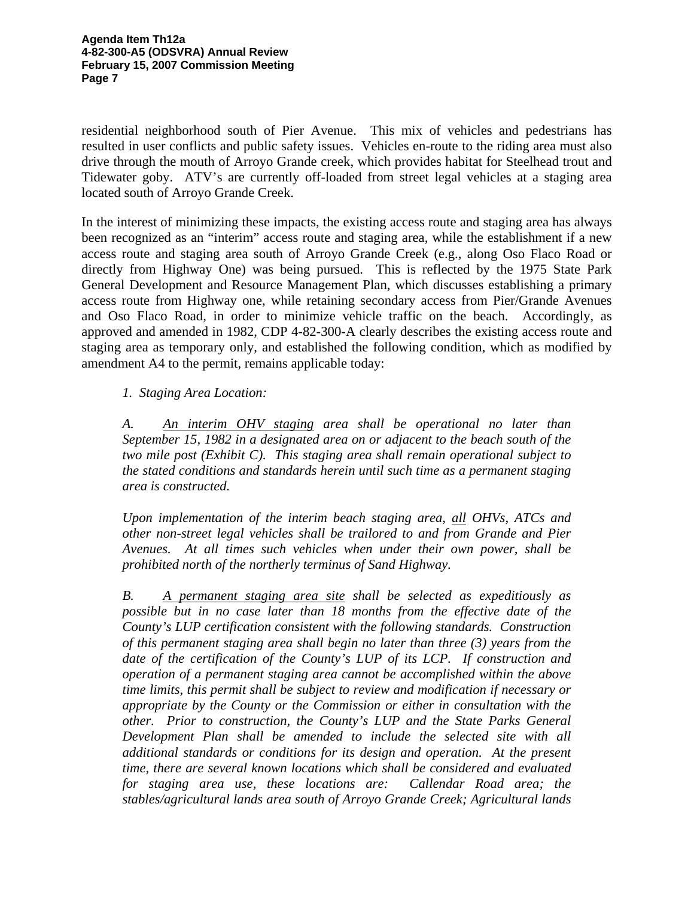residential neighborhood south of Pier Avenue. This mix of vehicles and pedestrians has resulted in user conflicts and public safety issues. Vehicles en-route to the riding area must also drive through the mouth of Arroyo Grande creek, which provides habitat for Steelhead trout and Tidewater goby. ATV's are currently off-loaded from street legal vehicles at a staging area located south of Arroyo Grande Creek.

In the interest of minimizing these impacts, the existing access route and staging area has always been recognized as an "interim" access route and staging area, while the establishment if a new access route and staging area south of Arroyo Grande Creek (e.g., along Oso Flaco Road or directly from Highway One) was being pursued. This is reflected by the 1975 State Park General Development and Resource Management Plan, which discusses establishing a primary access route from Highway one, while retaining secondary access from Pier/Grande Avenues and Oso Flaco Road, in order to minimize vehicle traffic on the beach. Accordingly, as approved and amended in 1982, CDP 4-82-300-A clearly describes the existing access route and staging area as temporary only, and established the following condition, which as modified by amendment A4 to the permit, remains applicable today:

> *1. Staging Area Location:*
>
> *A. An interim OHV staging area shall be operational no later than September 15, 1982 in a designated area on or adjacent to the beach south of the two mile post (Exhibit C). This staging area shall remain operational subject to the stated conditions and standards herein until such time as a permanent staging area is constructed.*
>
> *Upon implementation of the interim beach staging area, all OHVs, ATCs and other non-street legal vehicles shall be trailored to and from Grande and Pier Avenues. At all times such vehicles when under their own power, shall be prohibited north of the northerly terminus of Sand Highway.*
>
> *B. A permanent staging area site shall be selected as expeditiously as possible but in no case later than 18 months from the effective date of the County's LUP certification consistent with the following standards. Construction of this permanent staging area shall begin no later than three (3) years from the date of the certification of the County's LUP of its LCP. If construction and operation of a permanent staging area cannot be accomplished within the above time limits, this permit shall be subject to review and modification if necessary or appropriate by the County or the Commission or either in consultation with the other. Prior to construction, the County's LUP and the State Parks General Development Plan shall be amended to include the selected site with all additional standards or conditions for its design and operation. At the present time, there are several known locations which shall be considered and evaluated for staging area use, these locations are: Callendar Road area; the stables/agricultural lands area south of Arroyo Grande Creek; Agricultural lands*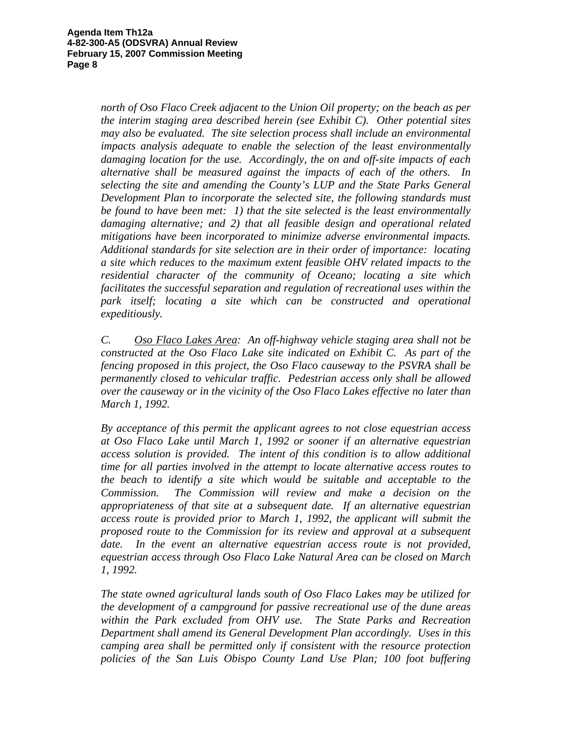*north of Oso Flaco Creek adjacent to the Union Oil property; on the beach as per the interim staging area described herein (see Exhibit C). Other potential sites may also be evaluated. The site selection process shall include an environmental impacts analysis adequate to enable the selection of the least environmentally damaging location for the use. Accordingly, the on and off-site impacts of each alternative shall be measured against the impacts of each of the others. In selecting the site and amending the County's LUP and the State Parks General Development Plan to incorporate the selected site, the following standards must be found to have been met: 1) that the site selected is the least environmentally damaging alternative; and 2) that all feasible design and operational related mitigations have been incorporated to minimize adverse environmental impacts. Additional standards for site selection are in their order of importance: locating a site which reduces to the maximum extent feasible OHV related impacts to the residential character of the community of Oceano; locating a site which facilitates the successful separation and regulation of recreational uses within the park itself; locating a site which can be constructed and operational expeditiously.*

*C. <u>Oso Flaco Lakes Area</u>: An off-highway vehicle staging area shall not be constructed at the Oso Flaco Lake site indicated on Exhibit C. As part of the fencing proposed in this project, the Oso Flaco causeway to the PSVRA shall be permanently closed to vehicular traffic. Pedestrian access only shall be allowed over the causeway or in the vicinity of the Oso Flaco Lakes effective no later than March 1, 1992.*

*By acceptance of this permit the applicant agrees to not close equestrian access at Oso Flaco Lake until March 1, 1992 or sooner if an alternative equestrian access solution is provided. The intent of this condition is to allow additional time for all parties involved in the attempt to locate alternative access routes to the beach to identify a site which would be suitable and acceptable to the Commission. The Commission will review and make a decision on the appropriateness of that site at a subsequent date. If an alternative equestrian access route is provided prior to March 1, 1992, the applicant will submit the proposed route to the Commission for its review and approval at a subsequent date. In the event an alternative equestrian access route is not provided, equestrian access through Oso Flaco Lake Natural Area can be closed on March 1, 1992.*

*The state owned agricultural lands south of Oso Flaco Lakes may be utilized for the development of a campground for passive recreational use of the dune areas within the Park excluded from OHV use. The State Parks and Recreation Department shall amend its General Development Plan accordingly. Uses in this camping area shall be permitted only if consistent with the resource protection policies of the San Luis Obispo County Land Use Plan; 100 foot buffering*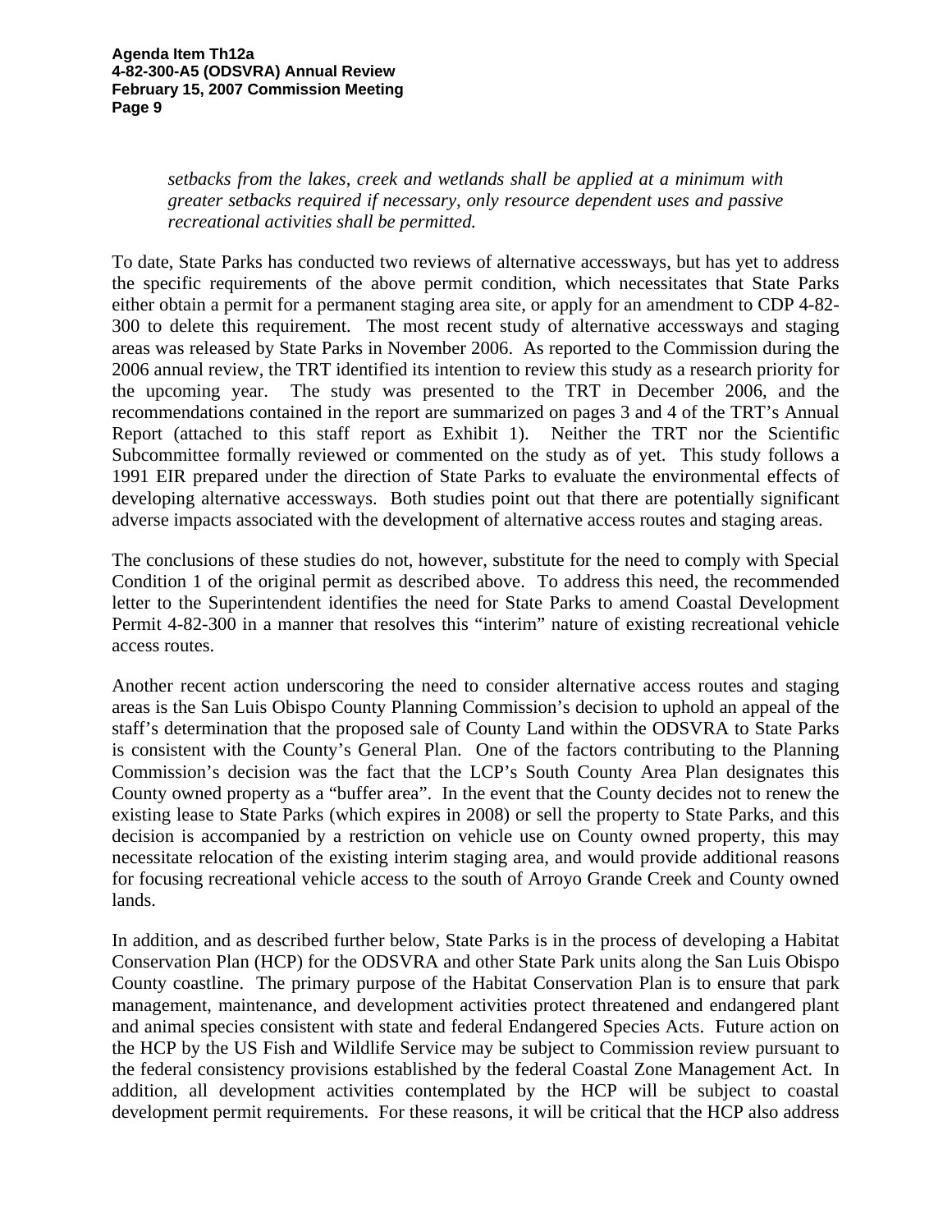*setbacks from the lakes, creek and wetlands shall be applied at a minimum with greater setbacks required if necessary, only resource dependent uses and passive recreational activities shall be permitted.*

To date, State Parks has conducted two reviews of alternative accessways, but has yet to address the specific requirements of the above permit condition, which necessitates that State Parks either obtain a permit for a permanent staging area site, or apply for an amendment to CDP 4-82-300 to delete this requirement. The most recent study of alternative accessways and staging areas was released by State Parks in November 2006. As reported to the Commission during the 2006 annual review, the TRT identified its intention to review this study as a research priority for the upcoming year. The study was presented to the TRT in December 2006, and the recommendations contained in the report are summarized on pages 3 and 4 of the TRT's Annual Report (attached to this staff report as Exhibit 1). Neither the TRT nor the Scientific Subcommittee formally reviewed or commented on the study as of yet. This study follows a 1991 EIR prepared under the direction of State Parks to evaluate the environmental effects of developing alternative accessways. Both studies point out that there are potentially significant adverse impacts associated with the development of alternative access routes and staging areas.

The conclusions of these studies do not, however, substitute for the need to comply with Special Condition 1 of the original permit as described above. To address this need, the recommended letter to the Superintendent identifies the need for State Parks to amend Coastal Development Permit 4-82-300 in a manner that resolves this "interim" nature of existing recreational vehicle access routes.

Another recent action underscoring the need to consider alternative access routes and staging areas is the San Luis Obispo County Planning Commission's decision to uphold an appeal of the staff's determination that the proposed sale of County Land within the ODSVRA to State Parks is consistent with the County's General Plan. One of the factors contributing to the Planning Commission's decision was the fact that the LCP's South County Area Plan designates this County owned property as a "buffer area". In the event that the County decides not to renew the existing lease to State Parks (which expires in 2008) or sell the property to State Parks, and this decision is accompanied by a restriction on vehicle use on County owned property, this may necessitate relocation of the existing interim staging area, and would provide additional reasons for focusing recreational vehicle access to the south of Arroyo Grande Creek and County owned lands.

In addition, and as described further below, State Parks is in the process of developing a Habitat Conservation Plan (HCP) for the ODSVRA and other State Park units along the San Luis Obispo County coastline. The primary purpose of the Habitat Conservation Plan is to ensure that park management, maintenance, and development activities protect threatened and endangered plant and animal species consistent with state and federal Endangered Species Acts. Future action on the HCP by the US Fish and Wildlife Service may be subject to Commission review pursuant to the federal consistency provisions established by the federal Coastal Zone Management Act. In addition, all development activities contemplated by the HCP will be subject to coastal development permit requirements. For these reasons, it will be critical that the HCP also address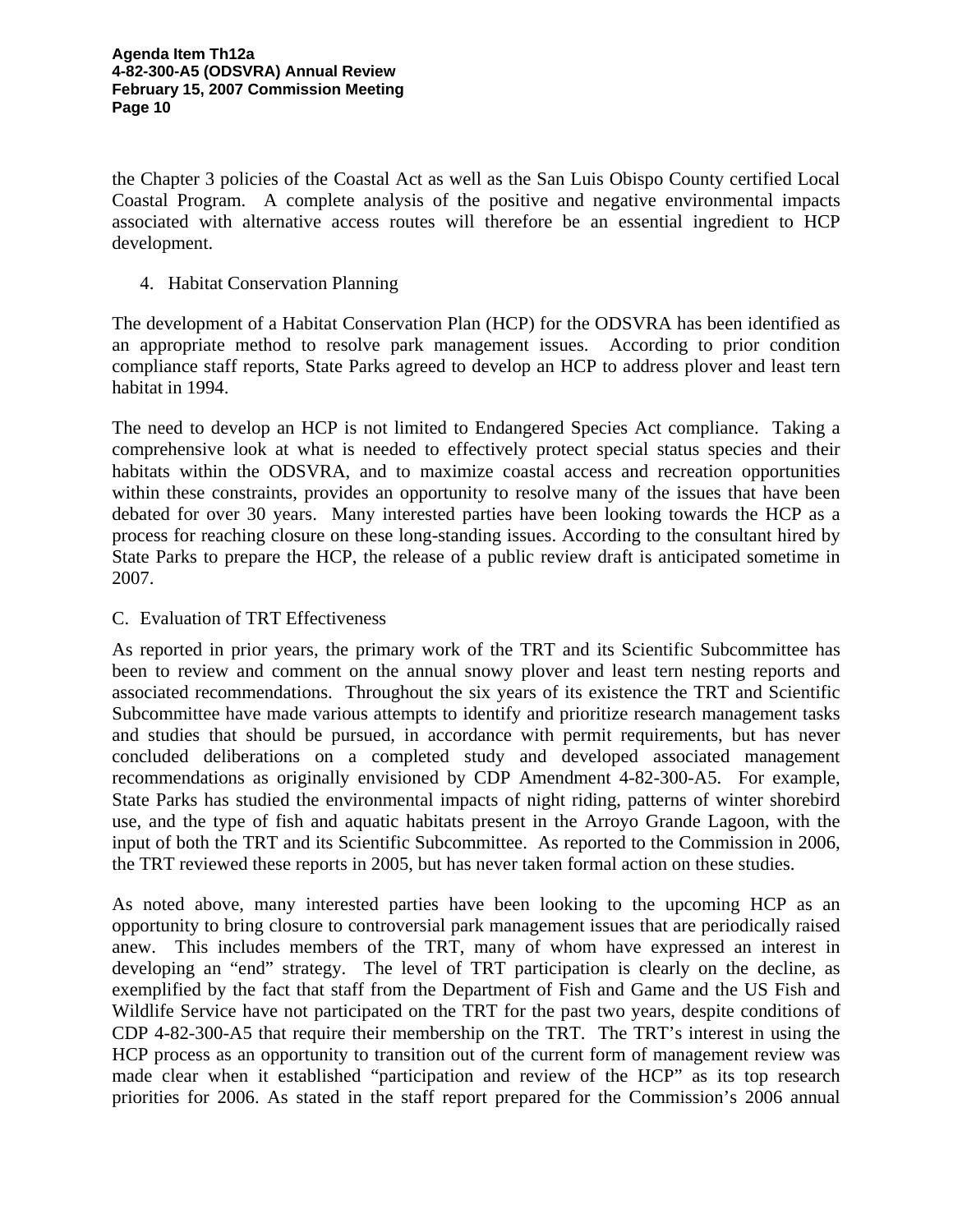the Chapter 3 policies of the Coastal Act as well as the San Luis Obispo County certified Local Coastal Program. A complete analysis of the positive and negative environmental impacts associated with alternative access routes will therefore be an essential ingredient to HCP development.

4. Habitat Conservation Planning

The development of a Habitat Conservation Plan (HCP) for the ODSVRA has been identified as an appropriate method to resolve park management issues. According to prior condition compliance staff reports, State Parks agreed to develop an HCP to address plover and least tern habitat in 1994.

The need to develop an HCP is not limited to Endangered Species Act compliance. Taking a comprehensive look at what is needed to effectively protect special status species and their habitats within the ODSVRA, and to maximize coastal access and recreation opportunities within these constraints, provides an opportunity to resolve many of the issues that have been debated for over 30 years. Many interested parties have been looking towards the HCP as a process for reaching closure on these long-standing issues. According to the consultant hired by State Parks to prepare the HCP, the release of a public review draft is anticipated sometime in 2007.

C. Evaluation of TRT Effectiveness

As reported in prior years, the primary work of the TRT and its Scientific Subcommittee has been to review and comment on the annual snowy plover and least tern nesting reports and associated recommendations. Throughout the six years of its existence the TRT and Scientific Subcommittee have made various attempts to identify and prioritize research management tasks and studies that should be pursued, in accordance with permit requirements, but has never concluded deliberations on a completed study and developed associated management recommendations as originally envisioned by CDP Amendment 4-82-300-A5. For example, State Parks has studied the environmental impacts of night riding, patterns of winter shorebird use, and the type of fish and aquatic habitats present in the Arroyo Grande Lagoon, with the input of both the TRT and its Scientific Subcommittee. As reported to the Commission in 2006, the TRT reviewed these reports in 2005, but has never taken formal action on these studies.

As noted above, many interested parties have been looking to the upcoming HCP as an opportunity to bring closure to controversial park management issues that are periodically raised anew. This includes members of the TRT, many of whom have expressed an interest in developing an "end" strategy. The level of TRT participation is clearly on the decline, as exemplified by the fact that staff from the Department of Fish and Game and the US Fish and Wildlife Service have not participated on the TRT for the past two years, despite conditions of CDP 4-82-300-A5 that require their membership on the TRT. The TRT's interest in using the HCP process as an opportunity to transition out of the current form of management review was made clear when it established "participation and review of the HCP" as its top research priorities for 2006. As stated in the staff report prepared for the Commission's 2006 annual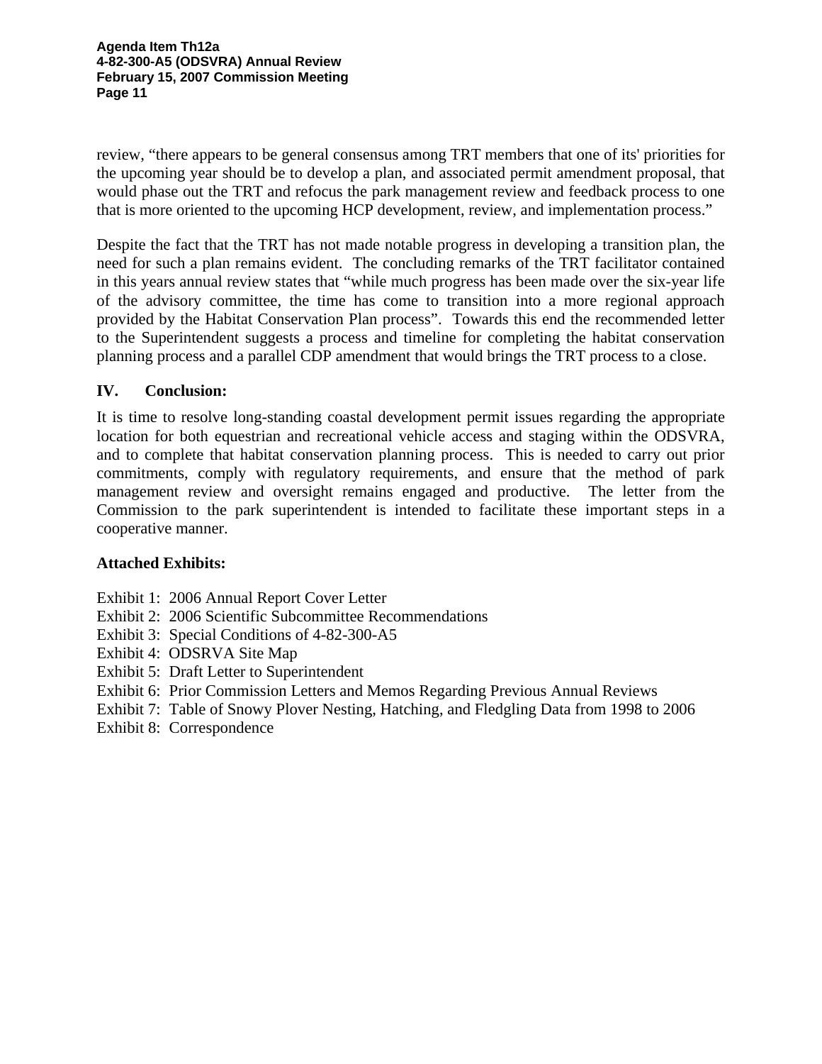review, "there appears to be general consensus among TRT members that one of its' priorities for the upcoming year should be to develop a plan, and associated permit amendment proposal, that would phase out the TRT and refocus the park management review and feedback process to one that is more oriented to the upcoming HCP development, review, and implementation process."

Despite the fact that the TRT has not made notable progress in developing a transition plan, the need for such a plan remains evident. The concluding remarks of the TRT facilitator contained in this years annual review states that "while much progress has been made over the six-year life of the advisory committee, the time has come to transition into a more regional approach provided by the Habitat Conservation Plan process". Towards this end the recommended letter to the Superintendent suggests a process and timeline for completing the habitat conservation planning process and a parallel CDP amendment that would brings the TRT process to a close.

## IV. Conclusion:

It is time to resolve long-standing coastal development permit issues regarding the appropriate location for both equestrian and recreational vehicle access and staging within the ODSVRA, and to complete that habitat conservation planning process. This is needed to carry out prior commitments, comply with regulatory requirements, and ensure that the method of park management review and oversight remains engaged and productive. The letter from the Commission to the park superintendent is intended to facilitate these important steps in a cooperative manner.

**Attached Exhibits:**

Exhibit 1: 2006 Annual Report Cover Letter
Exhibit 2: 2006 Scientific Subcommittee Recommendations
Exhibit 3: Special Conditions of 4-82-300-A5
Exhibit 4: ODSRVA Site Map
Exhibit 5: Draft Letter to Superintendent
Exhibit 6: Prior Commission Letters and Memos Regarding Previous Annual Reviews
Exhibit 7: Table of Snowy Plover Nesting, Hatching, and Fledgling Data from 1998 to 2006
Exhibit 8: Correspondence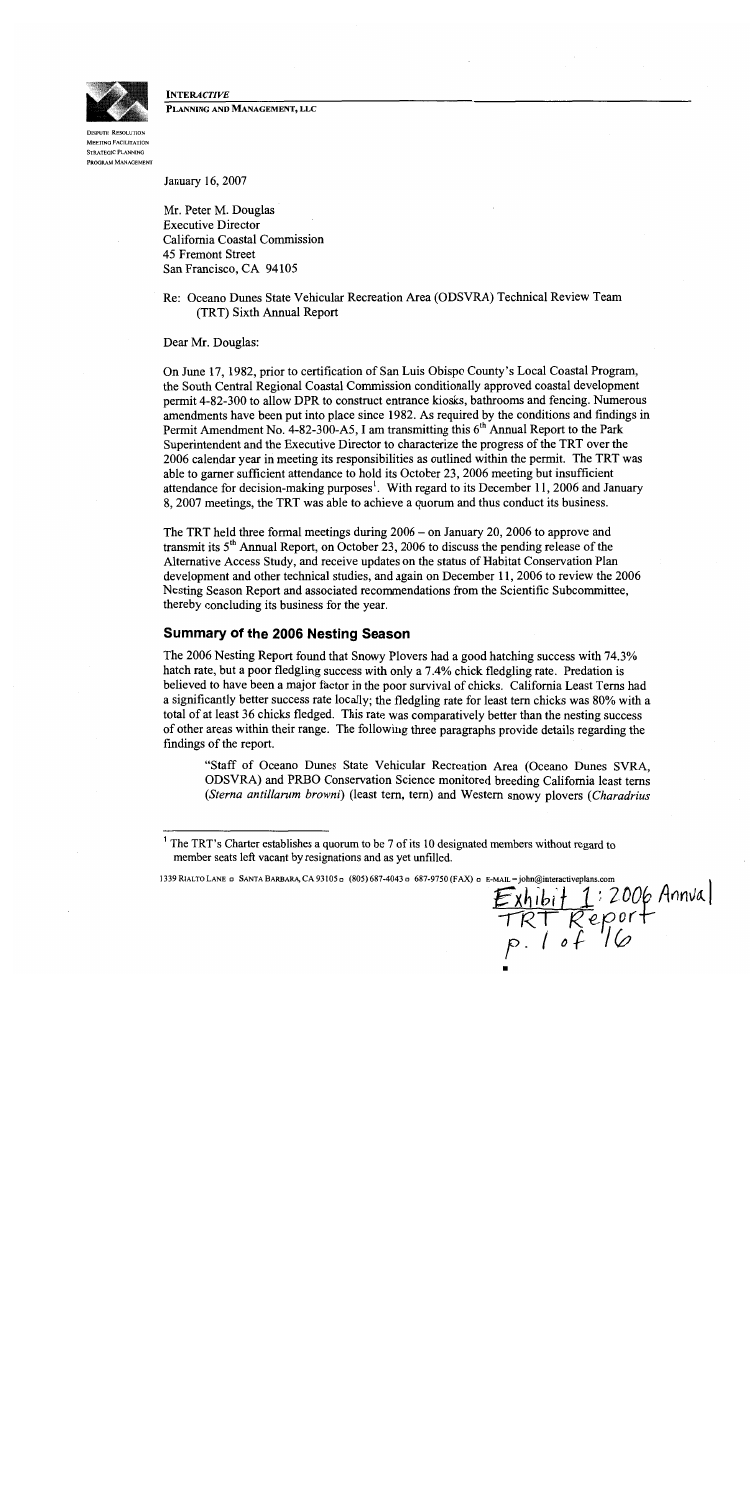**INTERACTIVE**
**PLANNING AND MANAGEMENT, LLC**

DISPUTE RESOLUTION
MEETING FACILITATION
STRATEGIC PLANNING
PROGRAM MANAGEMENT

January 16, 2007

Mr. Peter M. Douglas
Executive Director
California Coastal Commission
45 Fremont Street
San Francisco, CA 94105

Re: Oceano Dunes State Vehicular Recreation Area (ODSVRA) Technical Review Team (TRT) Sixth Annual Report

Dear Mr. Douglas:

On June 17, 1982, prior to certification of San Luis Obispo County's Local Coastal Program, the South Central Regional Coastal Commission conditionally approved coastal development permit 4-82-300 to allow DPR to construct entrance kiosks, bathrooms and fencing. Numerous amendments have been put into place since 1982. As required by the conditions and findings in Permit Amendment No. 4-82-300-A5, I am transmitting this 6th Annual Report to the Park Superintendent and the Executive Director to characterize the progress of the TRT over the 2006 calendar year in meeting its responsibilities as outlined within the permit. The TRT was able to garner sufficient attendance to hold its October 23, 2006 meeting but insufficient attendance for decision-making purposes[1]. With regard to its December 11, 2006 and January 8, 2007 meetings, the TRT was able to achieve a quorum and thus conduct its business.

The TRT held three formal meetings during 2006 – on January 20, 2006 to approve and transmit its 5th Annual Report, on October 23, 2006 to discuss the pending release of the Alternative Access Study, and receive updates on the status of Habitat Conservation Plan development and other technical studies, and again on December 11, 2006 to review the 2006 Nesting Season Report and associated recommendations from the Scientific Subcommittee, thereby concluding its business for the year.

## Summary of the 2006 Nesting Season

The 2006 Nesting Report found that Snowy Plovers had a good hatching success with 74.3% hatch rate, but a poor fledgling success with only a 7.4% chick fledgling rate. Predation is believed to have been a major factor in the poor survival of chicks. California Least Terns had a significantly better success rate locally; the fledgling rate for least tern chicks was 80% with a total of at least 36 chicks fledged. This rate was comparatively better than the nesting success of other areas within their range. The following three paragraphs provide details regarding the findings of the report.

> "Staff of Oceano Dunes State Vehicular Recreation Area (Oceano Dunes SVRA, ODSVRA) and PRBO Conservation Science monitored breeding California least terns (*Sterna antillarum browni*) (least tern, tern) and Western snowy plovers (*Charadrius*

[1] The TRT's Charter establishes a quorum to be 7 of its 10 designated members without regard to member seats left vacant by resignations and as yet unfilled.

1339 RIALTO LANE ▫ SANTA BARBARA, CA 93105 ▫ (805) 687-4043 ▫ 687-9750 (FAX) ▫ E-MAIL – john@interactiveplans.com

Exhibit 1: 2006 Annual TRT Report p. 1 of 16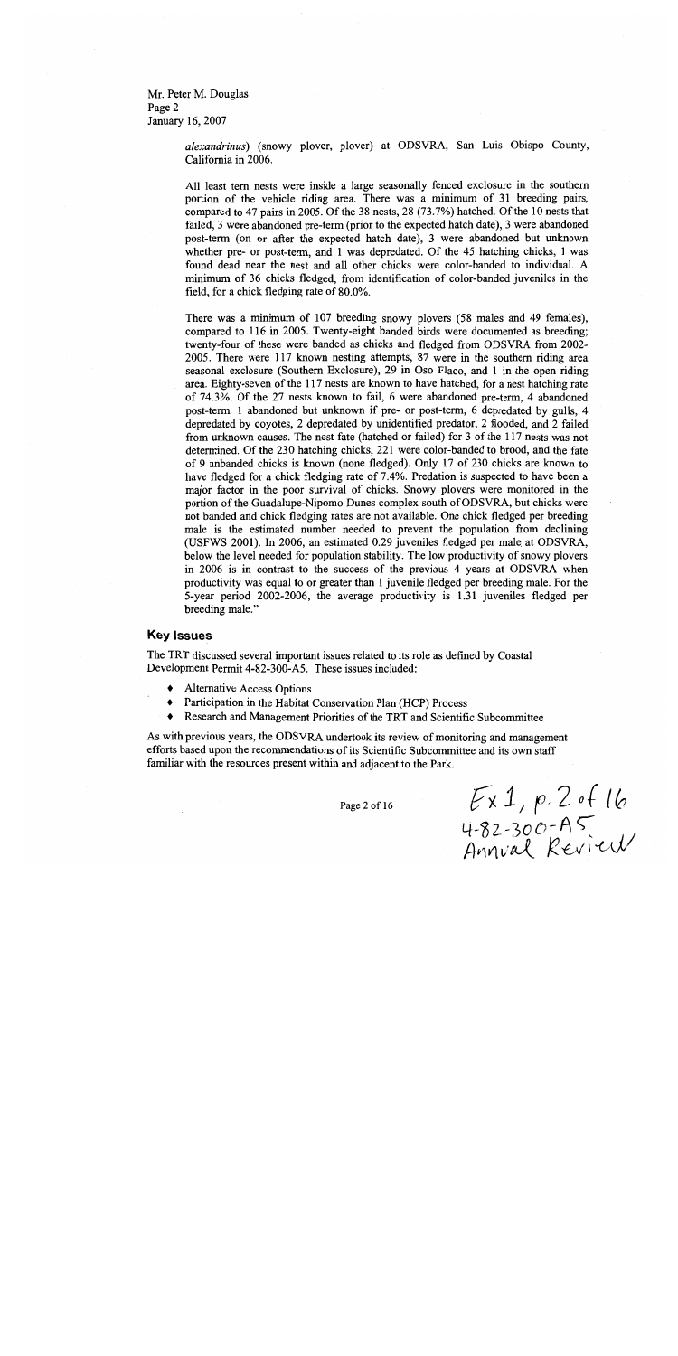*alexandrinus*) (snowy plover, plover) at ODSVRA, San Luis Obispo County, California in 2006.

All least tern nests were inside a large seasonally fenced exclosure in the southern portion of the vehicle riding area. There was a minimum of 31 breeding pairs, compared to 47 pairs in 2005. Of the 38 nests, 28 (73.7%) hatched. Of the 10 nests that failed, 3 were abandoned pre-term (prior to the expected hatch date), 3 were abandoned post-term (on or after the expected hatch date), 3 were abandoned but unknown whether pre- or post-term, and 1 was depredated. Of the 45 hatching chicks, 1 was found dead near the nest and all other chicks were color-banded to individual. A minimum of 36 chicks fledged, from identification of color-banded juveniles in the field, for a chick fledging rate of 80.0%.

There was a minimum of 107 breeding snowy plovers (58 males and 49 females), compared to 116 in 2005. Twenty-eight banded birds were documented as breeding; twenty-four of these were banded as chicks and fledged from ODSVRA from 2002-2005. There were 117 known nesting attempts, 87 were in the southern riding area seasonal exclosure (Southern Exclosure), 29 in Oso Flaco, and 1 in the open riding area. Eighty-seven of the 117 nests are known to have hatched, for a nest hatching rate of 74.3%. Of the 27 nests known to fail, 6 were abandoned pre-term, 4 abandoned post-term, 1 abandoned but unknown if pre- or post-term, 6 depredated by gulls, 4 depredated by coyotes, 2 depredated by unidentified predator, 2 flooded, and 2 failed from unknown causes. The nest fate (hatched or failed) for 3 of the 117 nests was not determined. Of the 230 hatching chicks, 221 were color-banded to brood, and the fate of 9 unbanded chicks is known (none fledged). Only 17 of 230 chicks are known to have fledged for a chick fledging rate of 7.4%. Predation is suspected to have been a major factor in the poor survival of chicks. Snowy plovers were monitored in the portion of the Guadalupe-Nipomo Dunes complex south of ODSVRA, but chicks were not banded and chick fledging rates are not available. One chick fledged per breeding male is the estimated number needed to prevent the population from declining (USFWS 2001). In 2006, an estimated 0.29 juveniles fledged per male at ODSVRA, below the level needed for population stability. The low productivity of snowy plovers in 2006 is in contrast to the success of the previous 4 years at ODSVRA when productivity was equal to or greater than 1 juvenile fledged per breeding male. For the 5-year period 2002-2006, the average productivity is 1.31 juveniles fledged per breeding male."

## Key Issues

The TRT discussed several important issues related to its role as defined by Coastal Development Permit 4-82-300-A5. These issues included:

- Alternative Access Options
- Participation in the Habitat Conservation Plan (HCP) Process
- Research and Management Priorities of the TRT and Scientific Subcommittee

As with previous years, the ODSVRA undertook its review of monitoring and management efforts based upon the recommendations of its Scientific Subcommittee and its own staff familiar with the resources present within and adjacent to the Park.

Ex 1, p. 2 of 16
4-82-300-A5
Annual Review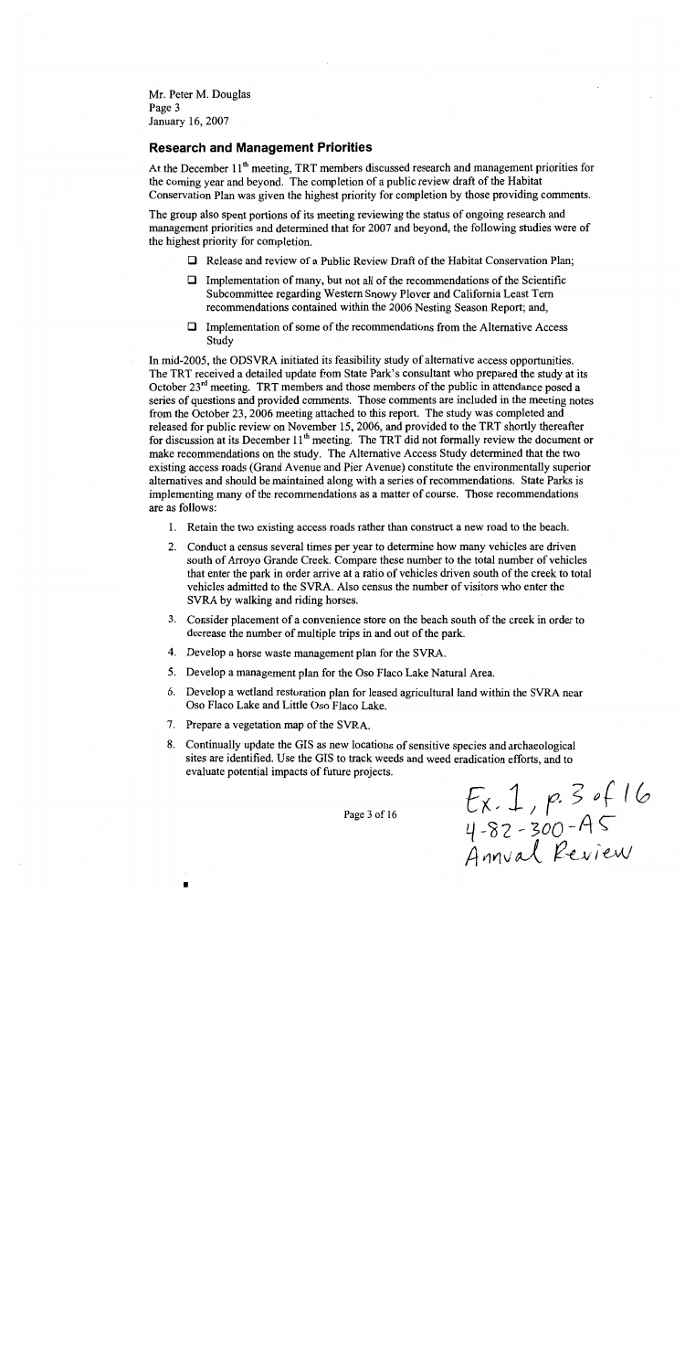Mr. Peter M. Douglas
Page 3
January 16, 2007

## Research and Management Priorities

At the December 11th meeting, TRT members discussed research and management priorities for the coming year and beyond. The completion of a public review draft of the Habitat Conservation Plan was given the highest priority for completion by those providing comments.

The group also spent portions of its meeting reviewing the status of ongoing research and management priorities and determined that for 2007 and beyond, the following studies were of the highest priority for completion.

- Release and review of a Public Review Draft of the Habitat Conservation Plan;
- Implementation of many, but not all of the recommendations of the Scientific Subcommittee regarding Western Snowy Plover and California Least Tern recommendations contained within the 2006 Nesting Season Report; and,
- Implementation of some of the recommendations from the Alternative Access Study

In mid-2005, the ODSVRA initiated its feasibility study of alternative access opportunities. The TRT received a detailed update from State Park's consultant who prepared the study at its October 23rd meeting. TRT members and those members of the public in attendance posed a series of questions and provided comments. Those comments are included in the meeting notes from the October 23, 2006 meeting attached to this report. The study was completed and released for public review on November 15, 2006, and provided to the TRT shortly thereafter for discussion at its December 11th meeting. The TRT did not formally review the document or make recommendations on the study. The Alternative Access Study determined that the two existing access roads (Grand Avenue and Pier Avenue) constitute the environmentally superior alternatives and should be maintained along with a series of recommendations. State Parks is implementing many of the recommendations as a matter of course. Those recommendations are as follows:

1. Retain the two existing access roads rather than construct a new road to the beach.
2. Conduct a census several times per year to determine how many vehicles are driven south of Arroyo Grande Creek. Compare these number to the total number of vehicles that enter the park in order arrive at a ratio of vehicles driven south of the creek to total vehicles admitted to the SVRA. Also census the number of visitors who enter the SVRA by walking and riding horses.
3. Consider placement of a convenience store on the beach south of the creek in order to decrease the number of multiple trips in and out of the park.
4. Develop a horse waste management plan for the SVRA.
5. Develop a management plan for the Oso Flaco Lake Natural Area.
6. Develop a wetland restoration plan for leased agricultural land within the SVRA near Oso Flaco Lake and Little Oso Flaco Lake.
7. Prepare a vegetation map of the SVRA.
8. Continually update the GIS as new locations of sensitive species and archaeological sites are identified. Use the GIS to track weeds and weed eradication efforts, and to evaluate potential impacts of future projects.

Ex. 1, p. 3 of 16
4-82-300-A5
Annual Review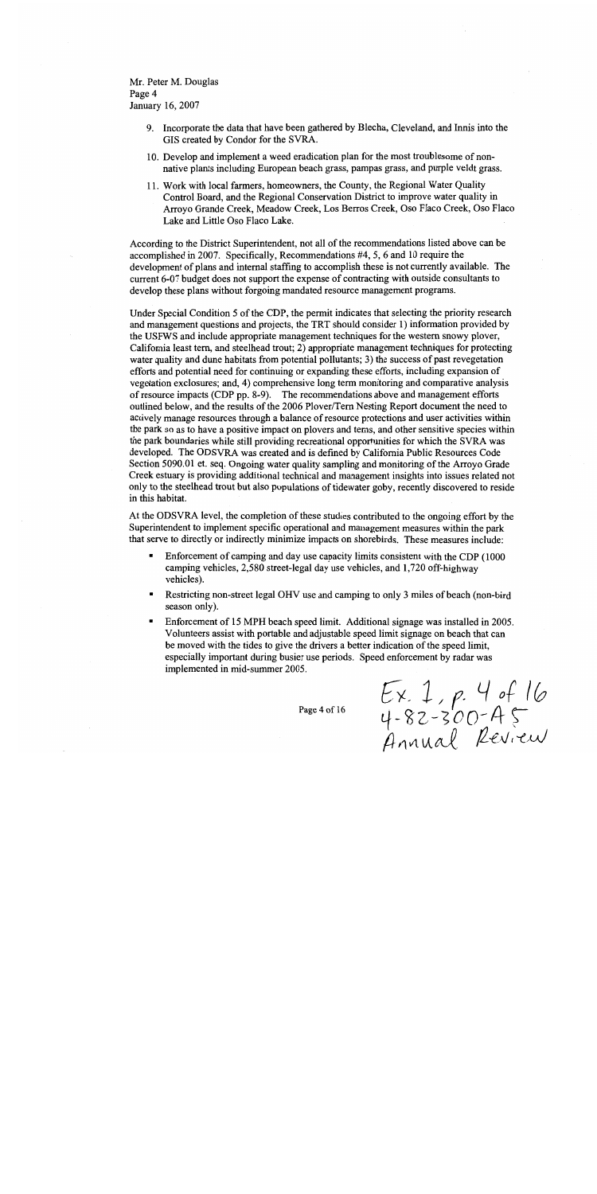9. Incorporate the data that have been gathered by Blecha, Cleveland, and Innis into the GIS created by Condor for the SVRA.
10. Develop and implement a weed eradication plan for the most troublesome of non-native plants including European beach grass, pampas grass, and purple veldt grass.
11. Work with local farmers, homeowners, the County, the Regional Water Quality Control Board, and the Regional Conservation District to improve water quality in Arroyo Grande Creek, Meadow Creek, Los Berros Creek, Oso Flaco Creek, Oso Flaco Lake and Little Oso Flaco Lake.

According to the District Superintendent, not all of the recommendations listed above can be accomplished in 2007. Specifically, Recommendations #4, 5, 6 and 10 require the development of plans and internal staffing to accomplish these is not currently available. The current 6-07 budget does not support the expense of contracting with outside consultants to develop these plans without forgoing mandated resource management programs.

Under Special Condition 5 of the CDP, the permit indicates that selecting the priority research and management questions and projects, the TRT should consider 1) information provided by the USFWS and include appropriate management techniques for the western snowy plover, California least tern, and steelhead trout; 2) appropriate management techniques for protecting water quality and dune habitats from potential pollutants; 3) the success of past revegetation efforts and potential need for continuing or expanding these efforts, including expansion of vegetation exclosures; and, 4) comprehensive long term monitoring and comparative analysis of resource impacts (CDP pp. 8-9). The recommendations above and management efforts outlined below, and the results of the 2006 Plover/Tern Nesting Report document the need to actively manage resources through a balance of resource protections and user activities within the park so as to have a positive impact on plovers and terns, and other sensitive species within the park boundaries while still providing recreational opportunities for which the SVRA was developed. The ODSVRA was created and is defined by California Public Resources Code Section 5090.01 et. seq. Ongoing water quality sampling and monitoring of the Arroyo Grade Creek estuary is providing additional technical and management insights into issues related not only to the steelhead trout but also populations of tidewater goby, recently discovered to reside in this habitat.

At the ODSVRA level, the completion of these studies contributed to the ongoing effort by the Superintendent to implement specific operational and management measures within the park that serve to directly or indirectly minimize impacts on shorebirds. These measures include:

- Enforcement of camping and day use capacity limits consistent with the CDP (1000 camping vehicles, 2,580 street-legal day use vehicles, and 1,720 off-highway vehicles).
- Restricting non-street legal OHV use and camping to only 3 miles of beach (non-bird season only).
- Enforcement of 15 MPH beach speed limit. Additional signage was installed in 2005. Volunteers assist with portable and adjustable speed limit signage on beach that can be moved with the tides to give the drivers a better indication of the speed limit, especially important during busier use periods. Speed enforcement by radar was implemented in mid-summer 2005.

Ex. 1, p. 4 of 16
4-82-300-A5
Annual Review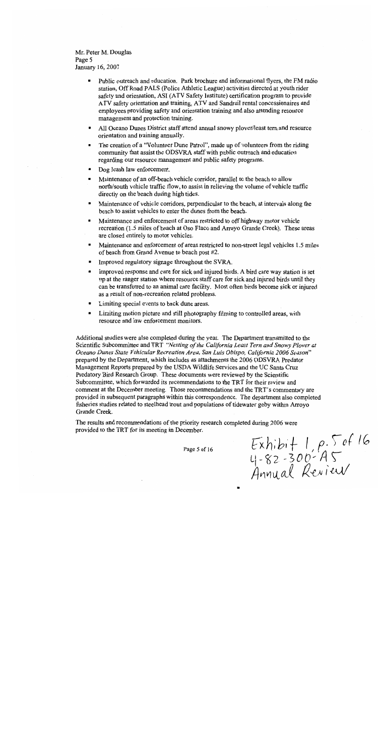- Public outreach and education. Park brochure and informational flyers, the FM radio station, Off Road PALS (Police Athletic League) activities directed at youth rider safety and orientation, ASI (ATV Safety Institute) certification program to provide ATV safety orientation and training, ATV and Sandrail rental concessionaires and employees providing safety and orientation training and also attending resource management and protection training.
- All Oceano Dunes District staff attend annual snowy plover/least tern and resource orientation and training annually.
- The creation of a "Volunteer Dune Patrol", made up of volunteers from the riding community that assist the ODSVRA staff with public outreach and education regarding our resource management and public safety programs.
- Dog leash law enforcement.
- Maintenance of an off-beach vehicle corridor, parallel to the beach to allow north/south vehicle traffic flow, to assist in relieving the volume of vehicle traffic directly on the beach during high tides.
- Maintenance of vehicle corridors, perpendicular to the beach, at intervals along the beach to assist vehicles to enter the dunes from the beach.
- Maintenance and enforcement of areas restricted to off highway motor vehicle recreation (1.5 miles of beach at Oso Flaco and Arroyo Grande Creek). These areas are closed entirely to motor vehicles.
- Maintenance and enforcement of areas restricted to non-street legal vehicles 1.5 miles of beach from Grand Avenue to beach post #2.
- Improved regulatory signage throughout the SVRA.
- Improved response and care for sick and injured birds. A bird care way station is set up at the ranger station where resource staff care for sick and injured birds until they can be transferred to an animal care facility. Most often birds become sick or injured as a result of non-recreation related problems.
- Limiting special events to back dune areas.
- Limiting motion picture and still photography filming to controlled areas, with resource and law enforcement monitors.

Additional studies were also completed during the year. The Department transmitted to the Scientific Subcommittee and TRT *"Nesting of the California Least Tern and Snowy Plover at Oceano Dunes State Vehicular Recreation Area, San Luis Obispo, California 2006 Season"* prepared by the Department, which includes as attachments the 2006 ODSVRA Predator Management Reports prepared by the USDA Wildlife Services and the UC Santa Cruz Predatory Bird Research Group. These documents were reviewed by the Scientific Subcommittee, which forwarded its recommendations to the TRT for their review and comment at the December meeting. Those recommendations and the TRT's commentary are provided in subsequent paragraphs within this correspondence. The department also completed fisheries studies related to steelhead trout and populations of tidewater goby within Arroyo Grande Creek.

The results and recommendations of the priority research completed during 2006 were provided to the TRT for its meeting in December.

Exhibit 1, p. 5 of 16
4-82-300-A5
Annual Review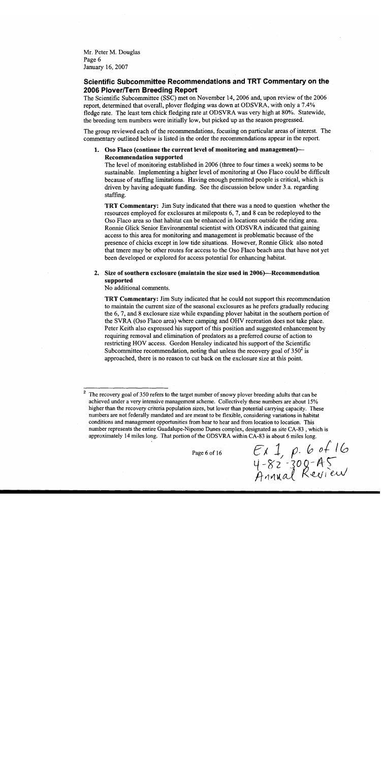Mr. Peter M. Douglas
Page 6
January 16, 2007

## Scientific Subcommittee Recommendations and TRT Commentary on the 2006 Plover/Tern Breeding Report

The Scientific Subcommittee (SSC) met on November 14, 2006 and, upon review of the 2006 report, determined that overall, plover fledging was down at ODSVRA, with only a 7.4% fledge rate. The least tern chick fledging rate at ODSVRA was very high at 80%. Statewide, the breeding tern numbers were initially low, but picked up as the season progressed.

The group reviewed each of the recommendations, focusing on particular areas of interest. The commentary outlined below is listed in the order the recommendations appear in the report.

1. **Oso Flaco (continue the current level of monitoring and management)—Recommendation supported**

   The level of monitoring established in 2006 (three to four times a week) seems to be sustainable. Implementing a higher level of monitoring at Oso Flaco could be difficult because of staffing limitations. Having enough permitted people is critical, which is driven by having adequate funding. See the discussion below under 3.a. regarding staffing.

   **TRT Commentary:** Jim Suty indicated that there was a need to question whether the resources employed for exclosures at mileposts 6, 7, and 8 can be redeployed to the Oso Flaco area so that habitat can be enhanced in locations outside the riding area. Ronnie Glick Senior Environmental scientist with ODSVRA indicated that gaining access to this area for monitoring and management is problematic because of the presence of chicks except in low tide situations. However, Ronnie Glick also noted that tmere may be other routes for access to the Oso Flaco beach area that have not yet been developed or explored for access potential for enhancing habitat.

2. **Size of southern exclosure (maintain the size used in 2006)—Recommendation supported**

   No additional comments.

   **TRT Commentary:** Jim Suty indicated that he could not support this recommendation to maintain the current size of the seasonal exclosures as he prefers gradually reducing the 6, 7, and 8 exclosure size while expanding plover habitat in the southern portion of the SVRA (Oso Flaco area) where camping and OHV recreation does not take place. Peter Keith also expressed his support of this position and suggested enhancement by requiring removal and elimination of predators as a preferred course of action to restricting HOV access. Gordon Hensley indicated his support of the Scientific Subcommittee recommendation, noting that unless the recovery goal of 350[2] is approached, there is no reason to cut back on the exclosure size at this point.

---

[2] The recovery goal of 350 refers to the target number of snowy plover breeding adults that can be achieved under a very intensive management scheme. Collectively these numbers are about 15% higher than the recovery criteria population sizes, but lower than potential carrying capacity. These numbers are not federally mandated and are meant to be flexible, considering variations in habitat conditions and management opportunities from hear to hear and from location to location. This number represents the entire Guadalupe-Nipomo Dunes complex, designated as site CA-83, which is approximately 14 miles long. That portion of the ODSVRA within CA-83 is about 6 miles long.

Ex 1, p. 6 of 16
4-82-300-A5
Annual Review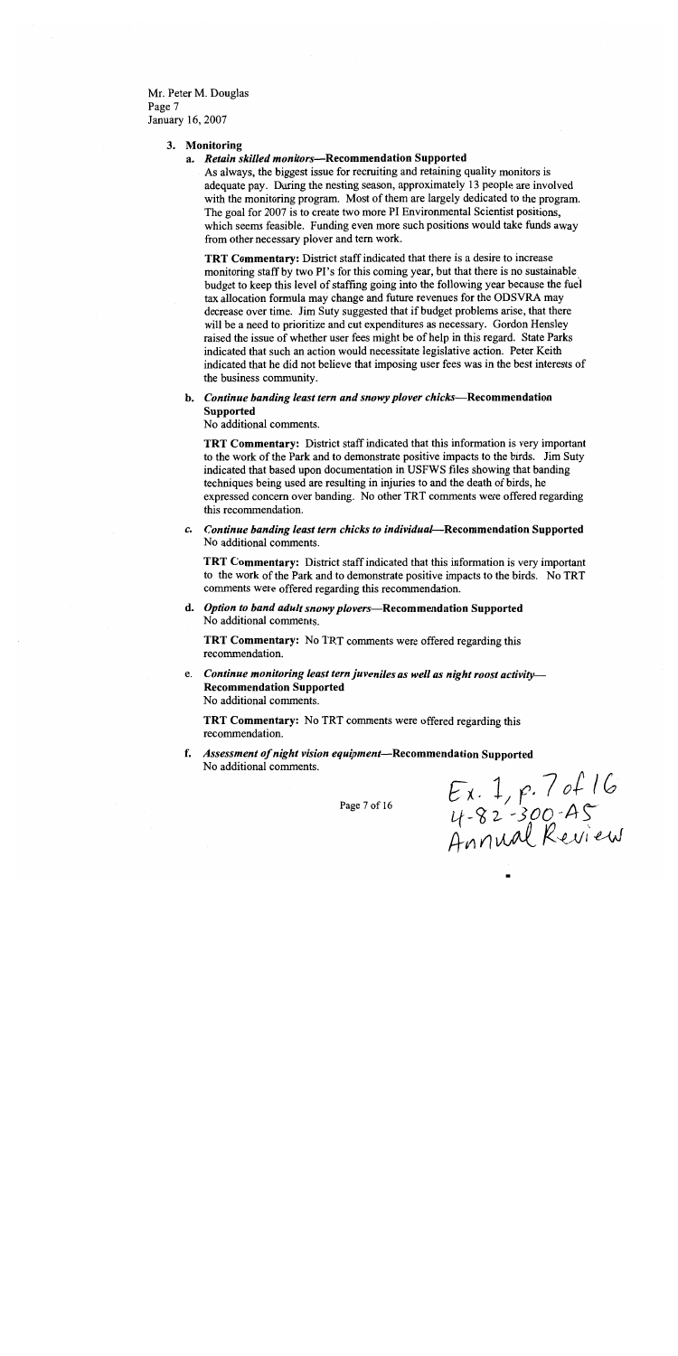### 3. Monitoring

#### a. *Retain skilled monitors*—Recommendation Supported

As always, the biggest issue for recruiting and retaining quality monitors is adequate pay. During the nesting season, approximately 13 people are involved with the monitoring program. Most of them are largely dedicated to the program. The goal for 2007 is to create two more PI Environmental Scientist positions, which seems feasible. Funding even more such positions would take funds away from other necessary plover and tern work.

**TRT Commentary:** District staff indicated that there is a desire to increase monitoring staff by two PI's for this coming year, but that there is no sustainable budget to keep this level of staffing going into the following year because the fuel tax allocation formula may change and future revenues for the ODSVRA may decrease over time. Jim Suty suggested that if budget problems arise, that there will be a need to prioritize and cut expenditures as necessary. Gordon Hensley raised the issue of whether user fees might be of help in this regard. State Parks indicated that such an action would necessitate legislative action. Peter Keith indicated that he did not believe that imposing user fees was in the best interests of the business community.

#### b. *Continue banding least tern and snowy plover chicks*—Recommendation Supported

No additional comments.

**TRT Commentary:** District staff indicated that this information is very important to the work of the Park and to demonstrate positive impacts to the birds. Jim Suty indicated that based upon documentation in USFWS files showing that banding techniques being used are resulting in injuries to and the death of birds, he expressed concern over banding. No other TRT comments were offered regarding this recommendation.

#### c. *Continue banding least tern chicks to individual*—Recommendation Supported

No additional comments.

**TRT Commentary:** District staff indicated that this information is very important to the work of the Park and to demonstrate positive impacts to the birds. No TRT comments were offered regarding this recommendation.

#### d. *Option to band adult snowy plovers*—Recommendation Supported

No additional comments.

**TRT Commentary:** No TRT comments were offered regarding this recommendation.

#### e. *Continue monitoring least tern juveniles as well as night roost activity*—Recommendation Supported

No additional comments.

**TRT Commentary:** No TRT comments were offered regarding this recommendation.

#### f. *Assessment of night vision equipment*—Recommendation Supported

No additional comments.

Ex. 1, p. 7 of 16
4-82-300-A5
Annual Review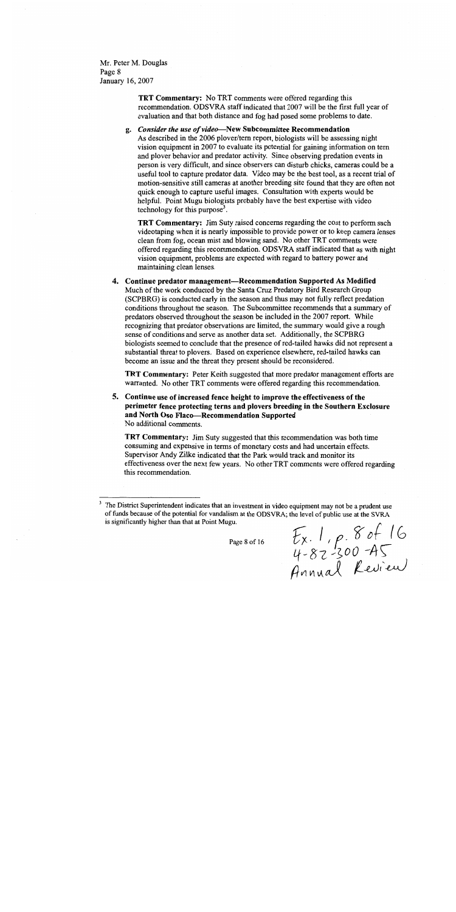**TRT Commentary:** No TRT comments were offered regarding this recommendation. ODSVRA staff indicated that 2007 will be the first full year of evaluation and that both distance and fog had posed some problems to date.

g. ***Consider the use of video*—New Subcommittee Recommendation**
As described in the 2006 plover/tern report, biologists will be assessing night vision equipment in 2007 to evaluate its potential for gaining information on tern and plover behavior and predator activity. Since observing predation events in person is very difficult, and since observers can disturb chicks, cameras could be a useful tool to capture predator data. Video may be the best tool, as a recent trial of motion-sensitive still cameras at another breeding site found that they are often not quick enough to capture useful images. Consultation with experts would be helpful. Point Mugu biologists probably have the best expertise with video technology for this purpose[3].

**TRT Commentary:** Jim Suty raised concerns regarding the cost to perform such videotaping when it is nearly impossible to provide power or to keep camera lenses clean from fog, ocean mist and blowing sand. No other TRT comments were offered regarding this recommendation. ODSVRA staff indicated that as with night vision equipment, problems are expected with regard to battery power and maintaining clean lenses.

4. **Continue predator management—Recommendation Supported As Modified**
Much of the work conducted by the Santa Cruz Predatory Bird Research Group (SCPBRG) is conducted early in the season and thus may not fully reflect predation conditions throughout the season. The Subcommittee recommends that a summary of predators observed throughout the season be included in the 2007 report. While recognizing that predator observations are limited, the summary would give a rough sense of conditions and serve as another data set. Additionally, the SCPBRG biologists seemed to conclude that the presence of red-tailed hawks did not represent a substantial threat to plovers. Based on experience elsewhere, red-tailed hawks can become an issue and the threat they present should be reconsidered.

**TRT Commentary:** Peter Keith suggested that more predator management efforts are warranted. No other TRT comments were offered regarding this recommendation.

5. **Continue use of increased fence height to improve the effectiveness of the perimeter fence protecting terns and plovers breeding in the Southern Exclosure and North Oso Flaco—Recommendation Supported**
No additional comments.

**TRT Commentary:** Jim Suty suggested that this recommendation was both time consuming and expensive in terms of monetary costs and had uncertain effects. Supervisor Andy Zilke indicated that the Park would track and monitor its effectiveness over the next few years. No other TRT comments were offered regarding this recommendation.

---

[3] The District Superintendent indicates that an investment in video equipment may not be a prudent use of funds because of the potential for vandalism at the ODSVRA; the level of public use at the SVRA is significantly higher than that at Point Mugu.

Ex. 1, p. 8 of 16
4-82-300-A5
Annual Review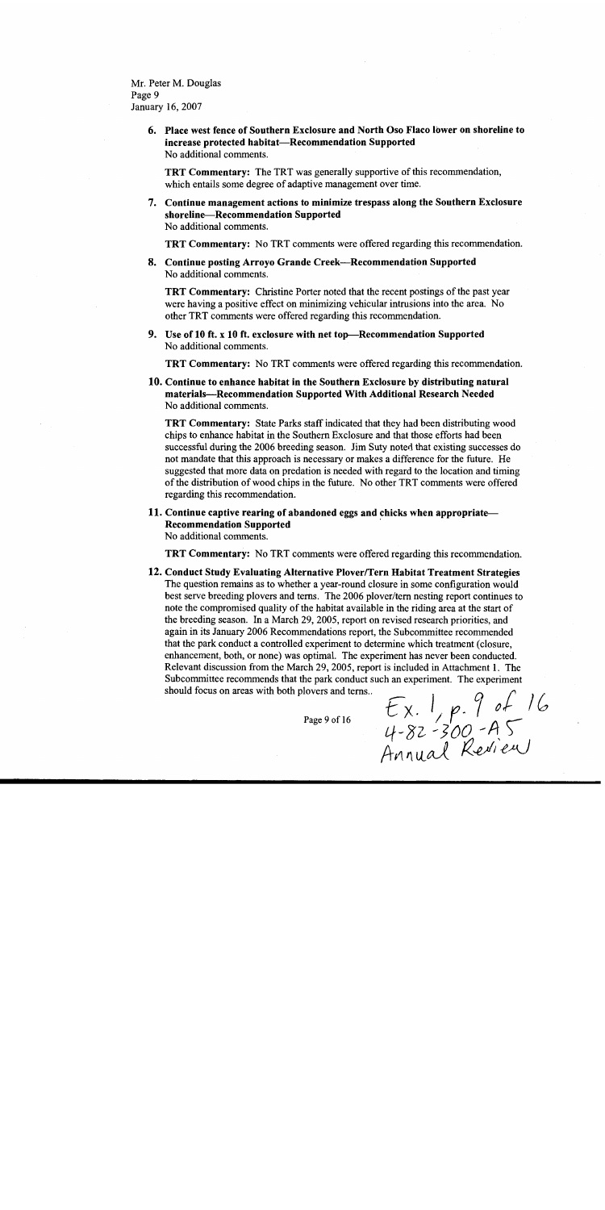6. **Place west fence of Southern Exclosure and North Oso Flaco lower on shoreline to increase protected habitat—Recommendation Supported**
   No additional comments.

   **TRT Commentary:** The TRT was generally supportive of this recommendation, which entails some degree of adaptive management over time.

7. **Continue management actions to minimize trespass along the Southern Exclosure shoreline—Recommendation Supported**
   No additional comments.

   **TRT Commentary:** No TRT comments were offered regarding this recommendation.

8. **Continue posting Arroyo Grande Creek—Recommendation Supported**
   No additional comments.

   **TRT Commentary:** Christine Porter noted that the recent postings of the past year were having a positive effect on minimizing vehicular intrusions into the area. No other TRT comments were offered regarding this recommendation.

9. **Use of 10 ft. x 10 ft. exclosure with net top—Recommendation Supported**
   No additional comments.

   **TRT Commentary:** No TRT comments were offered regarding this recommendation.

10. **Continue to enhance habitat in the Southern Exclosure by distributing natural materials—Recommendation Supported With Additional Research Needed**
    No additional comments.

    **TRT Commentary:** State Parks staff indicated that they had been distributing wood chips to enhance habitat in the Southern Exclosure and that those efforts had been successful during the 2006 breeding season. Jim Suty noted that existing successes do not mandate that this approach is necessary or makes a difference for the future. He suggested that more data on predation is needed with regard to the location and timing of the distribution of wood chips in the future. No other TRT comments were offered regarding this recommendation.

11. **Continue captive rearing of abandoned eggs and chicks when appropriate—Recommendation Supported**
    No additional comments.

    **TRT Commentary:** No TRT comments were offered regarding this recommendation.

12. **Conduct Study Evaluating Alternative Plover/Tern Habitat Treatment Strategies**
    The question remains as to whether a year-round closure in some configuration would best serve breeding plovers and terns. The 2006 plover/tern nesting report continues to note the compromised quality of the habitat available in the riding area at the start of the breeding season. In a March 29, 2005, report on revised research priorities, and again in its January 2006 Recommendations report, the Subcommittee recommended that the park conduct a controlled experiment to determine which treatment (closure, enhancement, both, or none) was optimal. The experiment has never been conducted. Relevant discussion from the March 29, 2005, report is included in Attachment 1. The Subcommittee recommends that the park conduct such an experiment. The experiment should focus on areas with both plovers and terns..

Ex. 1, p. 9 of 16
4-82-300-A5
Annual Review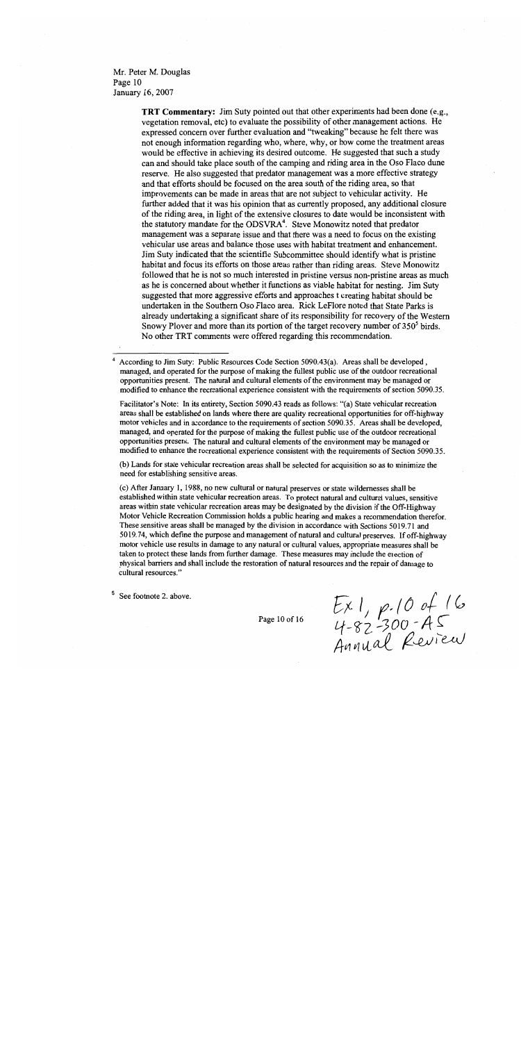**TRT Commentary:** Jim Suty pointed out that other experiments had been done (e.g., vegetation removal, etc) to evaluate the possibility of other management actions. He expressed concern over further evaluation and "tweaking" because he felt there was not enough information regarding who, where, why, or how come the treatment areas would be effective in achieving its desired outcome. He suggested that such a study can and should take place south of the camping and riding area in the Oso Flaco dune reserve. He also suggested that predator management was a more effective strategy and that efforts should be focused on the area south of the riding area, so that improvements can be made in areas that are not subject to vehicular activity. He further added that it was his opinion that as currently proposed, any additional closure of the riding area, in light of the extensive closures to date would be inconsistent with the statutory mandate for the ODSVRA[4]. Steve Monowitz noted that predator management was a separate issue and that there was a need to focus on the existing vehicular use areas and balance those uses with habitat treatment and enhancement. Jim Suty indicated that the scientific Subcommittee should identify what is pristine habitat and focus its efforts on those areas rather than riding areas. Steve Monowitz followed that he is not so much interested in pristine versus non-pristine areas as much as he is concerned about whether it functions as viable habitat for nesting. Jim Suty suggested that more aggressive efforts and approaches t creating habitat should be undertaken in the Southern Oso Flaco area. Rick LeFlore noted that State Parks is already undertaking a significant share of its responsibility for recovery of the Western Snowy Plover and more than its portion of the target recovery number of 350[5] birds. No other TRT comments were offered regarding this recommendation.

---

[4] According to Jim Suty: Public Resources Code Section 5090.43(a). Areas shall be developed, managed, and operated for the purpose of making the fullest public use of the outdoor recreational opportunities present. The natural and cultural elements of the environment may be managed or modified to enhance the recreational experience consistent with the requirements of section 5090.35.

Facilitator's Note: In its entirety, Section 5090.43 reads as follows: "(a) State vehicular recreation areas shall be established on lands where there are quality recreational opportunities for off-highway motor vehicles and in accordance to the requirements of section 5090.35. Areas shall be developed, managed, and operated for the purpose of making the fullest public use of the outdoor recreational opportunities present. The natural and cultural elements of the environment may be managed or modified to enhance the recreational experience consistent with the requirements of Section 5090.35.

(b) Lands for state vehicular recreation areas shall be selected for acquisition so as to minimize the need for establishing sensitive areas.

(c) After January 1, 1988, no new cultural or natural preserves or state wildernesses shall be established within state vehicular recreation areas. To protect natural and cultural values, sensitive areas within state vehicular recreation areas may be designated by the division if the Off-Highway Motor Vehicle Recreation Commission holds a public hearing and makes a recommendation therefor. These sensitive areas shall be managed by the division in accordance with Sections 5019.71 and 5019.74, which define the purpose and management of natural and cultural preserves. If off-highway motor vehicle use results in damage to any natural or cultural values, appropriate measures shall be taken to protect these lands from further damage. These measures may include the erection of physical barriers and shall include the restoration of natural resources and the repair of damage to cultural resources."

[5] See footnote 2. above.

Ex 1, p. 10 of 16
4-82-300-A5
Annual Review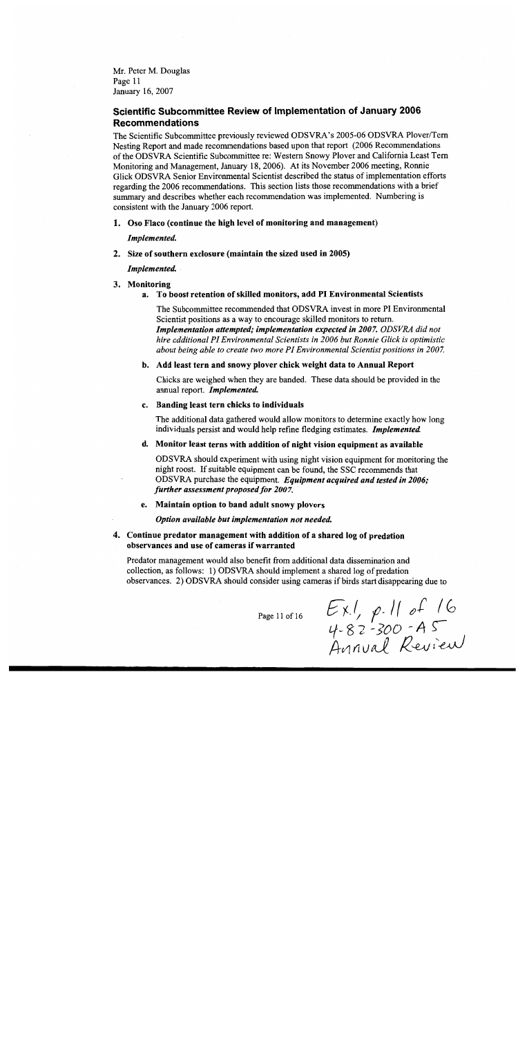## Scientific Subcommittee Review of Implementation of January 2006 Recommendations

The Scientific Subcommittee previously reviewed ODSVRA's 2005-06 ODSVRA Plover/Tern Nesting Report and made recommendations based upon that report (2006 Recommendations of the ODSVRA Scientific Subcommittee re: Western Snowy Plover and California Least Tern Monitoring and Management, January 18, 2006). At its November 2006 meeting, Ronnie Glick ODSVRA Senior Environmental Scientist described the status of implementation efforts regarding the 2006 recommendations. This section lists those recommendations with a brief summary and describes whether each recommendation was implemented. Numbering is consistent with the January 2006 report.

1. **Oso Flaco (continue the high level of monitoring and management)**

   ***Implemented.***

2. **Size of southern exclosure (maintain the sized used in 2005)**

   ***Implemented.***

3. **Monitoring**

   a. **To boost retention of skilled monitors, add PI Environmental Scientists**

      The Subcommittee recommended that ODSVRA invest in more PI Environmental Scientist positions as a way to encourage skilled monitors to return. ***Implementation attempted; implementation expected in 2007.*** *ODSVRA did not hire cdditional PI Environmental Scientists in 2006 but Ronnie Glick is optimistic about being able to create two more PI Environmental Scientist positions in 2007.*

   b. **Add least tern and snowy plover chick weight data to Annual Report**

      Chicks are weighed when they are banded. These data should be provided in the annual report. ***Implemented.***

   c. **Banding least tern chicks to individuals**

      The additional data gathered would allow monitors to determine exactly how long individuals persist and would help refine fledging estimates. ***Implemented.***

   d. **Monitor least terns with addition of night vision equipment as available**

      ODSVRA should experiment with using night vision equipment for monitoring the night roost. If suitable equipment can be found, the SSC recommends that ODSVRA purchase the equipment. ***Equipment acquired and tested in 2006; further assessment proposed for 2007.***

   e. **Maintain option to band adult snowy plovers**

      ***Option available but implementation not needed.***

4. **Continue predator management with addition of a shared log of predation observances and use of cameras if warranted**

   Predator management would also benefit from additional data dissemination and collection, as follows: 1) ODSVRA should implement a shared log of predation observances. 2) ODSVRA should consider using cameras if birds start disappearing due to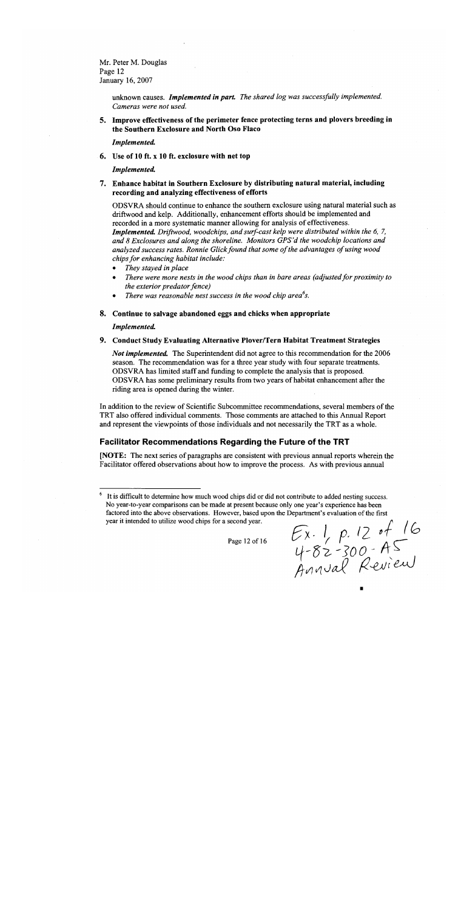Mr. Peter M. Douglas
Page 12
January 16, 2007

unknown causes. ***Implemented in part.*** *The shared log was successfully implemented. Cameras were not used.*

5. **Improve effectiveness of the perimeter fence protecting terns and plovers breeding in the Southern Exclosure and North Oso Flaco**

   ***Implemented.***

6. **Use of 10 ft. x 10 ft. exclosure with net top**

   ***Implemented.***

7. **Enhance habitat in Southern Exclosure by distributing natural material, including recording and analyzing effectiveness of efforts**

   ODSVRA should continue to enhance the southern exclosure using natural material such as driftwood and kelp. Additionally, enhancement efforts should be implemented and recorded in a more systematic manner allowing for analysis of effectiveness.
   ***Implemented.*** *Driftwood, woodchips, and surf-cast kelp were distributed within the 6, 7, and 8 Exclosures and along the shoreline. Monitors GPS'd the woodchip locations and analyzed success rates. Ronnie Glick found that some of the advantages of using wood chips for enhancing habitat include:*
   - *They stayed in place*
   - *There were more nests in the wood chips than in bare areas (adjusted for proximity to the exterior predator fence)*
   - *There was reasonable nest success in the wood chip area*[6]*s.*

8. **Continue to salvage abandoned eggs and chicks when appropriate**

   ***Implemented.***

9. **Conduct Study Evaluating Alternative Plover/Tern Habitat Treatment Strategies**

   ***Not implemented.*** The Superintendent did not agree to this recommendation for the 2006 season. The recommendation was for a three year study with four separate treatments. ODSVRA has limited staff and funding to complete the analysis that is proposed. ODSVRA has some preliminary results from two years of habitat enhancement after the riding area is opened during the winter.

In addition to the review of Scientific Subcommittee recommendations, several members of the TRT also offered individual comments. Those comments are attached to this Annual Report and represent the viewpoints of those individuals and not necessarily the TRT as a whole.

## Facilitator Recommendations Regarding the Future of the TRT

**[NOTE:** The next series of paragraphs are consistent with previous annual reports wherein the Facilitator offered observations about how to improve the process. As with previous annual

[6] It is difficult to determine how much wood chips did or did not contribute to added nesting success. No year-to-year comparisons can be made at present because only one year's experience has been factored into the above observations. However, based upon the Department's evaluation of the first year it intended to utilize wood chips for a second year.

Ex. 1, p. 12 of 16
4-82-300-A5
Annual Review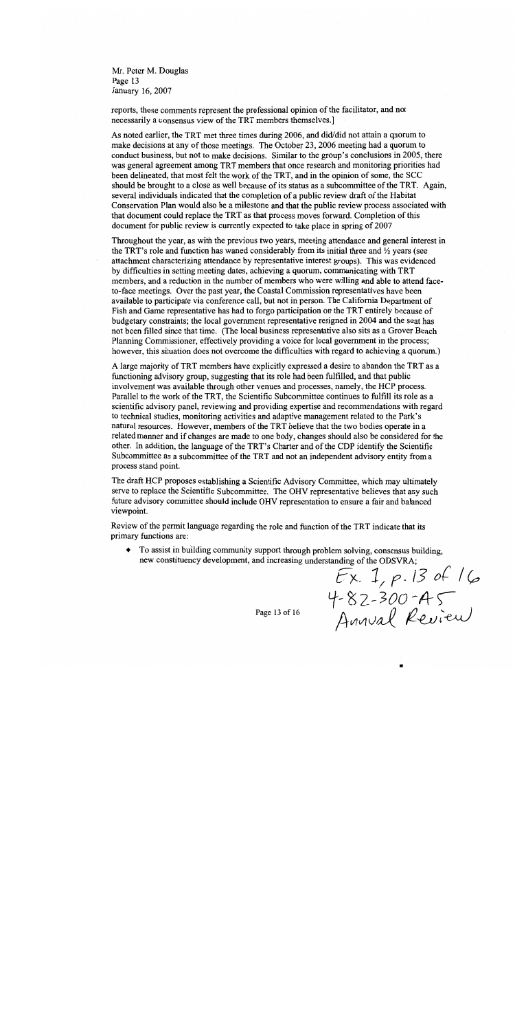reports, these comments represent the professional opinion of the facilitator, and not necessarily a consensus view of the TRT members themselves.]

As noted earlier, the TRT met three times during 2006, and did/did not attain a quorum to make decisions at any of those meetings. The October 23, 2006 meeting had a quorum to conduct business, but not to make decisions. Similar to the group's conclusions in 2005, there was general agreement among TRT members that once research and monitoring priorities had been delineated, that most felt the work of the TRT, and in the opinion of some, the SCC should be brought to a close as well because of its status as a subcommittee of the TRT. Again, several individuals indicated that the completion of a public review draft of the Habitat Conservation Plan would also be a milestone and that the public review process associated with that document could replace the TRT as that process moves forward. Completion of this document for public review is currently expected to take place in spring of 2007

Throughout the year, as with the previous two years, meeting attendance and general interest in the TRT's role and function has waned considerably from its initial three and ½ years (see attachment characterizing attendance by representative interest groups). This was evidenced by difficulties in setting meeting dates, achieving a quorum, communicating with TRT members, and a reduction in the number of members who were willing and able to attend face-to-face meetings. Over the past year, the Coastal Commission representatives have been available to participate via conference call, but not in person. The California Department of Fish and Game representative has had to forgo participation on the TRT entirely because of budgetary constraints; the local government representative resigned in 2004 and the seat has not been filled since that time. (The local business representative also sits as a Grover Beach Planning Commissioner, effectively providing a voice for local government in the process; however, this situation does not overcome the difficulties with regard to achieving a quorum.)

A large majority of TRT members have explicitly expressed a desire to abandon the TRT as a functioning advisory group, suggesting that its role had been fulfilled, and that public involvement was available through other venues and processes, namely, the HCP process. Parallel to the work of the TRT, the Scientific Subcommittee continues to fulfill its role as a scientific advisory panel, reviewing and providing expertise and recommendations with regard to technical studies, monitoring activities and adaptive management related to the Park's natural resources. However, members of the TRT believe that the two bodies operate in a related manner and if changes are made to one body, changes should also be considered for the other. In addition, the language of the TRT's Charter and of the CDP identify the Scientific Subcommittee as a subcommittee of the TRT and not an independent advisory entity from a process stand point.

The draft HCP proposes establishing a Scientific Advisory Committee, which may ultimately serve to replace the Scientific Subcommittee. The OHV representative believes that any such future advisory committee should include OHV representation to ensure a fair and balanced viewpoint.

Review of the permit language regarding the role and function of the TRT indicate that its primary functions are:

- To assist in building community support through problem solving, consensus building, new constituency development, and increasing understanding of the ODSVRA;

Ex. 1, p. 13 of 16
4-82-300-A5
Annual Review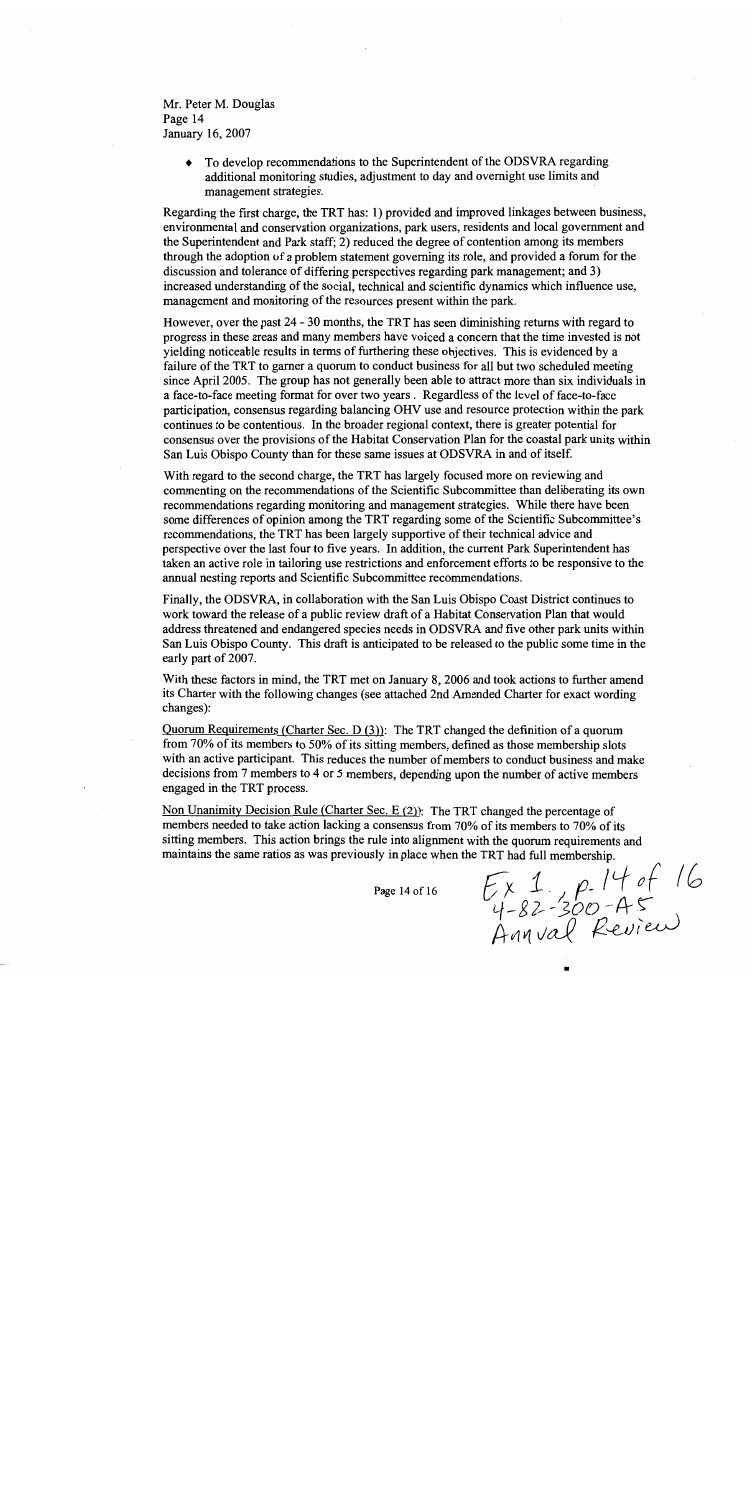Mr. Peter M. Douglas
Page 14
January 16, 2007

- To develop recommendations to the Superintendent of the ODSVRA regarding additional monitoring studies, adjustment to day and overnight use limits and management strategies.

Regarding the first charge, the TRT has: 1) provided and improved linkages between business, environmental and conservation organizations, park users, residents and local government and the Superintendent and Park staff; 2) reduced the degree of contention among its members through the adoption of a problem statement governing its role, and provided a forum for the discussion and tolerance of differing perspectives regarding park management; and 3) increased understanding of the social, technical and scientific dynamics which influence use, management and monitoring of the resources present within the park.

However, over the past 24 - 30 months, the TRT has seen diminishing returns with regard to progress in these areas and many members have voiced a concern that the time invested is not yielding noticeable results in terms of furthering these objectives. This is evidenced by a failure of the TRT to garner a quorum to conduct business for all but two scheduled meeting since April 2005. The group has not generally been able to attract more than six individuals in a face-to-face meeting format for over two years . Regardless of the level of face-to-face participation, consensus regarding balancing OHV use and resource protection within the park continues to be contentious. In the broader regional context, there is greater potential for consensus over the provisions of the Habitat Conservation Plan for the coastal park units within San Luis Obispo County than for these same issues at ODSVRA in and of itself.

With regard to the second charge, the TRT has largely focused more on reviewing and commenting on the recommendations of the Scientific Subcommittee than deliberating its own recommendations regarding monitoring and management strategies. While there have been some differences of opinion among the TRT regarding some of the Scientific Subcommittee's recommendations, the TRT has been largely supportive of their technical advice and perspective over the last four to five years. In addition, the current Park Superintendent has taken an active role in tailoring use restrictions and enforcement efforts to be responsive to the annual nesting reports and Scientific Subcommittee recommendations.

Finally, the ODSVRA, in collaboration with the San Luis Obispo Coast District continues to work toward the release of a public review draft of a Habitat Conservation Plan that would address threatened and endangered species needs in ODSVRA and five other park units within San Luis Obispo County. This draft is anticipated to be released to the public some time in the early part of 2007.

With these factors in mind, the TRT met on January 8, 2006 and took actions to further amend its Charter with the following changes (see attached 2nd Amended Charter for exact wording changes):

<u>Quorum Requirements (Charter Sec. D (3))</u>: The TRT changed the definition of a quorum from 70% of its members to 50% of its sitting members, defined as those membership slots with an active participant. This reduces the number of members to conduct business and make decisions from 7 members to 4 or 5 members, depending upon the number of active members engaged in the TRT process.

<u>Non Unanimity Decision Rule (Charter Sec. E (2))</u>: The TRT changed the percentage of members needed to take action lacking a consensus from 70% of its members to 70% of its sitting members. This action brings the rule into alignment with the quorum requirements and maintains the same ratios as was previously in place when the TRT had full membership.

Ex 1, p. 14 of 16
4-82-300-A5
Annual Review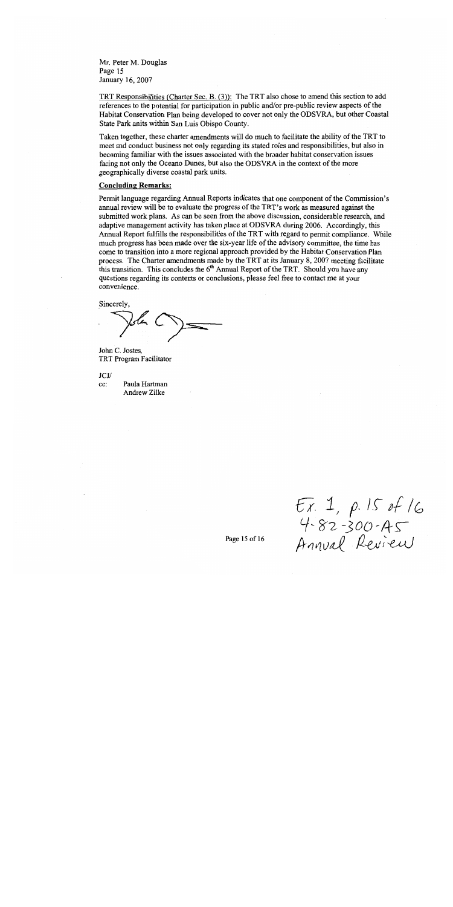Mr. Peter M. Douglas
Page 15
January 16, 2007

<u>TRT Responsibilities (Charter Sec. B. (3)):</u> The TRT also chose to amend this section to add references to the potential for participation in public and/or pre-public review aspects of the Habitat Conservation Plan being developed to cover not only the ODSVRA, but other Coastal State Park units within San Luis Obispo County.

Taken together, these charter amendments will do much to facilitate the ability of the TRT to meet and conduct business not only regarding its stated roles and responsibilities, but also in becoming familiar with the issues associated with the broader habitat conservation issues facing not only the Oceano Dunes, but also the ODSVRA in the context of the more geographically diverse coastal park units.

**<u>Concluding Remarks:</u>**

Permit language regarding Annual Reports indicates that one component of the Commission's annual review will be to evaluate the progress of the TRT's work as measured against the submitted work plans. As can be seen from the above discussion, considerable research, and adaptive management activity has taken place at ODSVRA during 2006. Accordingly, this Annual Report fulfills the responsibilities of the TRT with regard to permit compliance. While much progress has been made over the six-year life of the advisory committee, the time has come to transition into a more regional approach provided by the Habitat Conservation Plan process. The Charter amendments made by the TRT at its January 8, 2007 meeting facilitate this transition. This concludes the 6th Annual Report of the TRT. Should you have any questions regarding its contents or conclusions, please feel free to contact me at your convenience.

Sincerely,

John C. Jostes,
TRT Program Facilitator

JCJ/
cc: Paula Hartman
Andrew Zilke

Ex. 1, p. 15 of 16
4-82-300-A5
Annual Review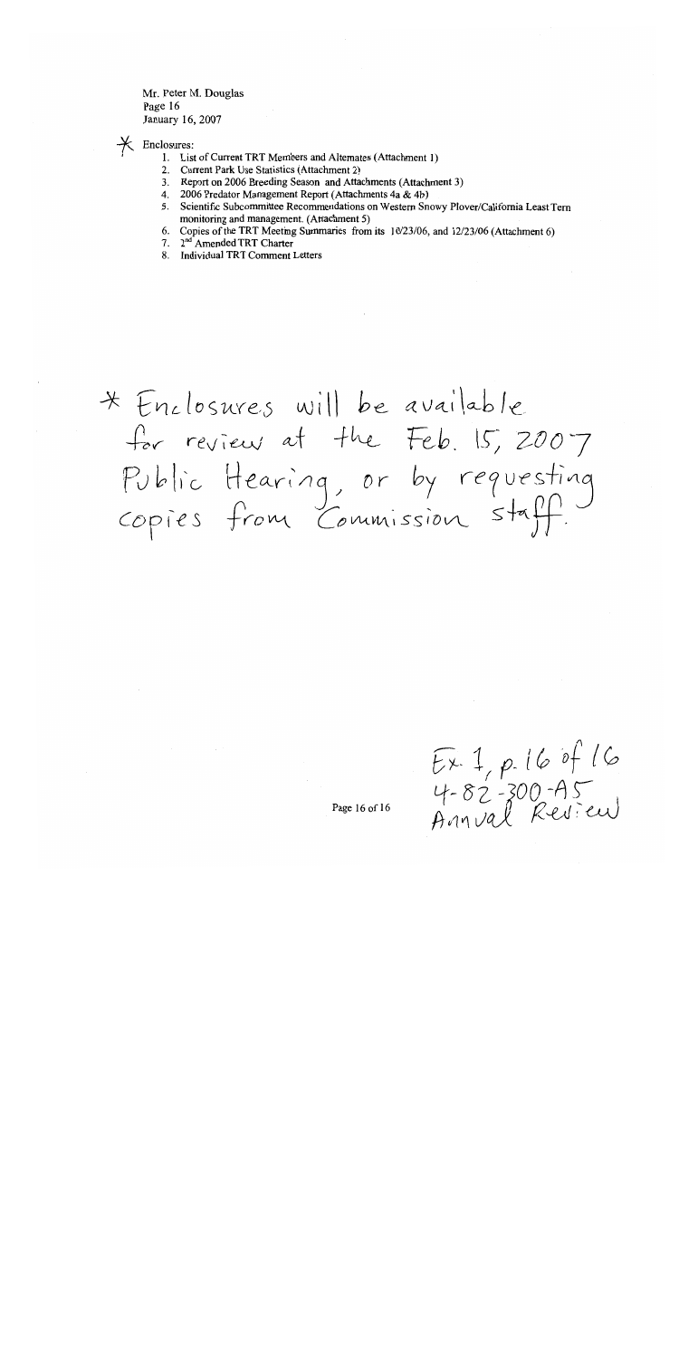Mr. Peter M. Douglas
Page 16
January 16, 2007

\* Enclosures:

1. List of Current TRT Members and Alternates (Attachment 1)
2. Current Park Use Statistics (Attachment 2)
3. Report on 2006 Breeding Season and Attachments (Attachment 3)
4. 2006 Predator Management Report (Attachments 4a & 4b)
5. Scientific Subcommittee Recommendations on Western Snowy Plover/California Least Tern monitoring and management. (Attachment 5)
6. Copies of the TRT Meeting Summaries from its 10/23/06, and 12/23/06 (Attachment 6)
7. 2nd Amended TRT Charter
8. Individual TRT Comment Letters

\* Enclosures will be available for review at the Feb. 15, 2007 Public Hearing, or by requesting copies from Commission staff.

Ex. 1, p. 16 of 16
4-82-300-A5
Annual Review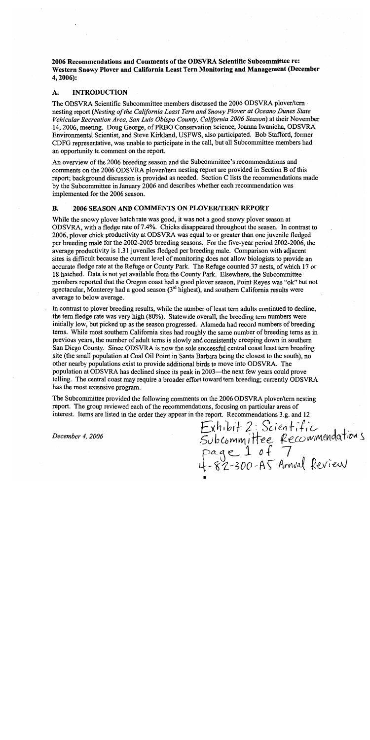**2006 Recommendations and Comments of the ODSVRA Scientific Subcommittee re: Western Snowy Plover and California Least Tern Monitoring and Management (December 4, 2006):**

## A. INTRODUCTION

The ODSVRA Scientific Subcommittee members discussed the 2006 ODSVRA plover/tern nesting report (*Nesting of the California Least Tern and Snowy Plover at Oceano Dunes State Vehicular Recreation Area, San Luis Obispo County, California 2006 Season*) at their November 14, 2006, meeting. Doug George, of PRBO Conservation Science, Joanna Iwanicha, ODSVRA Environmental Scientist, and Steve Kirkland, USFWS, also participated. Bob Stafford, former CDFG representative, was unable to participate in the call, but all Subcommittee members had an opportunity to comment on the report.

An overview of the 2006 breeding season and the Subcommittee's recommendations and comments on the 2006 ODSVRA plover/tern nesting report are provided in Section B of this report; background discussion is provided as needed. Section C lists the recommendations made by the Subcommittee in January 2006 and describes whether each recommendation was implemented for the 2006 season.

## B. 2006 SEASON AND COMMENTS ON PLOVER/TERN REPORT

While the snowy plover hatch rate was good, it was not a good snowy plover season at ODSVRA, with a fledge rate of 7.4%. Chicks disappeared throughout the season. In contrast to 2006, plover chick productivity at ODSVRA was equal to or greater than one juvenile fledged per breeding male for the 2002-2005 breeding seasons. For the five-year period 2002-2006, the average productivity is 1.31 juveniles fledged per breeding male. Comparison with adjacent sites is difficult because the current level of monitoring does not allow biologists to provide an accurate fledge rate at the Refuge or County Park. The Refuge counted 37 nests, of which 17 or 18 hatched. Data is not yet available from the County Park. Elsewhere, the Subcommittee members reported that the Oregon coast had a good plover season, Point Reyes was "ok" but not spectacular, Monterey had a good season (3rd highest), and southern California results were average to below average.

In contrast to plover breeding results, while the number of least tern adults continued to decline, the tern fledge rate was very high (80%). Statewide overall, the breeding tern numbers were initially low, but picked up as the season progressed. Alameda had record numbers of breeding terns. While most southern California sites had roughly the same number of breeding terns as in previous years, the number of adult terns is slowly and consistently creeping down in southern San Diego County. Since ODSVRA is now the sole successful central coast least tern breeding site (the small population at Coal Oil Point in Santa Barbara being the closest to the south), no other nearby populations exist to provide additional birds to move into ODSVRA. The population at ODSVRA has declined since its peak in 2003—the next few years could prove telling. The central coast may require a broader effort toward tern breeding; currently ODSVRA has the most extensive program.

The Subcommittee provided the following comments on the 2006 ODSVRA plover/tern nesting report. The group reviewed each of the recommendations, focusing on particular areas of interest. Items are listed in the order they appear in the report. Recommendations 3.g. and 12

Exhibit 2: Scientific Subcommittee Recommendations Page 1 of 7 4-82-300-A5 Annual Review

December 4, 2006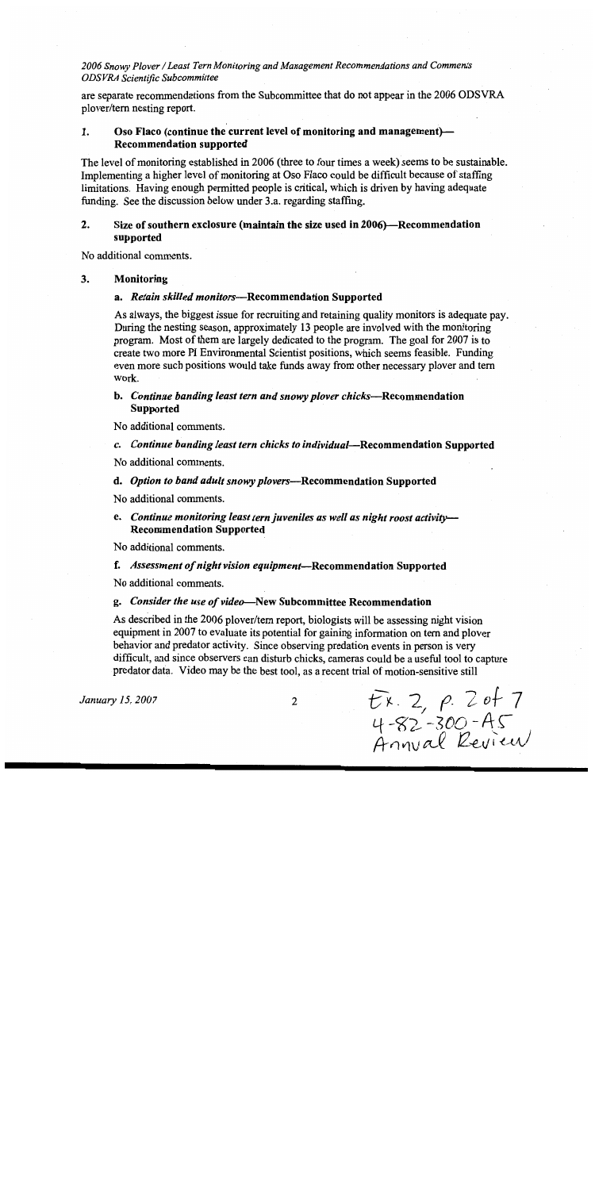are separate recommendations from the Subcommittee that do not appear in the 2006 ODSVRA plover/tern nesting report.

## 1. Oso Flaco (continue the current level of monitoring and management)—Recommendation supported

The level of monitoring established in 2006 (three to four times a week) seems to be sustainable. Implementing a higher level of monitoring at Oso Flaco could be difficult because of staffing limitations. Having enough permitted people is critical, which is driven by having adequate funding. See the discussion below under 3.a. regarding staffing.

## 2. Size of southern exclosure (maintain the size used in 2006)—Recommendation supported

No additional comments.

## 3. Monitoring

### a. *Retain skilled monitors*—Recommendation Supported

As always, the biggest issue for recruiting and retaining quality monitors is adequate pay. During the nesting season, approximately 13 people are involved with the monitoring program. Most of them are largely dedicated to the program. The goal for 2007 is to create two more PI Environmental Scientist positions, which seems feasible. Funding even more such positions would take funds away from other necessary plover and tern work.

### b. *Continue banding least tern and snowy plover chicks*—Recommendation Supported

No additional comments.

### c. *Continue banding least tern chicks to individual*—Recommendation Supported

No additional comments.

### d. *Option to band adult snowy plovers*—Recommendation Supported

No additional comments.

### e. *Continue monitoring least tern juveniles as well as night roost activity*—Recommendation Supported

No additional comments.

### f. *Assessment of night vision equipment*—Recommendation Supported

No additional comments.

### g. *Consider the use of video*—New Subcommittee Recommendation

As described in the 2006 plover/tern report, biologists will be assessing night vision equipment in 2007 to evaluate its potential for gaining information on tern and plover behavior and predator activity. Since observing predation events in person is very difficult, and since observers can disturb chicks, cameras could be a useful tool to capture predator data. Video may be the best tool, as a recent trial of motion-sensitive still

Ex. 2, p. 2 of 7
4-82-300-A5
Annual Review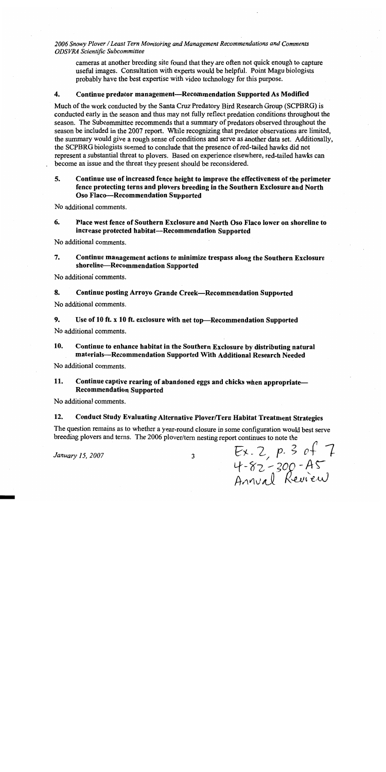cameras at another breeding site found that they are often not quick enough to capture useful images. Consultation with experts would be helpful. Point Magu biologists probably have the best expertise with video technology for this purpose.

### 4. Continue predator management—Recommendation Supported As Modified

Much of the work conducted by the Santa Cruz Predatory Bird Research Group (SCPBRG) is conducted early in the season and thus may not fully reflect predation conditions throughout the season. The Subcommittee recommends that a summary of predators observed throughout the season be included in the 2007 report. While recognizing that predator observations are limited, the summary would give a rough sense of conditions and serve as another data set. Additionally, the SCPBRG biologists seemed to conclude that the presence of red-tailed hawks did not represent a substantial threat to plovers. Based on experience elsewhere, red-tailed hawks can become an issue and the threat they present should be reconsidered.

### 5. Continue use of increased fence height to improve the effectiveness of the perimeter fence protecting terns and plovers breeding in the Southern Exclosure and North Oso Flaco—Recommendation Supported

No additional comments.

### 6. Place west fence of Southern Exclosure and North Oso Flaco lower on shoreline to increase protected habitat—Recommendation Supported

No additional comments.

### 7. Continue management actions to minimize trespass along the Southern Exclosure shoreline—Recommendation Supported

No additional comments.

### 8. Continue posting Arroyo Grande Creek—Recommendation Supported

No additional comments.

### 9. Use of 10 ft. x 10 ft. exclosure with net top—Recommendation Supported

No additional comments.

### 10. Continue to enhance habitat in the Southern Exclosure by distributing natural materials—Recommendation Supported With Additional Research Needed

No additional comments.

### 11. Continue captive rearing of abandoned eggs and chicks when appropriate—Recommendation Supported

No additional comments.

### 12. Conduct Study Evaluating Alternative Plover/Tern Habitat Treatment Strategies

The question remains as to whether a year-round closure in some configuration would best serve breeding plovers and terns. The 2006 plover/tern nesting report continues to note the

January 15, 2007

Ex. 2, p. 3 of 7
4-82-300-A5
Annual Review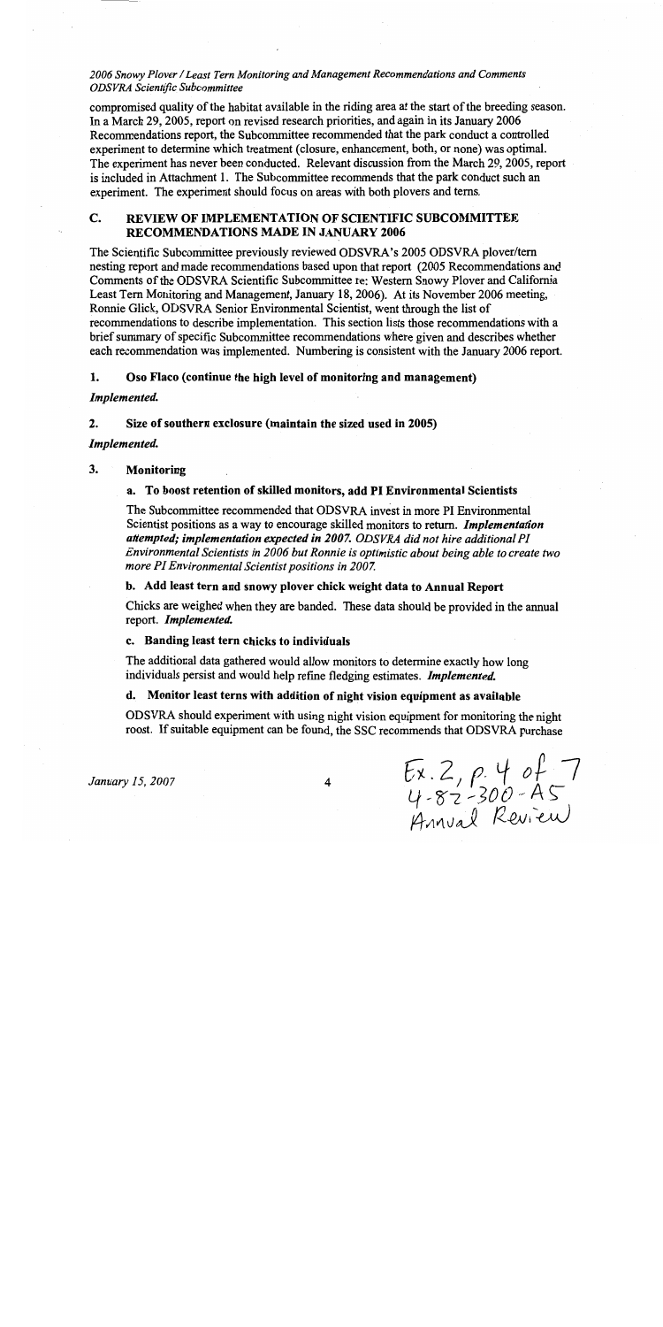compromised quality of the habitat available in the riding area at the start of the breeding season. In a March 29, 2005, report on revised research priorities, and again in its January 2006 Recommendations report, the Subcommittee recommended that the park conduct a controlled experiment to determine which treatment (closure, enhancement, both, or none) was optimal. The experiment has never been conducted. Relevant discussion from the March 29, 2005, report is included in Attachment 1. The Subcommittee recommends that the park conduct such an experiment. The experiment should focus on areas with both plovers and terns.

## C. REVIEW OF IMPLEMENTATION OF SCIENTIFIC SUBCOMMITTEE RECOMMENDATIONS MADE IN JANUARY 2006

The Scientific Subcommittee previously reviewed ODSVRA's 2005 ODSVRA plover/tern nesting report and made recommendations based upon that report (2005 Recommendations and Comments of the ODSVRA Scientific Subcommittee re: Western Snowy Plover and California Least Tern Monitoring and Management, January 18, 2006). At its November 2006 meeting, Ronnie Glick, ODSVRA Senior Environmental Scientist, went through the list of recommendations to describe implementation. This section lists those recommendations with a brief summary of specific Subcommittee recommendations where given and describes whether each recommendation was implemented. Numbering is consistent with the January 2006 report.

### 1. Oso Flaco (continue the high level of monitoring and management)

***Implemented.***

### 2. Size of southern exclosure (maintain the sized used in 2005)

***Implemented.***

### 3. Monitoring

#### a. To boost retention of skilled monitors, add PI Environmental Scientists

The Subcommittee recommended that ODSVRA invest in more PI Environmental Scientist positions as a way to encourage skilled monitors to return. ***Implementation attempted; implementation expected in 2007.*** *ODSVRA did not hire additional PI Environmental Scientists in 2006 but Ronnie is optimistic about being able to create two more PI Environmental Scientist positions in 2007.*

#### b. Add least tern and snowy plover chick weight data to Annual Report

Chicks are weighed when they are banded. These data should be provided in the annual report. ***Implemented.***

#### c. Banding least tern chicks to individuals

The additional data gathered would allow monitors to determine exactly how long individuals persist and would help refine fledging estimates. ***Implemented.***

#### d. Monitor least terns with addition of night vision equipment as available

ODSVRA should experiment with using night vision equipment for monitoring the night roost. If suitable equipment can be found, the SSC recommends that ODSVRA purchase

January 15, 2007

Ex. 2, p. 4 of 7
4-82-300-A5
Annual Review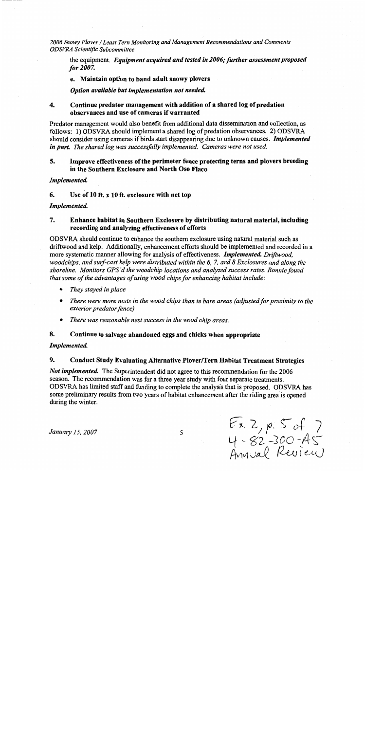the equipment. ***Equipment acquired and tested in 2006; further assessment proposed for 2007.***

**e. Maintain option to band adult snowy plovers**

***Option available but implementation not needed.***

### 4. Continue predator management with addition of a shared log of predation observances and use of cameras if warranted

Predator management would also benefit from additional data dissemination and collection, as follows: 1) ODSVRA should implement a shared log of predation observances. 2) ODSVRA should consider using cameras if birds start disappearing due to unknown causes. ***Implemented in part.*** *The shared log was successfully implemented. Cameras were not used.*

### 5. Improve effectiveness of the perimeter fence protecting terns and plovers breeding in the Southern Exclosure and North Oso Flaco

***Implemented.***

### 6. Use of 10 ft. x 10 ft. exclosure with net top

***Implemented.***

### 7. Enhance habitat in Southern Exclosure by distributing natural material, including recording and analyzing effectiveness of efforts

ODSVRA should continue to enhance the southern exclosure using natural material such as driftwood and kelp. Additionally, enhancement efforts should be implemented and recorded in a more systematic manner allowing for analysis of effectiveness. ***Implemented.*** *Driftwood, woodchips, and surf-cast kelp were distributed within the 6, 7, and 8 Exclosures and along the shoreline. Monitors GPS'd the woodchip locations and analyzed success rates. Ronnie found that some of the advantages of using wood chips for enhancing habitat include:*

- *They stayed in place*
- *There were more nests in the wood chips than in bare areas (adjusted for proximity to the exterior predator fence)*
- *There was reasonable nest success in the wood chip areas.*

### 8. Continue to salvage abandoned eggs and chicks when appropriate

***Implemented.***

### 9. Conduct Study Evaluating Alternative Plover/Tern Habitat Treatment Strategies

***Not implemented.*** The Superintendent did not agree to this recommendation for the 2006 season. The recommendation was for a three year study with four separate treatments. ODSVRA has limited staff and funding to complete the analysis that is proposed. ODSVRA has some preliminary results from two years of habitat enhancement after the riding area is opened during the winter.

Ex. 2, p. 5 of 7
4-82-300-A5
Annual Review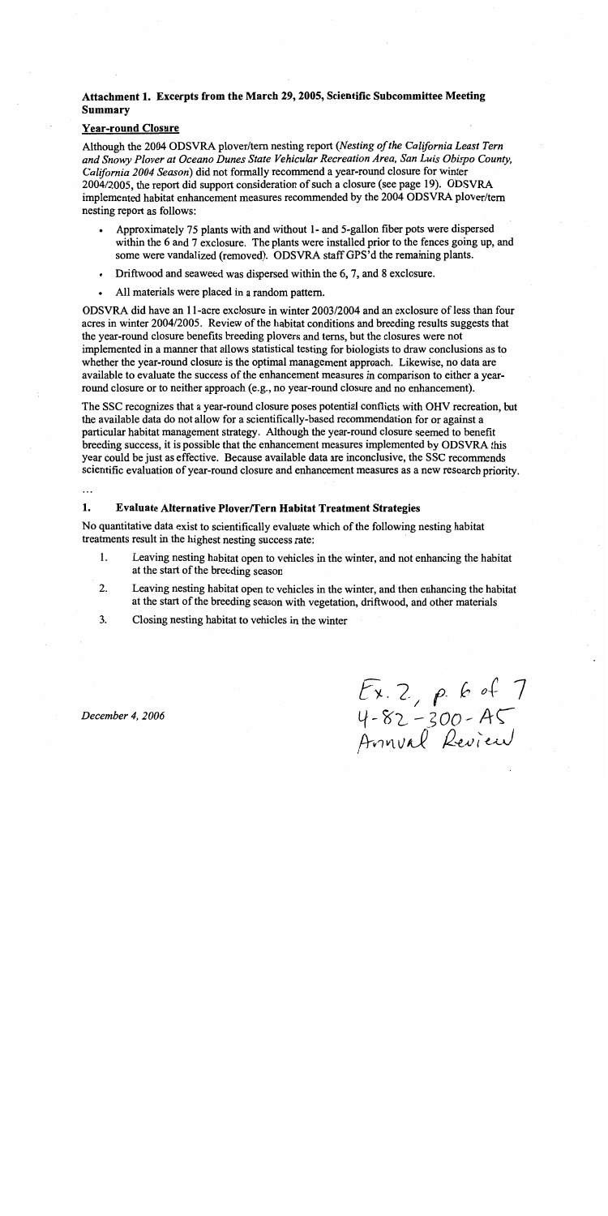## Attachment 1. Excerpts from the March 29, 2005, Scientific Subcommittee Meeting Summary

### Year-round Closure

Although the 2004 ODSVRA plover/tern nesting report (*Nesting of the California Least Tern and Snowy Plover at Oceano Dunes State Vehicular Recreation Area, San Luis Obispo County, California 2004 Season*) did not formally recommend a year-round closure for winter 2004/2005, the report did support consideration of such a closure (see page 19). ODSVRA implemented habitat enhancement measures recommended by the 2004 ODSVRA plover/tern nesting report as follows:

- Approximately 75 plants with and without 1- and 5-gallon fiber pots were dispersed within the 6 and 7 exclosure. The plants were installed prior to the fences going up, and some were vandalized (removed). ODSVRA staff GPS'd the remaining plants.
- Driftwood and seaweed was dispersed within the 6, 7, and 8 exclosure.
- All materials were placed in a random pattern.

ODSVRA did have an 11-acre exclosure in winter 2003/2004 and an exclosure of less than four acres in winter 2004/2005. Review of the habitat conditions and breeding results suggests that the year-round closure benefits breeding plovers and terns, but the closures were not implemented in a manner that allows statistical testing for biologists to draw conclusions as to whether the year-round closure is the optimal management approach. Likewise, no data are available to evaluate the success of the enhancement measures in comparison to either a year-round closure or to neither approach (e.g., no year-round closure and no enhancement).

The SSC recognizes that a year-round closure poses potential conflicts with OHV recreation, but the available data do not allow for a scientifically-based recommendation for or against a particular habitat management strategy. Although the year-round closure seemed to benefit breeding success, it is possible that the enhancement measures implemented by ODSVRA this year could be just as effective. Because available data are inconclusive, the SSC recommends scientific evaluation of year-round closure and enhancement measures as a new research priority.

...

### 1. Evaluate Alternative Plover/Tern Habitat Treatment Strategies

No quantitative data exist to scientifically evaluate which of the following nesting habitat treatments result in the highest nesting success rate:

1. Leaving nesting habitat open to vehicles in the winter, and not enhancing the habitat at the start of the breeding season
2. Leaving nesting habitat open to vehicles in the winter, and then enhancing the habitat at the start of the breeding season with vegetation, driftwood, and other materials
3. Closing nesting habitat to vehicles in the winter

December 4, 2006

Ex. 2, p. 6 of 7
4-82-300-A5
Annual Review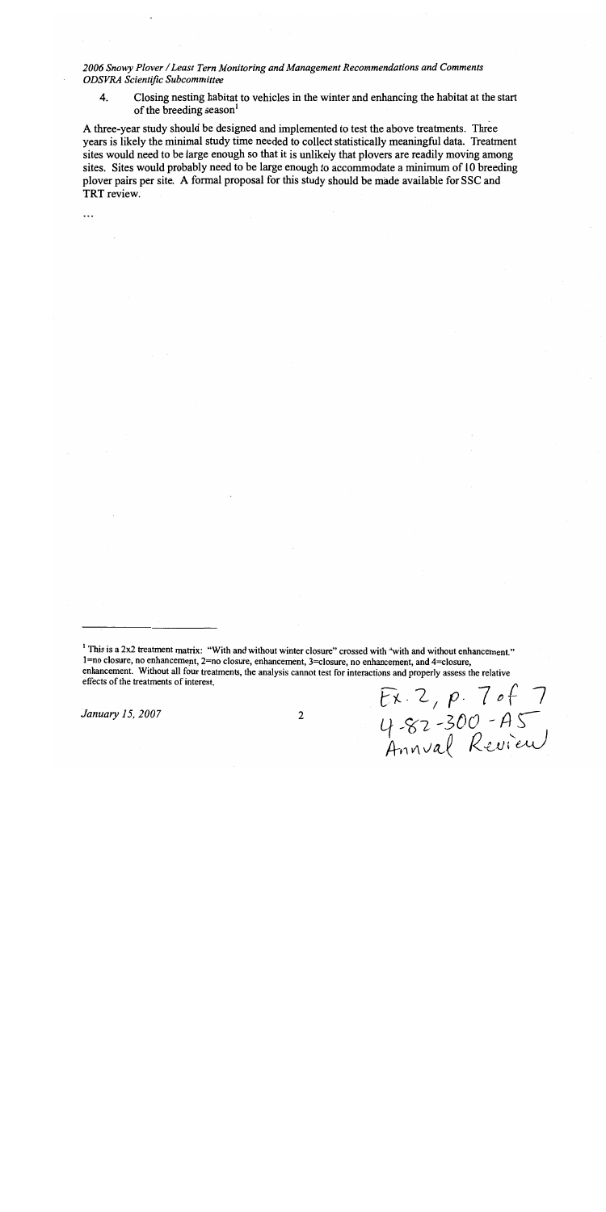4. Closing nesting habitat to vehicles in the winter and enhancing the habitat at the start of the breeding season[1]

A three-year study should be designed and implemented to test the above treatments. Three years is likely the minimal study time needed to collect statistically meaningful data. Treatment sites would need to be large enough so that it is unlikely that plovers are readily moving among sites. Sites would probably need to be large enough to accommodate a minimum of 10 breeding plover pairs per site. A formal proposal for this study should be made available for SSC and TRT review.

...

[1] This is a 2x2 treatment matrix: "With and without winter closure" crossed with "with and without enhancement." 1=no closure, no enhancement, 2=no closure, enhancement, 3=closure, no enhancement, and 4=closure, enhancement. Without all four treatments, the analysis cannot test for interactions and properly assess the relative effects of the treatments of interest.

January 15, 2007

Ex. 2, p. 7 of 7
4-82-300-A5
Annual Review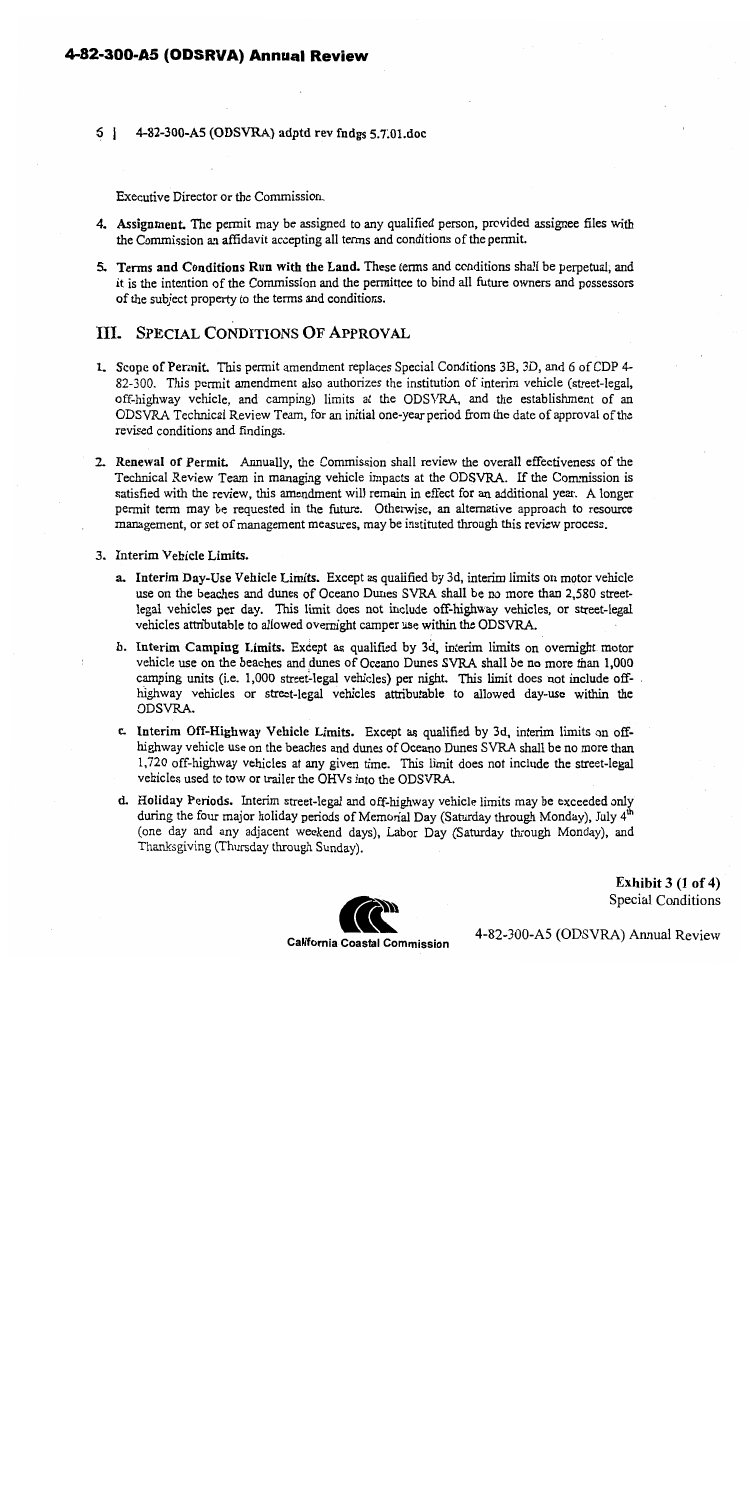5 | 4-82-300-A5 (ODSVRA) adptd rev fndgs 5.7.01.doc

Executive Director or the Commission.

4. **Assignment.** The permit may be assigned to any qualified person, provided assignee files with the Commission an affidavit accepting all terms and conditions of the permit.

5. **Terms and Conditions Run with the Land.** These terms and conditions shall be perpetual, and it is the intention of the Commission and the permittee to bind all future owners and possessors of the subject property to the terms and conditions.

## III. SPECIAL CONDITIONS OF APPROVAL

1. **Scope of Permit.** This permit amendment replaces Special Conditions 3B, 3D, and 6 of CDP 4-82-300. This permit amendment also authorizes the institution of interim vehicle (street-legal, off-highway vehicle, and camping) limits at the ODSVRA, and the establishment of an ODSVRA Technical Review Team, for an initial one-year period from the date of approval of the revised conditions and findings.

2. **Renewal of Permit.** Annually, the Commission shall review the overall effectiveness of the Technical Review Team in managing vehicle impacts at the ODSVRA. If the Commission is satisfied with the review, this amendment will remain in effect for an additional year. A longer permit term may be requested in the future. Otherwise, an alternative approach to resource management, or set of management measures, may be instituted through this review process.

3. **Interim Vehicle Limits.**

   a. **Interim Day-Use Vehicle Limits.** Except as qualified by 3d, interim limits on motor vehicle use on the beaches and dunes of Oceano Dunes SVRA shall be no more than 2,580 street-legal vehicles per day. This limit does not include off-highway vehicles, or street-legal vehicles attributable to allowed overnight camper use within the ODSVRA.

   b. **Interim Camping Limits.** Except as qualified by 3d, interim limits on overnight motor vehicle use on the beaches and dunes of Oceano Dunes SVRA shall be no more than 1,000 camping units (i.e. 1,000 street-legal vehicles) per night. This limit does not include off-highway vehicles or street-legal vehicles attributable to allowed day-use within the ODSVRA.

   c. **Interim Off-Highway Vehicle Limits.** Except as qualified by 3d, interim limits on off-highway vehicle use on the beaches and dunes of Oceano Dunes SVRA shall be no more than 1,720 off-highway vehicles at any given time. This limit does not include the street-legal vehicles used to tow or trailer the OHVs into the ODSVRA.

   d. **Holiday Periods.** Interim street-legal and off-highway vehicle limits may be exceeded only during the four major holiday periods of Memorial Day (Saturday through Monday), July 4th (one day and any adjacent weekend days), Labor Day (Saturday through Monday), and Thanksgiving (Thursday through Sunday).

**Exhibit 3 (1 of 4)**
Special Conditions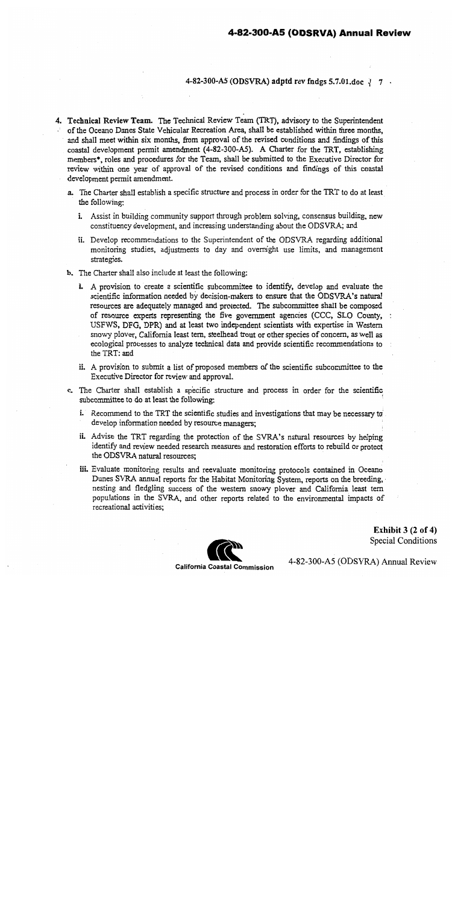4. **Technical Review Team.** The Technical Review Team (TRT), advisory to the Superintendent of the Oceano Dunes State Vehicular Recreation Area, shall be established within three months, and shall meet within six months, from approval of the revised conditions and findings of this coastal development permit amendment (4-82-300-A5). A Charter for the TRT, establishing members*, roles and procedures for the Team, shall be submitted to the Executive Director for review within one year of approval of the revised conditions and findings of this coastal development permit amendment.

   a. The Charter shall establish a specific structure and process in order for the TRT to do at least the following:

      i. Assist in building community support through problem solving, consensus building, new constituency development, and increasing understanding about the ODSVRA; and

      ii. Develop recommendations to the Superintendent of the ODSVRA regarding additional monitoring studies, adjustments to day and overnight use limits, and management strategies.

   b. The Charter shall also include at least the following:

      i. A provision to create a scientific subcommittee to identify, develop and evaluate the scientific information needed by decision-makers to ensure that the ODSVRA's natural resources are adequately managed and protected. The subcommittee shall be composed of resource experts representing the five government agencies (CCC, SLO County, USFWS, DFG, DPR) and at least two independent scientists with expertise in Western snowy plover, California least tern, steelhead trout or other species of concern, as well as ecological processes to analyze technical data and provide scientific recommendations to the TRT; and

      ii. A provision to submit a list of proposed members of the scientific subcommittee to the Executive Director for review and approval.

   c. The Charter shall establish a specific structure and process in order for the scientific subcommittee to do at least the following:

      i. Recommend to the TRT the scientific studies and investigations that may be necessary to develop information needed by resource managers;

      ii. Advise the TRT regarding the protection of the SVRA's natural resources by helping identify and review needed research measures and restoration efforts to rebuild or protect the ODSVRA natural resources;

      iii. Evaluate monitoring results and reevaluate monitoring protocols contained in Oceano Dunes SVRA annual reports for the Habitat Monitoring System, reports on the breeding, nesting and fledgling success of the western snowy plover and California least tern populations in the SVRA, and other reports related to the environmental impacts of recreational activities;

**Exhibit 3 (2 of 4)**
Special Conditions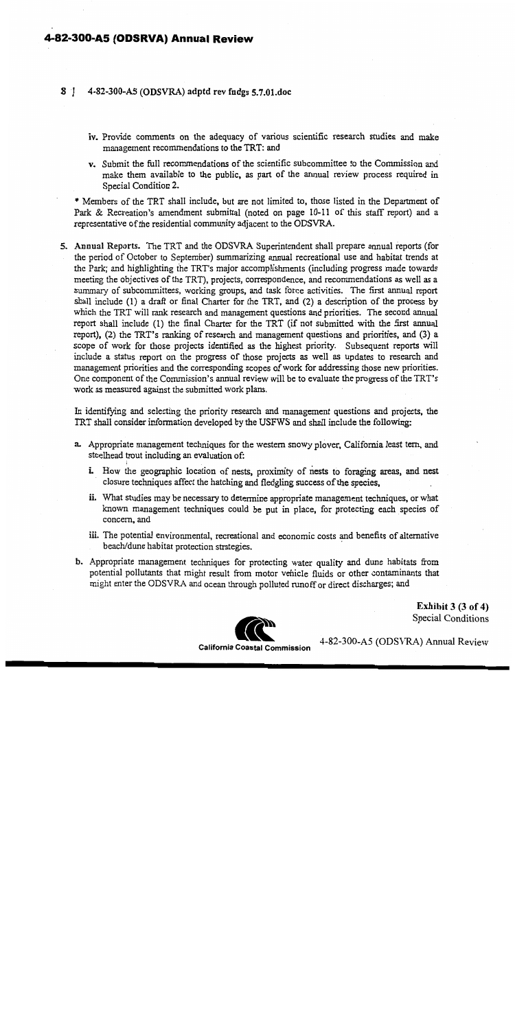iv. Provide comments on the adequacy of various scientific research studies and make management recommendations to the TRT: and

v. Submit the full recommendations of the scientific subcommittee to the Commission and make them available to the public, as part of the annual review process required in Special Condition 2.

* Members of the TRT shall include, but are not limited to, those listed in the Department of Park & Recreation's amendment submittal (noted on page 10-11 of this staff report) and a representative of the residential community adjacent to the ODSVRA.

5. **Annual Reports.** The TRT and the ODSVRA Superintendent shall prepare annual reports (for the period of October to September) summarizing annual recreational use and habitat trends at the Park; and highlighting the TRT's major accomplishments (including progress made towards meeting the objectives of the TRT), projects, correspondence, and recommendations as well as a summary of subcommittees, working groups, and task force activities. The first annual report shall include (1) a draft or final Charter for the TRT, and (2) a description of the process by which the TRT will rank research and management questions and priorities. The second annual report shall include (1) the final Charter for the TRT (if not submitted with the first annual report), (2) the TRT's ranking of research and management questions and priorities, and (3) a scope of work for those projects identified as the highest priority. Subsequent reports will include a status report on the progress of those projects as well as updates to research and management priorities and the corresponding scopes of work for addressing those new priorities. One component of the Commission's annual review will be to evaluate the progress of the TRT's work as measured against the submitted work plans.

In identifying and selecting the priority research and management questions and projects, the TRT shall consider information developed by the USFWS and shall include the following:

a. Appropriate management techniques for the western snowy plover, California least tern, and steelhead trout including an evaluation of:

   i. How the geographic location of nests, proximity of nests to foraging areas, and nest closure techniques affect the hatching and fledgling success of the species,

   ii. What studies may be necessary to determine appropriate management techniques, or what known management techniques could be put in place, for protecting each species of concern, and

   iii. The potential environmental, recreational and economic costs and benefits of alternative beach/dune habitat protection strategies.

b. Appropriate management techniques for protecting water quality and dune habitats from potential pollutants that might result from motor vehicle fluids or other contaminants that might enter the ODSVRA and ocean through polluted runoff or direct discharges; and

**Exhibit 3 (3 of 4)**
Special Conditions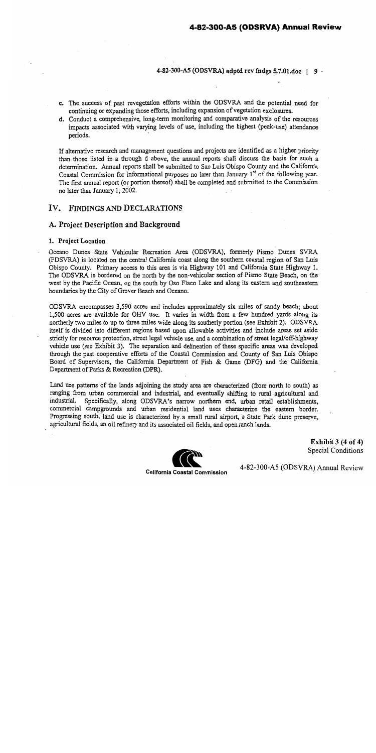c. The success of past revegetation efforts within the ODSVRA and the potential need for continuing or expanding those efforts, including expansion of vegetation exclosures.

d. Conduct a comprehensive, long-term monitoring and comparative analysis of the resources impacts associated with varying levels of use, including the highest (peak-use) attendance periods.

If alternative research and management questions and projects are identified as a higher priority than those listed in a through d above, the annual reports shall discuss the basis for such a determination. Annual reports shall be submitted to San Luis Obispo County and the California Coastal Commission for informational purposes no later than January 1st of the following year. The first annual report (or portion thereof) shall be completed and submitted to the Commission no later than January 1, 2002.

## IV. FINDINGS AND DECLARATIONS

### A. Project Description and Background

#### 1. Project Location

Oceano Dunes State Vehicular Recreation Area (ODSVRA), formerly Pismo Dunes SVRA (PDSVRA) is located on the central California coast along the southern coastal region of San Luis Obispo County. Primary access to this area is via Highway 101 and California State Highway 1. The ODSVRA is bordered on the north by the non-vehicular section of Pismo State Beach, on the west by the Pacific Ocean, on the south by Oso Flaco Lake and along its eastern and southeastern boundaries by the City of Grover Beach and Oceano.

ODSVRA encompasses 3,590 acres and includes approximately six miles of sandy beach; about 1,500 acres are available for OHV use. It varies in width from a few hundred yards along its northerly two miles to up to three miles wide along its southerly portion (see Exhibit 2). ODSVRA itself is divided into different regions based upon allowable activities and include areas set aside strictly for resource protection, street legal vehicle use, and a combination of street legal/off-highway vehicle use (see Exhibit 3). The separation and delineation of these specific areas was developed through the past cooperative efforts of the Coastal Commission and County of San Luis Obispo Board of Supervisors, the California Department of Fish & Game (DFG) and the California Department of Parks & Recreation (DPR).

Land use patterns of the lands adjoining the study area are characterized (from north to south) as ranging from urban commercial and industrial, and eventually shifting to rural agricultural and industrial. Specifically, along ODSVRA's narrow northern end, urban retail establishments, commercial campgrounds and urban residential land uses characterize the eastern border. Progressing south, land use is characterized by a small rural airport, a State Park dune preserve, agricultural fields, an oil refinery and its associated oil fields, and open ranch lands.

**Exhibit 3 (4 of 4)**
Special Conditions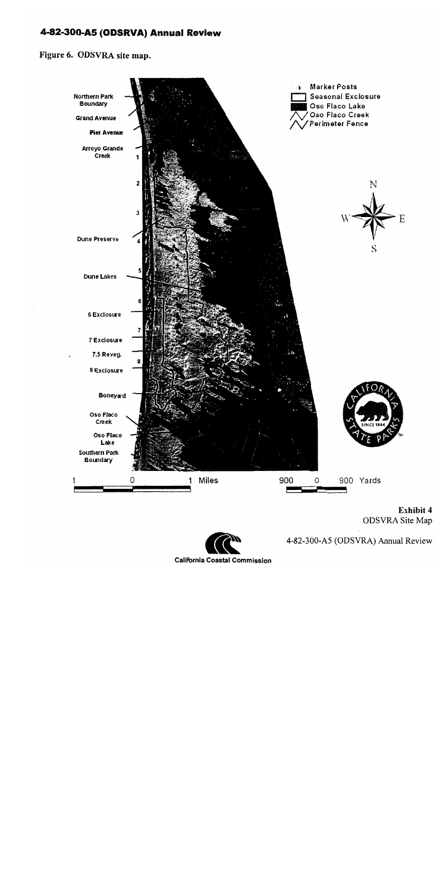## 4-82-300-A5 (ODSRVA) Annual Review

**Figure 6. ODSVRA site map.**

Northern Park Boundary

Grand Avenue

Pier Avenue

Arroyo Grande Creek

1

2

3

Dune Preserve

4

5

Dune Lakes

6

6 Exclosure

7

7 Exclosure

7.5 Reveg.

8

8 Exclosure

Boneyard

Oso Flaco Creek

Oso Flaco Lake

Southern Park Boundary

Marker Posts

Seasonal Exclosure

Oso Flaco Lake

Oso Flaco Creek

Perimeter Fence

N

W E

S

1 0 1 Miles

900 0 900 Yards

**Exhibit 4**
ODSVRA Site Map

4-82-300-A5 (ODSVRA) Annual Review

California Coastal Commission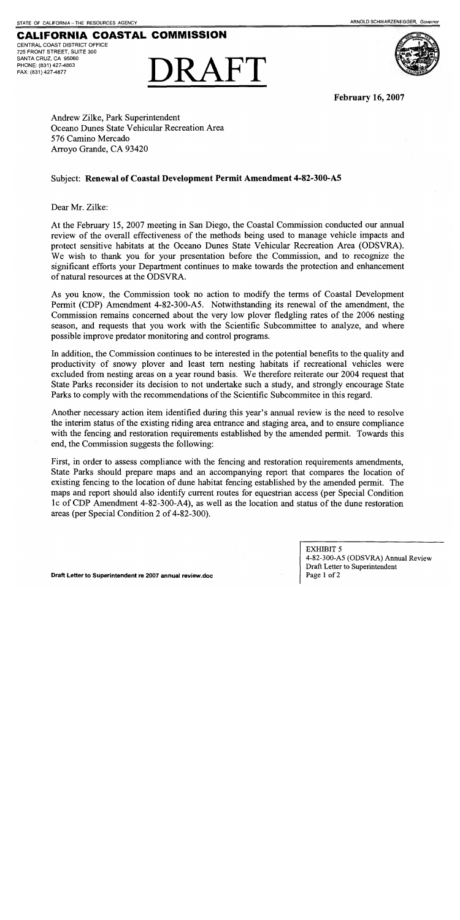STATE OF CALIFORNIA – THE RESOURCES AGENCY

ARNOLD SCHWARZENEGGER, *Governor*

**CALIFORNIA COASTAL COMMISSION**

CENTRAL COAST DISTRICT OFFICE
725 FRONT STREET, SUITE 300
SANTA CRUZ, CA 95060
PHONE: (831) 427-4863
FAX: (831) 427-4877

# DRAFT

**February 16, 2007**

Andrew Zilke, Park Superintendent
Oceano Dunes State Vehicular Recreation Area
576 Camino Mercado
Arroyo Grande, CA 93420

Subject: **Renewal of Coastal Development Permit Amendment 4-82-300-A5**

Dear Mr. Zilke:

At the February 15, 2007 meeting in San Diego, the Coastal Commission conducted our annual review of the overall effectiveness of the methods being used to manage vehicle impacts and protect sensitive habitats at the Oceano Dunes State Vehicular Recreation Area (ODSVRA). We wish to thank you for your presentation before the Commission, and to recognize the significant efforts your Department continues to make towards the protection and enhancement of natural resources at the ODSVRA.

As you know, the Commission took no action to modify the terms of Coastal Development Permit (CDP) Amendment 4-82-300-A5. Notwithstanding its renewal of the amendment, the Commission remains concerned about the very low plover fledgling rates of the 2006 nesting season, and requests that you work with the Scientific Subcommittee to analyze, and where possible improve predator monitoring and control programs.

In addition, the Commission continues to be interested in the potential benefits to the quality and productivity of snowy plover and least tern nesting habitats if recreational vehicles were excluded from nesting areas on a year round basis. We therefore reiterate our 2004 request that State Parks reconsider its decision to not undertake such a study, and strongly encourage State Parks to comply with the recommendations of the Scientific Subcommitee in this regard.

Another necessary action item identified during this year's annual review is the need to resolve the interim status of the existing riding area entrance and staging area, and to ensure compliance with the fencing and restoration requirements established by the amended permit. Towards this end, the Commission suggests the following:

First, in order to assess compliance with the fencing and restoration requirements amendments, State Parks should prepare maps and an accompanying report that compares the location of existing fencing to the location of dune habitat fencing established by the amended permit. The maps and report should also identify current routes for equestrian access (per Special Condition 1c of CDP Amendment 4-82-300-A4), as well as the location and status of the dune restoration areas (per Special Condition 2 of 4-82-300).

**Draft Letter to Superintendent re 2007 annual review.doc**

EXHIBIT 5
4-82-300-A5 (ODSVRA) Annual Review
Draft Letter to Superintendent
Page 1 of 2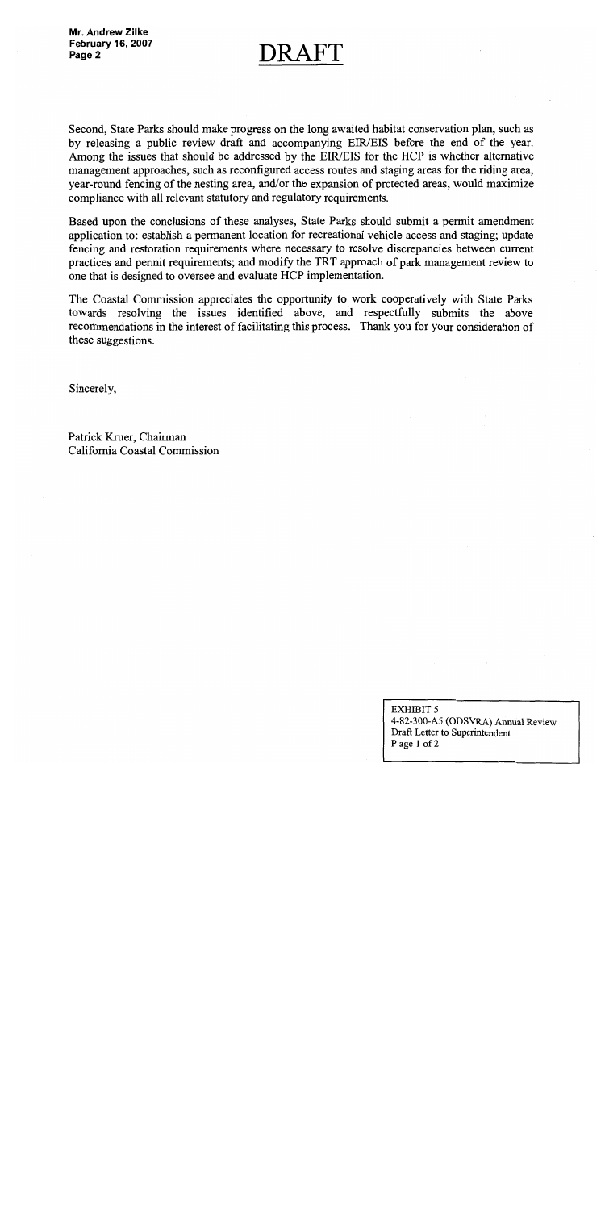# DRAFT

Second, State Parks should make progress on the long awaited habitat conservation plan, such as by releasing a public review draft and accompanying EIR/EIS before the end of the year. Among the issues that should be addressed by the EIR/EIS for the HCP is whether alternative management approaches, such as reconfigured access routes and staging areas for the riding area, year-round fencing of the nesting area, and/or the expansion of protected areas, would maximize compliance with all relevant statutory and regulatory requirements.

Based upon the conclusions of these analyses, State Parks should submit a permit amendment application to: establish a permanent location for recreational vehicle access and staging; update fencing and restoration requirements where necessary to resolve discrepancies between current practices and permit requirements; and modify the TRT approach of park management review to one that is designed to oversee and evaluate HCP implementation.

The Coastal Commission appreciates the opportunity to work cooperatively with State Parks towards resolving the issues identified above, and respectfully submits the above recommendations in the interest of facilitating this process. Thank you for your consideration of these suggestions.

Sincerely,

Patrick Kruer, Chairman
California Coastal Commission

EXHIBIT 5
4-82-300-A5 (ODSVRA) Annual Review
Draft Letter to Superintendent
Page 1 of 2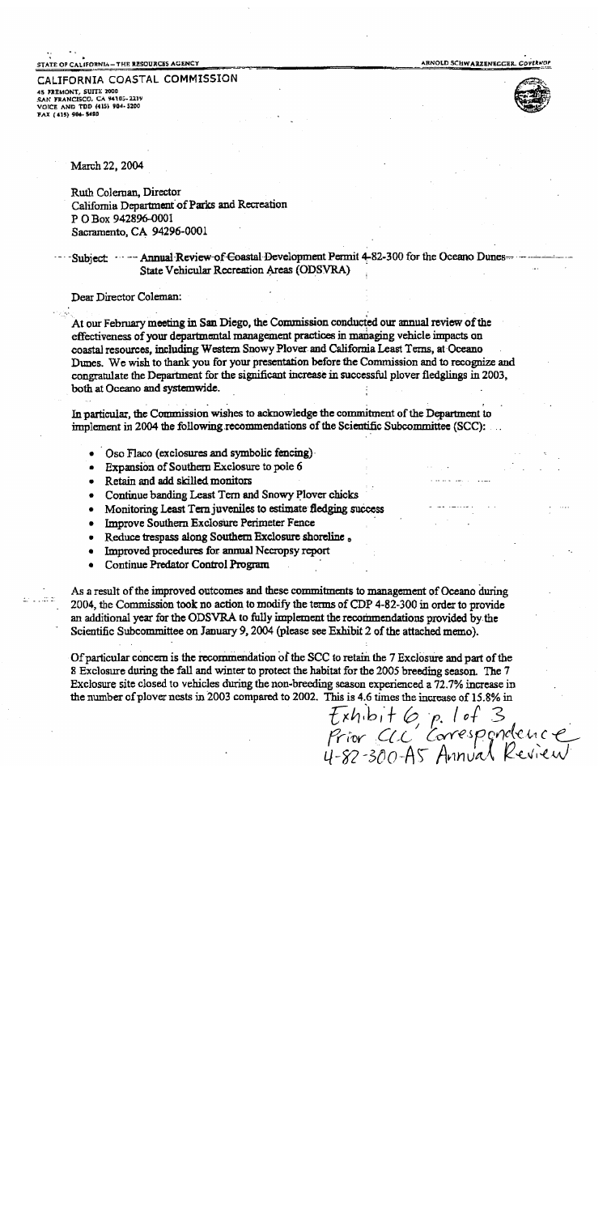STATE OF CALIFORNIA – THE RESOURCES AGENCY

ARNOLD SCHWARZENEGGER, GOVERNOR

CALIFORNIA COASTAL COMMISSION
45 FREMONT, SUITE 2000
SAN FRANCISCO, CA 94105-2219
VOICE AND TDD (415) 904-5200
FAX (415) 904-5400

March 22, 2004

Ruth Coleman, Director
California Department of Parks and Recreation
P O Box 942896-0001
Sacramento, CA 94296-0001

Subject: Annual Review of Coastal Development Permit 4-82-300 for the Oceano Dunes State Vehicular Recreation Areas (ODSVRA)

Dear Director Coleman:

At our February meeting in San Diego, the Commission conducted our annual review of the effectiveness of your departmental management practices in managing vehicle impacts on coastal resources, including Western Snowy Plover and California Least Terns, at Oceano Dunes. We wish to thank you for your presentation before the Commission and to recognize and congratulate the Department for the significant increase in successful plover fledglings in 2003, both at Oceano and systemwide.

In particular, the Commission wishes to acknowledge the commitment of the Department to implement in 2004 the following recommendations of the Scientific Subcommittee (SCC):

- Oso Flaco (exclosures and symbolic fencing)
- Expansion of Southern Exclosure to pole 6
- Retain and add skilled monitors
- Continue banding Least Tern and Snowy Plover chicks
- Monitoring Least Tern juveniles to estimate fledging success
- Improve Southern Exclosure Perimeter Fence
- Reduce trespass along Southern Exclosure shoreline
- Improved procedures for annual Necropsy report
- Continue Predator Control Program

As a result of the improved outcomes and these commitments to management of Oceano during 2004, the Commission took no action to modify the terms of CDP 4-82-300 in order to provide an additional year for the ODSVRA to fully implement the recommendations provided by the Scientific Subcommittee on January 9, 2004 (please see Exhibit 2 of the attached memo).

Of particular concern is the recommendation of the SCC to retain the 7 Exclosure and part of the 8 Exclosure during the fall and winter to protect the habitat for the 2005 breeding season. The 7 Exclosure site closed to vehicles during the non-breeding season experienced a 72.7% increase in the number of plover nests in 2003 compared to 2002. This is 4.6 times the increase of 15.8% in

Exhibit 6, p. 1 of 3
Prior CCC Correspondence
4-82-300-A5 Annual Review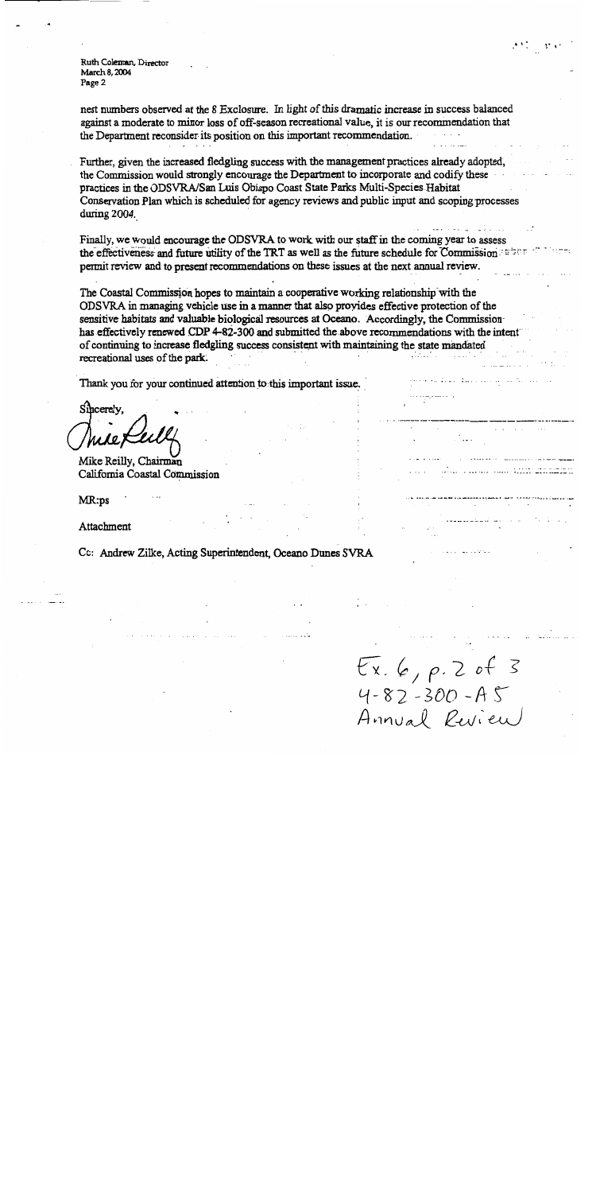Ruth Coleman, Director
March 8, 2004
Page 2

nest numbers observed at the 8 Exclosure. In light of this dramatic increase in success balanced against a moderate to minor loss of off-season recreational value, it is our recommendation that the Department reconsider its position on this important recommendation.

Further, given the increased fledgling success with the management practices already adopted, the Commission would strongly encourage the Department to incorporate and codify these practices in the ODSVRA/San Luis Obispo Coast State Parks Multi-Species Habitat Conservation Plan which is scheduled for agency reviews and public input and scoping processes during 2004.

Finally, we would encourage the ODSVRA to work with our staff in the coming year to assess the effectiveness and future utility of the TRT as well as the future schedule for Commission permit review and to present recommendations on these issues at the next annual review.

The Coastal Commission hopes to maintain a cooperative working relationship with the ODSVRA in managing vehicle use in a manner that also provides effective protection of the sensitive habitats and valuable biological resources at Oceano. Accordingly, the Commission has effectively renewed CDP 4-82-300 and submitted the above recommendations with the intent of continuing to increase fledgling success consistent with maintaining the state mandated recreational uses of the park.

Thank you for your continued attention to this important issue.

Sincerely,

Mike Reilly, Chairman
California Coastal Commission

MR:ps

Attachment

Cc: Andrew Zilke, Acting Superintendent, Oceano Dunes SVRA

Ex. 6, p. 2 of 3
4-82-300-A5
Annual Review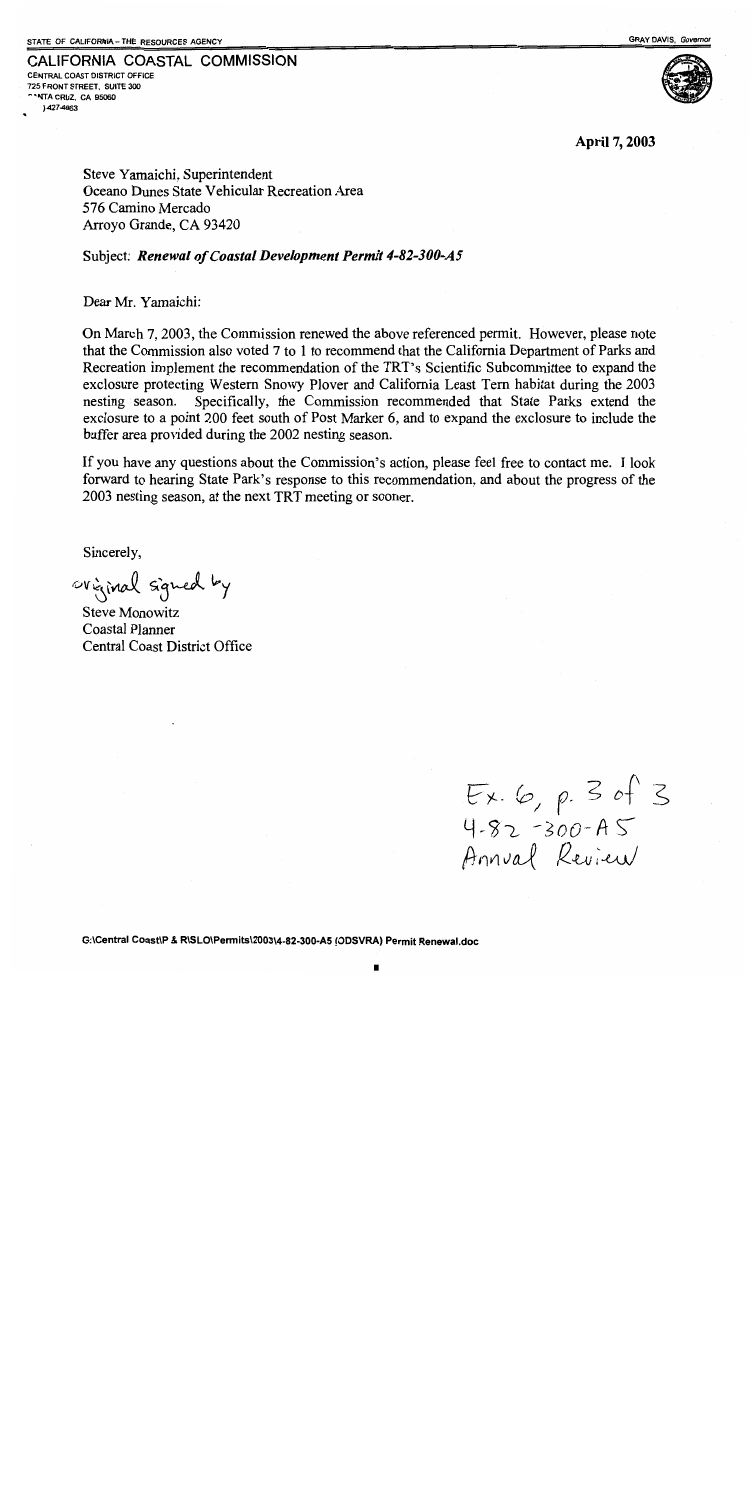STATE OF CALIFORNIA – THE RESOURCES AGENCY

GRAY DAVIS, *Governor*

**CALIFORNIA COASTAL COMMISSION**
CENTRAL COAST DISTRICT OFFICE
725 FRONT STREET, SUITE 300
SANTA CRUZ, CA 95060
)427-4863

**April 7, 2003**

Steve Yamaichi, Superintendent
Oceano Dunes State Vehicular Recreation Area
576 Camino Mercado
Arroyo Grande, CA 93420

Subject: ***Renewal of Coastal Development Permit 4-82-300-A5***

Dear Mr. Yamaichi:

On March 7, 2003, the Commission renewed the above referenced permit. However, please note that the Commission also voted 7 to 1 to recommend that the California Department of Parks and Recreation implement the recommendation of the TRT's Scientific Subcommittee to expand the exclosure protecting Western Snowy Plover and California Least Tern habitat during the 2003 nesting season. Specifically, the Commission recommended that State Parks extend the exclosure to a point 200 feet south of Post Marker 6, and to expand the exclosure to include the buffer area provided during the 2002 nesting season.

If you have any questions about the Commission's action, please feel free to contact me. I look forward to hearing State Park's response to this recommendation, and about the progress of the 2003 nesting season, at the next TRT meeting or sooner.

Sincerely,

original signed by

Steve Monowitz
Coastal Planner
Central Coast District Office

Ex. 6, p. 3 of 3
4-82-300-A5
Annual Review

G:\Central Coast\P & R\SLO\Permits\2003\4-82-300-A5 (ODSVRA) Permit Renewal.doc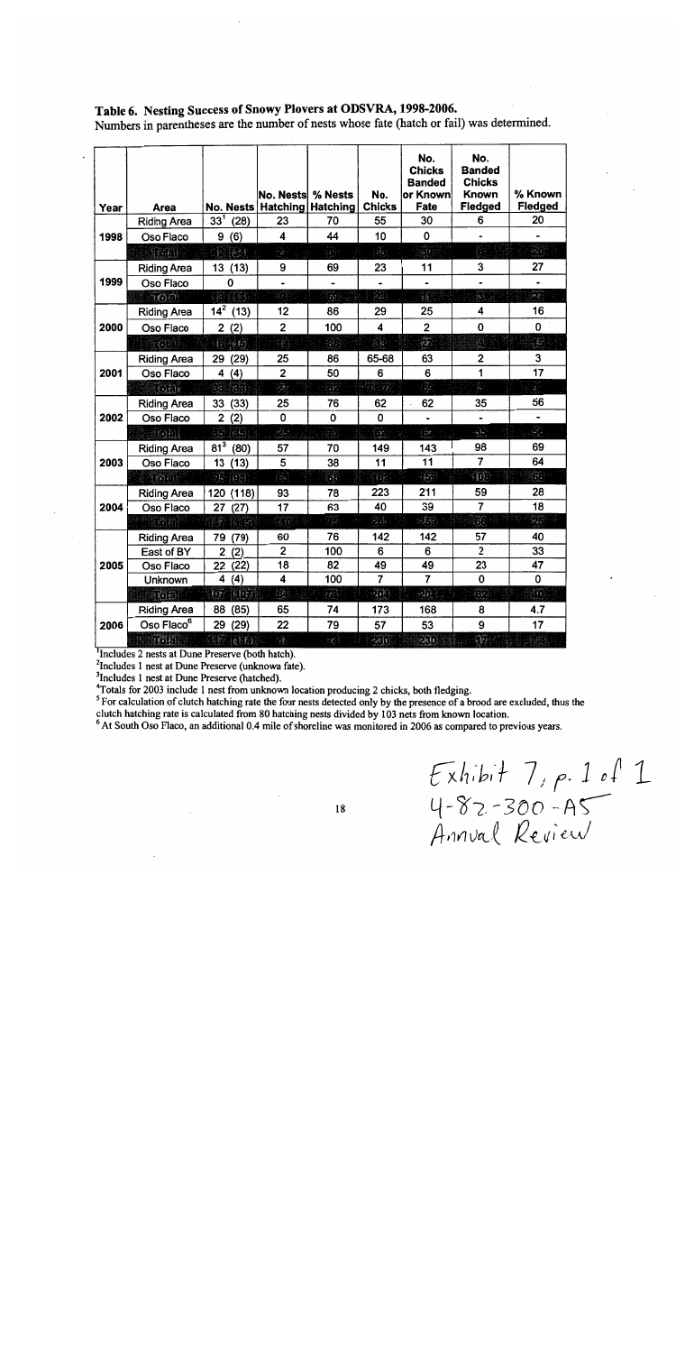## Table 6. Nesting Success of Snowy Plovers at ODSVRA, 1998-2006.

Numbers in parentheses are the number of nests whose fate (hatch or fail) was determined.

| Year | Area | No. Nests | No. Nests Hatching | % Nests Hatching | No. Chicks | No. Chicks Banded or Known Fate | No. Banded Chicks Known Fledged | % Known Fledged |
|---|---|---|---|---|---|---|---|---|
| 1998 | Riding Area | 33[1] (28) | 23 | 70 | 55 | 30 | 6 | 20 |
| | Oso Flaco | 9 (6) | 4 | 44 | 10 | 0 | - | - |
| | Total | 42 (34) | 27 | 79 | 65 | 30 | 6 | 20 |
| 1999 | Riding Area | 13 (13) | 9 | 69 | 23 | 11 | 3 | 27 |
| | Oso Flaco | 0 | - | - | - | - | - | - |
| | Total | 13 (13) | 9 | 69 | 23 | 11 | 3 | 27 |
| 2000 | Riding Area | 14[2] (13) | 12 | 86 | 29 | 25 | 4 | 16 |
| | Oso Flaco | 2 (2) | 2 | 100 | 4 | 2 | 0 | 0 |
| | Total | 16 (15) | 14 | 93 | 33 | 27 | 4 | 15 |
| 2001 | Riding Area | 29 (29) | 25 | 86 | 65-68 | 63 | 2 | 3 |
| | Oso Flaco | 4 (4) | 2 | 50 | 6 | 6 | 1 | 17 |
| | Total | 33 (33) | 27 | 82 | 71-74 | 69 | 3 | 4 |
| 2002 | Riding Area | 33 (33) | 25 | 76 | 62 | 62 | 35 | 56 |
| | Oso Flaco | 2 (2) | 0 | 0 | 0 | - | - | - |
| | Total | 35 (35) | 25 | 71 | 62 | 62 | 35 | 56 |
| 2003 | Riding Area | 81[3] (80) | 57 | 70 | 149 | 143 | 98 | 69 |
| | Oso Flaco | 13 (13) | 5 | 38 | 11 | 11 | 7 | 64 |
| | Total[4] | 95 (94) | 63 | 67 | 162 | 156 | 107 | 69 |
| 2004 | Riding Area | 120 (118) | 93 | 78 | 223 | 211 | 59 | 28 |
| | Oso Flaco | 27 (27) | 17 | 63 | 40 | 39 | 7 | 18 |
| | Total | 147 (145) | 110 | 76 | 263 | 250 | 66 | 26 |
| 2005 | Riding Area | 79 (79) | 60 | 76 | 142 | 142 | 57 | 40 |
| | East of BY | 2 (2) | 2 | 100 | 6 | 6 | 2 | 33 |
| | Oso Flaco | 22 (22) | 18 | 82 | 49 | 49 | 23 | 47 |
| | Unknown | 4 (4) | 4 | 100 | 7 | 7 | 0 | 0 |
| | Total | 107 (107) | 84 | 79 | 204 | 204 | 82 | 40 |
| 2006 | Riding Area | 88 (85) | 65 | 74 | 173 | 168 | 8 | 4.7 |
| | Oso Flaco[6] | 29 (29) | 22 | 79 | 57 | 53 | 9 | 17 |
| | Total | 117 (114) | 87 | 76 | 230 | 221 | 17 | 7.7 |

[1] Includes 2 nests at Dune Preserve (both hatch).
[2] Includes 1 nest at Dune Preserve (unknown fate).
[3] Includes 1 nest at Dune Preserve (hatched).
[4] Totals for 2003 include 1 nest from unknown location producing 2 chicks, both fledging.
[5] For calculation of clutch hatching rate the four nests detected only by the presence of a brood are excluded, thus the clutch hatching rate is calculated from 80 hatching nests divided by 103 nets from known location.
[6] At South Oso Flaco, an additional 0.4 mile of shoreline was monitored in 2006 as compared to previous years.

Exhibit 7, p. 1 of 1
4-82-300-A5
Annual Review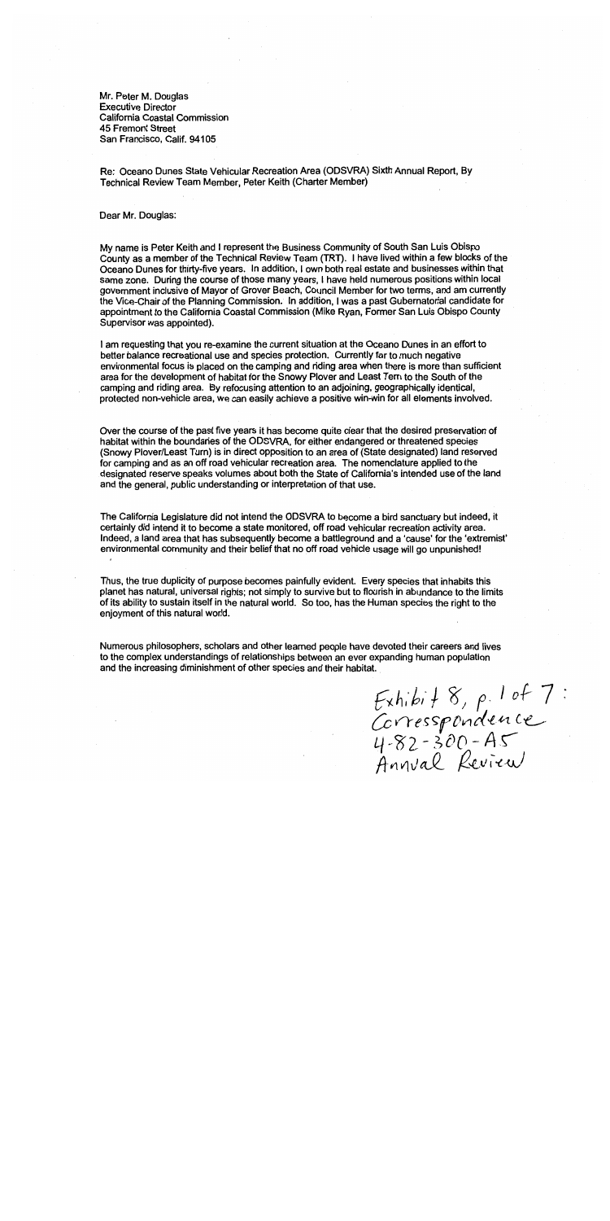Mr. Peter M. Douglas
Executive Director
California Coastal Commission
45 Fremont Street
San Francisco, Calif. 94105

Re: Oceano Dunes State Vehicular Recreation Area (ODSVRA) Sixth Annual Report, By Technical Review Team Member, Peter Keith (Charter Member)

Dear Mr. Douglas:

My name is Peter Keith and I represent the Business Community of South San Luis Obispo County as a member of the Technical Review Team (TRT). I have lived within a few blocks of the Oceano Dunes for thirty-five years. In addition, I own both real estate and businesses within that same zone. During the course of those many years, I have held numerous positions within local government inclusive of Mayor of Grover Beach, Council Member for two terms, and am currently the Vice-Chair of the Planning Commission. In addition, I was a past Gubernatorial candidate for appointment to the California Coastal Commission (Mike Ryan, Former San Luis Obispo County Supervisor was appointed).

I am requesting that you re-examine the current situation at the Oceano Dunes in an effort to better balance recreational use and species protection. Currently far to much negative environmental focus is placed on the camping and riding area when there is more than sufficient area for the development of habitat for the Snowy Plover and Least Tern to the South of the camping and riding area. By refocusing attention to an adjoining, geographically identical, protected non-vehicle area, we can easily achieve a positive win-win for all elements involved.

Over the course of the past five years it has become quite clear that the desired preservation of habitat within the boundaries of the ODSVRA, for either endangered or threatened species (Snowy Plover/Least Turn) is in direct opposition to an area of (State designated) land reserved for camping and as an off road vehicular recreation area. The nomenclature applied to the designated reserve speaks volumes about both the State of California's intended use of the land and the general, public understanding or interpretation of that use.

The California Legislature did not intend the ODSVRA to become a bird sanctuary but indeed, it certainly did intend it to become a state monitored, off road vehicular recreation activity area. Indeed, a land area that has subsequently become a battleground and a 'cause' for the 'extremist' environmental community and their belief that no off road vehicle usage will go unpunished!

Thus, the true duplicity of purpose becomes painfully evident. Every species that inhabits this planet has natural, universal rights; not simply to survive but to flourish in abundance to the limits of its ability to sustain itself in the natural world. So too, has the Human species the right to the enjoyment of this natural world.

Numerous philosophers, scholars and other learned people have devoted their careers and lives to the complex understandings of relationships between an ever expanding human population and the increasing diminishment of other species and their habitat.

*Exhibit 8, p. 1 of 7: Correspondence 4-82-300-A5 Annual Review*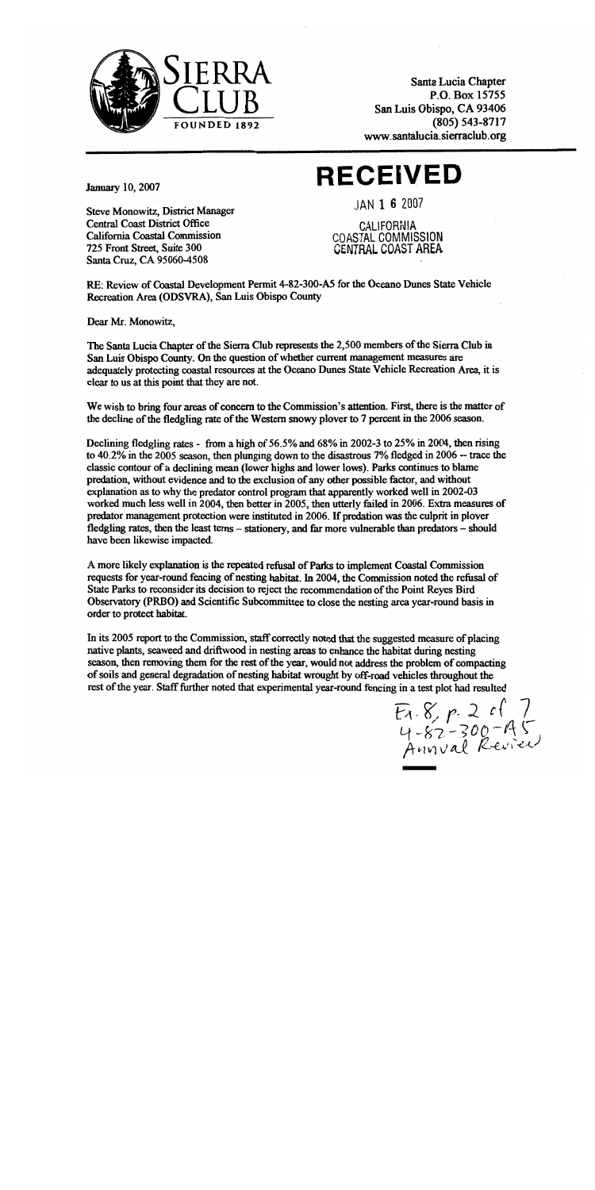SIERRA CLUB
FOUNDED 1892

Santa Lucia Chapter
P.O. Box 15755
San Luis Obispo, CA 93406
(805) 543-8717
www.santalucia.sierraclub.org

January 10, 2007

**RECEIVED**

JAN 16 2007

CALIFORNIA
COASTAL COMMISSION
CENTRAL COAST AREA

Steve Monowitz, District Manager
Central Coast District Office
California Coastal Commission
725 Front Street, Suite 300
Santa Cruz, CA 95060-4508

RE: Review of Coastal Development Permit 4-82-300-A5 for the Oceano Dunes State Vehicle Recreation Area (ODSVRA), San Luis Obispo County

Dear Mr. Monowitz,

The Santa Lucia Chapter of the Sierra Club represents the 2,500 members of the Sierra Club in San Luis Obispo County. On the question of whether current management measures are adequately protecting coastal resources at the Oceano Dunes State Vehicle Recreation Area, it is clear to us at this point that they are not.

We wish to bring four areas of concern to the Commission's attention. First, there is the matter of the decline of the fledgling rate of the Western snowy plover to 7 percent in the 2006 season.

Declining fledgling rates - from a high of 56.5% and 68% in 2002-3 to 25% in 2004, then rising to 40.2% in the 2005 season, then plunging down to the disastrous 7% fledged in 2006 -- trace the classic contour of a declining mean (lower highs and lower lows). Parks continues to blame predation, without evidence and to the exclusion of any other possible factor, and without explanation as to why the predator control program that apparently worked well in 2002-03 worked much less well in 2004, then better in 2005, then utterly failed in 2006. Extra measures of predator management protection were instituted in 2006. If predation was the culprit in plover fledgling rates, then the least terns – stationery, and far more vulnerable than predators – should have been likewise impacted.

A more likely explanation is the repeated refusal of Parks to implement Coastal Commission requests for year-round fencing of nesting habitat. In 2004, the Commission noted the refusal of State Parks to reconsider its decision to reject the recommendation of the Point Reyes Bird Observatory (PRBO) and Scientific Subcommittee to close the nesting area year-round basis in order to protect habitat.

In its 2005 report to the Commission, staff correctly noted that the suggested measure of placing native plants, seaweed and driftwood in nesting areas to enhance the habitat during nesting season, then removing them for the rest of the year, would not address the problem of compacting of soils and general degradation of nesting habitat wrought by off-road vehicles throughout the rest of the year. Staff further noted that experimental year-round fencing in a test plot had resulted

Ex. 8, p. 2 of 7
4-82-300-A5
Annual Review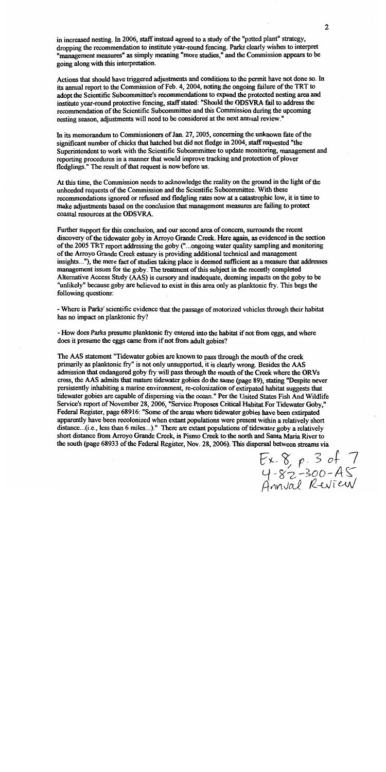in increased nesting. In 2006, staff instead agreed to a study of the "potted plant" strategy, dropping the recommendation to institute year-round fencing. Parks clearly wishes to interpret "management measures" as simply meaning "more studies," and the Commission appears to be going along with this interpretation.

Actions that should have triggered adjustments and conditions to the permit have not done so. In its annual report to the Commission of Feb. 4, 2004, noting the ongoing failure of the TRT to adopt the Scientific Subcommittee's recommendations to expand the protected nesting area and institute year-round protective fencing, staff stated: "Should the ODSVRA fail to address the recommendation of the Scientific Subcommittee and this Commission during the upcoming nesting season, adjustments will need to be considered at the next annual review."

In its memorandum to Commissioners of Jan. 27, 2005, concerning the unknown fate of the significant number of chicks that hatched but did not fledge in 2004, staff requested "the Superintendent to work with the Scientific Subcommittee to update monitoring, management and reporting procedures in a manner that would improve tracking and protection of plover fledglings." The result of that request is now before us.

At this time, the Commission needs to acknowledge the reality on the ground in the light of the unheeded requests of the Commission and the Scientific Subcommittee. With these recommendations ignored or refused and fledgling rates now at a catastrophic low, it is time to make adjustments based on the conclusion that management measures are failing to protect coastal resources at the ODSVRA.

Further support for this conclusion, and our second area of concern, surrounds the recent discovery of the tidewater goby in Arroyo Grande Creek. Here again, as evidenced in the section of the 2005 TRT report addressing the goby ("...ongoing water quality sampling and monitoring of the Arroyo Grande Creek estuary is providing additional technical and management insights..."), the mere fact of studies taking place is deemed sufficient as a measure that addresses management issues for the goby. The treatment of this subject in the recently completed Alternative Access Study (AAS) is cursory and inadequate, deeming impacts on the goby to be "unlikely" because goby are believed to exist in this area only as planktonic fry. This begs the following questions:

- Where is Parks' scientific evidence that the passage of motorized vehicles through their habitat has no impact on planktonic fry?

- How does Parks presume planktonic fry entered into the habitat if not from eggs, and where does it presume the eggs came from if not from adult gobies?

The AAS statement "Tidewater gobies are known to pass through the mouth of the creek primarily as planktonic fry" is not only unsupported, it is clearly wrong. Besides the AAS admission that endangered goby fry will pass through the mouth of the Creek where the ORVs cross, the AAS admits that mature tidewater gobies do the same (page 89), stating "Despite never persistently inhabiting a marine environment, re-colonization of extirpated habitat suggests that tidewater gobies are capable of dispersing via the ocean." Per the United States Fish And Wildlife Service's report of November 28, 2006, "Service Proposes Critical Habitat For Tidewater Goby," Federal Register, page 68916: "Some of the areas where tidewater gobies have been extirpated apparently have been recolonized when extant populations were present within a relatively short distance...(i.e., less than 6 miles...)." There are extant populations of tidewater goby a relatively short distance from Arroyo Grande Creek, in Pismo Creek to the north and Santa Maria River to the south (page 68933 of the Federal Register, Nov. 28, 2006). This dispersal between streams via

Ex. 8, p. 3 of 7
4-82-300-A5
Annual Review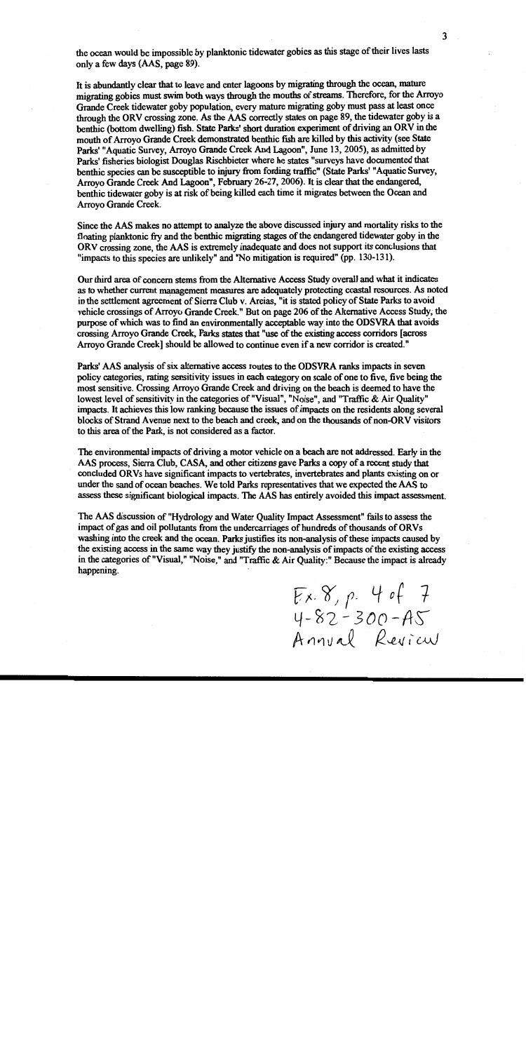the ocean would be impossible by planktonic tidewater gobies as this stage of their lives lasts only a few days (AAS, page 89).

It is abundantly clear that to leave and enter lagoons by migrating through the ocean, mature migrating gobies must swim both ways through the mouths of streams. Therefore, for the Arroyo Grande Creek tidewater goby population, every mature migrating goby must pass at least once through the ORV crossing zone. As the AAS correctly states on page 89, the tidewater goby is a benthic (bottom dwelling) fish. State Parks' short duration experiment of driving an ORV in the mouth of Arroyo Grande Creek demonstrated benthic fish are killed by this activity (see State Parks' "Aquatic Survey, Arroyo Grande Creek And Lagoon", June 13, 2005), as admitted by Parks' fisheries biologist Douglas Rischbieter where he states "surveys have documented that benthic species can be susceptible to injury from fording traffic" (State Parks' "Aquatic Survey, Arroyo Grande Creek And Lagoon", February 26-27, 2006). It is clear that the endangered, benthic tidewater goby is at risk of being killed each time it migrates between the Ocean and Arroyo Grande Creek.

Since the AAS makes no attempt to analyze the above discussed injury and mortality risks to the floating planktonic fry and the benthic migrating stages of the endangered tidewater goby in the ORV crossing zone, the AAS is extremely inadequate and does not support its conclusions that "impacts to this species are unlikely" and "No mitigation is required" (pp. 130-131).

Our third area of concern stems from the Alternative Access Study overall and what it indicates as to whether current management measures are adequately protecting coastal resources. As noted in the settlement agreement of Sierra Club v. Areias, "it is stated policy of State Parks to avoid vehicle crossings of Arroyo Grande Creek." But on page 206 of the Alternative Access Study, the purpose of which was to find an environmentally acceptable way into the ODSVRA that avoids crossing Arroyo Grande Creek, Parks states that "use of the existing access corridors [across Arroyo Grande Creek] should be allowed to continue even if a new corridor is created."

Parks' AAS analysis of six alternative access routes to the ODSVRA ranks impacts in seven policy categories, rating sensitivity issues in each category on scale of one to five, five being the most sensitive. Crossing Arroyo Grande Creek and driving on the beach is deemed to have the lowest level of sensitivity in the categories of "Visual", "Noise", and "Traffic & Air Quality" impacts. It achieves this low ranking because the issues of impacts on the residents along several blocks of Strand Avenue next to the beach and creek, and on the thousands of non-ORV visitors to this area of the Park, is not considered as a factor.

The environmental impacts of driving a motor vehicle on a beach are not addressed. Early in the AAS process, Sierra Club, CASA, and other citizens gave Parks a copy of a recent study that concluded ORVs have significant impacts to vertebrates, invertebrates and plants existing on or under the sand of ocean beaches. We told Parks representatives that we expected the AAS to assess these significant biological impacts. The AAS has entirely avoided this impact assessment.

The AAS discussion of "Hydrology and Water Quality Impact Assessment" fails to assess the impact of gas and oil pollutants from the undercarriages of hundreds of thousands of ORVs washing into the creek and the ocean. Parks justifies its non-analysis of these impacts caused by the existing access in the same way they justify the non-analysis of impacts of the existing access in the categories of "Visual," "Noise," and "Traffic & Air Quality:" Because the impact is already happening.

Ex. 8, p. 4 of 7
4-82-300-A5
Annual Review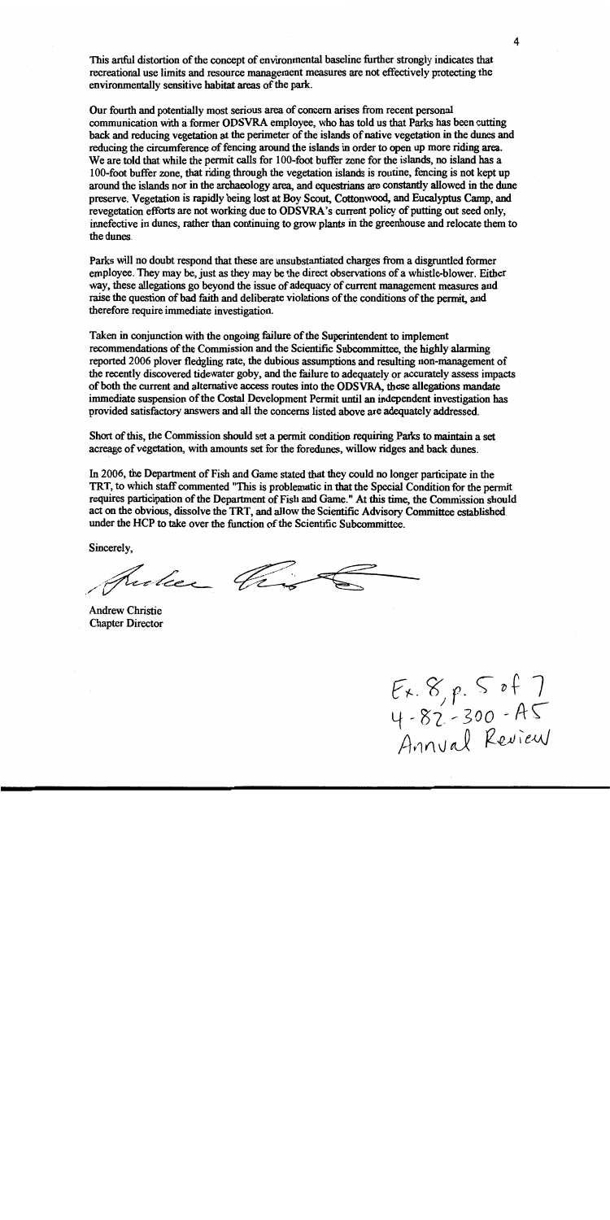This artful distortion of the concept of environmental baseline further strongly indicates that recreational use limits and resource management measures are not effectively protecting the environmentally sensitive habitat areas of the park.

Our fourth and potentially most serious area of concern arises from recent personal communication with a former ODSVRA employee, who has told us that Parks has been cutting back and reducing vegetation at the perimeter of the islands of native vegetation in the dunes and reducing the circumference of fencing around the islands in order to open up more riding area. We are told that while the permit calls for 100-foot buffer zone for the islands, no island has a 100-foot buffer zone, that riding through the vegetation islands is routine, fencing is not kept up around the islands nor in the archaeology area, and equestrians are constantly allowed in the dune preserve. Vegetation is rapidly being lost at Boy Scout, Cottonwood, and Eucalyptus Camp, and revegetation efforts are not working due to ODSVRA's current policy of putting out seed only, innefective in dunes, rather than continuing to grow plants in the greenhouse and relocate them to the dunes.

Parks will no doubt respond that these are unsubstantiated charges from a disgruntled former employee. They may be, just as they may be the direct observations of a whistle-blower. Either way, these allegations go beyond the issue of adequacy of current management measures and raise the question of bad faith and deliberate violations of the conditions of the permit, and therefore require immediate investigation.

Taken in conjunction with the ongoing failure of the Superintendent to implement recommendations of the Commission and the Scientific Subcommittee, the highly alarming reported 2006 plover fledgling rate, the dubious assumptions and resulting non-management of the recently discovered tidewater goby, and the failure to adequately or accurately assess impacts of both the current and alternative access routes into the ODSVRA, these allegations mandate immediate suspension of the Costal Development Permit until an independent investigation has provided satisfactory answers and all the concerns listed above are adequately addressed.

Short of this, the Commission should set a permit condition requiring Parks to maintain a set acreage of vegetation, with amounts set for the foredunes, willow ridges and back dunes.

In 2006, the Department of Fish and Game stated that they could no longer participate in the TRT, to which staff commented "This is problematic in that the Special Condition for the permit requires participation of the Department of Fish and Game." At this time, the Commission should act on the obvious, dissolve the TRT, and allow the Scientific Advisory Committee established under the HCP to take over the function of the Scientific Subcommittee.

Sincerely,

Andrew Christie
Chapter Director

Ex. 8, p. 5 of 7
4-82-300-A5
Annual Review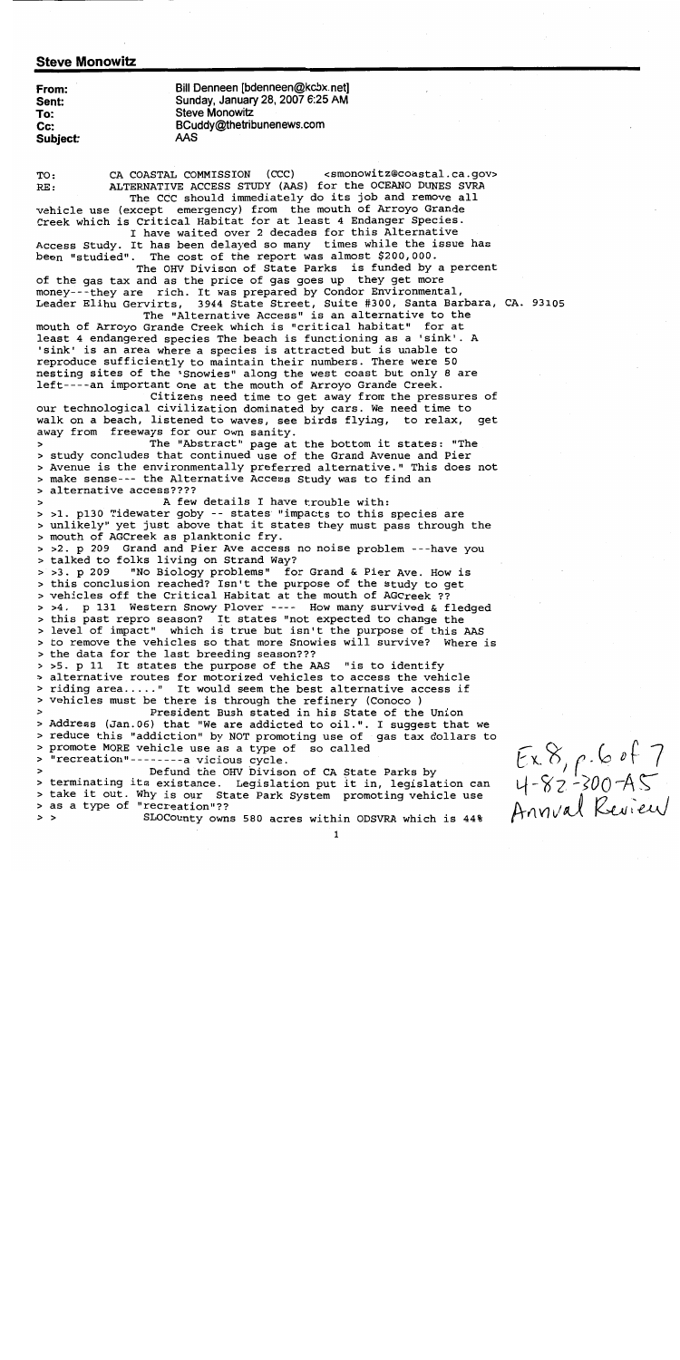## Steve Monowitz

| | |
|---|---|
| **From:** | Bill Denneen [bdenneen@kcbx.net] |
| **Sent:** | Sunday, January 28, 2007 6:25 AM |
| **To:** | Steve Monowitz |
| **Cc:** | BCuddy@thetribunenews.com |
| **Subject:** | AAS |

TO: CA COASTAL COMMISSION (CCC) <smonowitz@coastal.ca.gov>
RE: ALTERNATIVE ACCESS STUDY (AAS) for the OCEANO DUNES SVRA

The CCC should immediately do its job and remove all vehicle use (except emergency) from the mouth of Arroyo Grande Creek which is Critical Habitat for at least 4 Endanger Species.

I have waited over 2 decades for this Alternative Access Study. It has been delayed so many times while the issue has been "studied". The cost of the report was almost $200,000.

The OHV Divison of State Parks is funded by a percent of the gas tax and as the price of gas goes up they get more money---they are rich. It was prepared by Condor Environmental, Leader Elihu Gervirts, 3944 State Street, Suite #300, Santa Barbara, CA. 93105

The "Alternative Access" is an alternative to the mouth of Arroyo Grande Creek which is "critical habitat" for at least 4 endangered species The beach is functioning as a 'sink'. A 'sink' is an area where a species is attracted but is unable to reproduce sufficiently to maintain their numbers. There were 50 nesting sites of the 'Snowies" along the west coast but only 8 are left----an important one at the mouth of Arroyo Grande Creek.

Citizens need time to get away from the pressures of our technological civilization dominated by cars. We need time to walk on a beach, listened to waves, see birds flying, to relax, get away from freeways for our own sanity.

> The "Abstract" page at the bottom it states: "The
> study concludes that continued use of the Grand Avenue and Pier
> Avenue is the environmentally preferred alternative." This does not
> make sense--- the Alternative Access Study was to find an
> alternative access????
>
> A few details I have trouble with:
> >1. p130 Tidewater goby -- states "impacts to this species are
> unlikely" yet just above that it states they must pass through the
> mouth of AGCreek as planktonic fry.
> >2. p 209 Grand and Pier Ave access no noise problem ---have you
> talked to folks living on Strand Way?
> >3. p 209 "No Biology problems" for Grand & Pier Ave. How is
> this conclusion reached? Isn't the purpose of the study to get
> vehicles off the Critical Habitat at the mouth of AGCreek ??
> >4. p 131 Western Snowy Plover ---- How many survived & fledged
> this past repro season? It states "not expected to change the
> level of impact" which is true but isn't the purpose of this AAS
> to remove the vehicles so that more Snowies will survive? Where is
> the data for the last breeding season???
> >5. p 11 It states the purpose of the AAS "is to identify
> alternative routes for motorized vehicles to access the vehicle
> riding area....." It would seem the best alternative access if
> vehicles must be there is through the refinery (Conoco )
>
> President Bush stated in his State of the Union
> Address (Jan.06) that "We are addicted to oil.". I suggest that we
> reduce this "addiction" by NOT promoting use of gas tax dollars to
> promote MORE vehicle use as a type of so called
> "recreation"--------a vicious cycle.
>
> Defund the OHV Divison of CA State Parks by
> terminating its existance. Legislation put it in, legislation can
> take it out. Why is our State Park System promoting vehicle use
> as a type of "recreation"??
> > SLOCounty owns 580 acres within ODSVRA which is 44%

Ex 8, p. 6 of 7
4-82-300-A5
Annual Review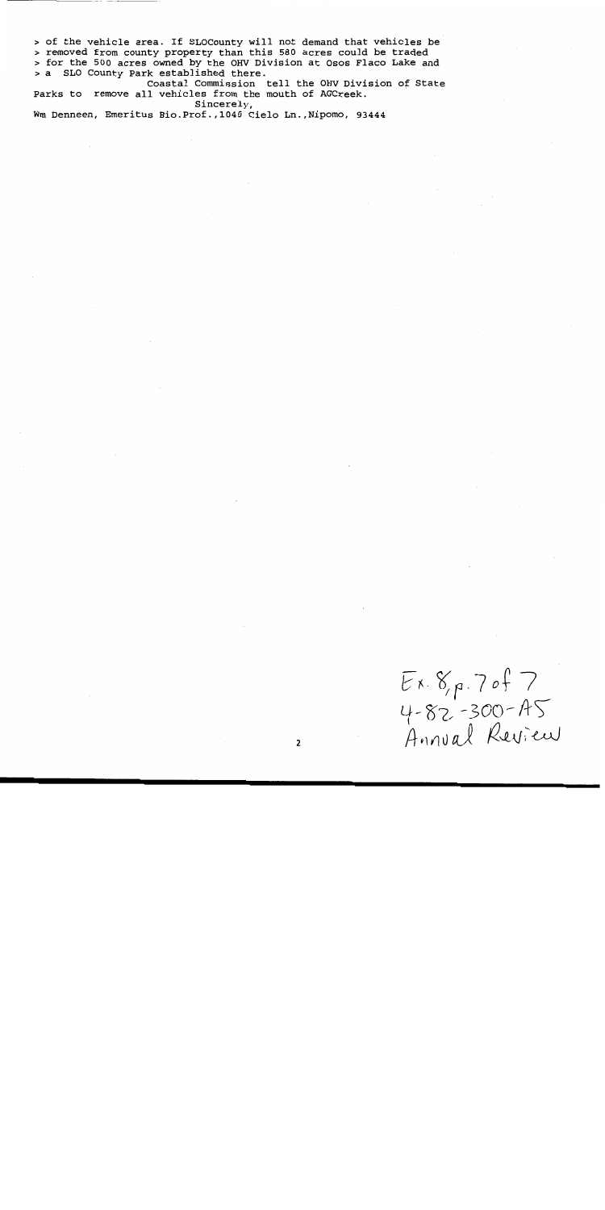> of the vehicle area. If SLOCounty will not demand that vehicles be
> removed from county property than this 580 acres could be traded
> for the 500 acres owned by the OHV Division at Osos Flaco Lake and
> a SLO County Park established there.

Coastal Commission tell the OHV Division of State Parks to remove all vehicles from the mouth of AGCreek.

Sincerely,

Wm Denneen, Emeritus Bio.Prof.,1040 Cielo Ln.,Nipomo, 93444

Ex. 8, p. 7 of 7
4-82-300-A5
Annual Review